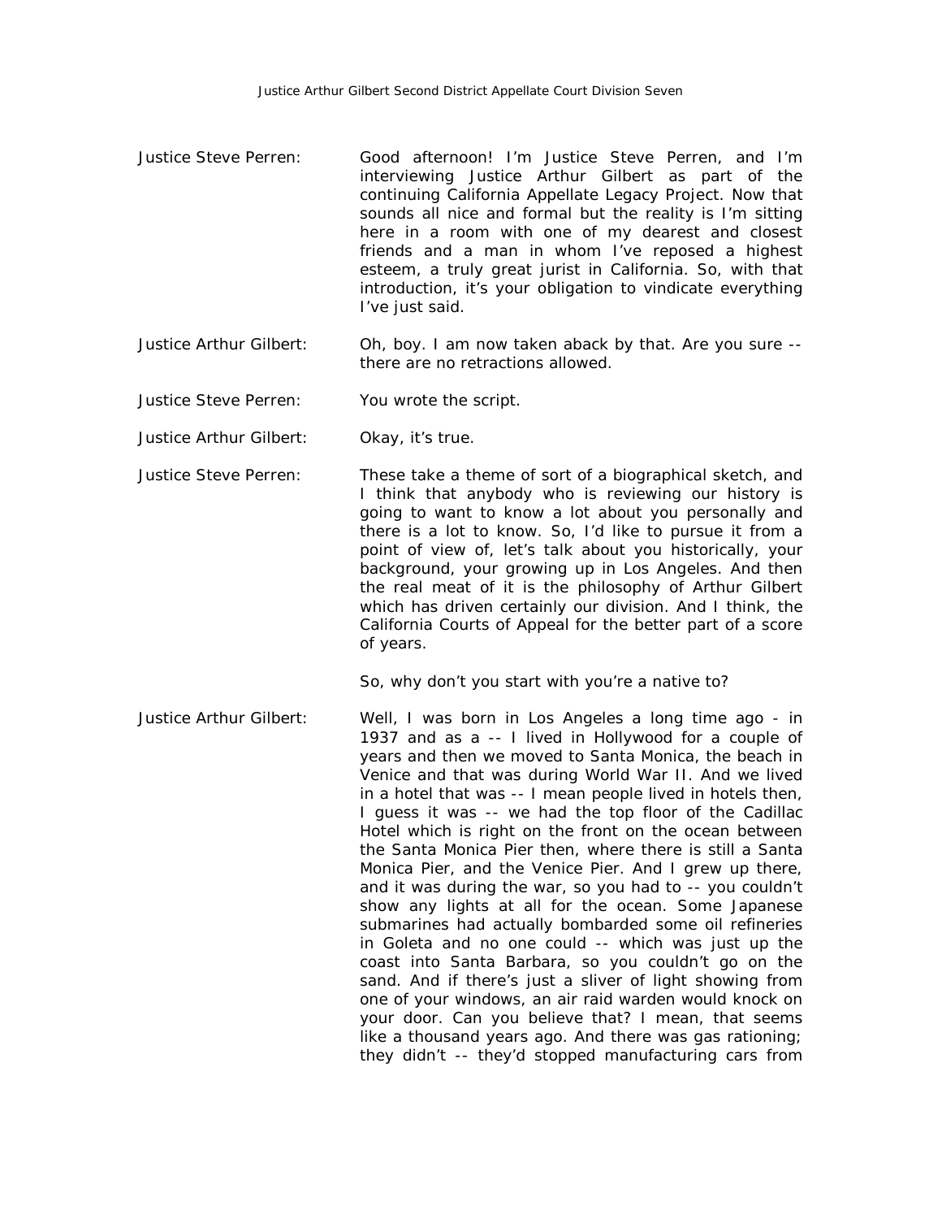Justice Steve Perren: Good afternoon! I'm Justice Steve Perren, and I'm interviewing Justice Arthur Gilbert as part of the continuing California Appellate Legacy Project. Now that sounds all nice and formal but the reality is I'm sitting here in a room with one of my dearest and closest friends and a man in whom I've reposed a highest esteem, a truly great jurist in California. So, with that introduction, it's your obligation to vindicate everything I've just said.

Justice Arthur Gilbert: Oh, boy. I am now taken aback by that. Are you sure -- there are no retractions allowed.

Justice Steve Perren: You wrote the script.

Justice Arthur Gilbert: Okay, it's true.

Justice Steve Perren: These take a theme of sort of a biographical sketch, and I think that anybody who is reviewing our history is going to want to know a lot about you personally and there is a lot to know. So, I'd like to pursue it from a point of view of, let's talk about you historically, your background, your growing up in Los Angeles. And then the real meat of it is the philosophy of Arthur Gilbert which has driven certainly our division. And I think, the California Courts of Appeal for the better part of a score of years.

So, why don't you start with you're a native to?

Justice Arthur Gilbert: Well, I was born in Los Angeles a long time ago - in 1937 and as a -- I lived in Hollywood for a couple of years and then we moved to Santa Monica, the beach in Venice and that was during World War II. And we lived in a hotel that was -- I mean people lived in hotels then, I guess it was -- we had the top floor of the Cadillac Hotel which is right on the front on the ocean between the Santa Monica Pier then, where there is still a Santa Monica Pier, and the Venice Pier. And I grew up there, and it was during the war, so you had to -- you couldn't show any lights at all for the ocean. Some Japanese submarines had actually bombarded some oil refineries in Goleta and no one could -- which was just up the coast into Santa Barbara, so you couldn't go on the sand. And if there's just a sliver of light showing from one of your windows, an air raid warden would knock on your door. Can you believe that? I mean, that seems like a thousand years ago. And there was gas rationing; they didn't -- they'd stopped manufacturing cars from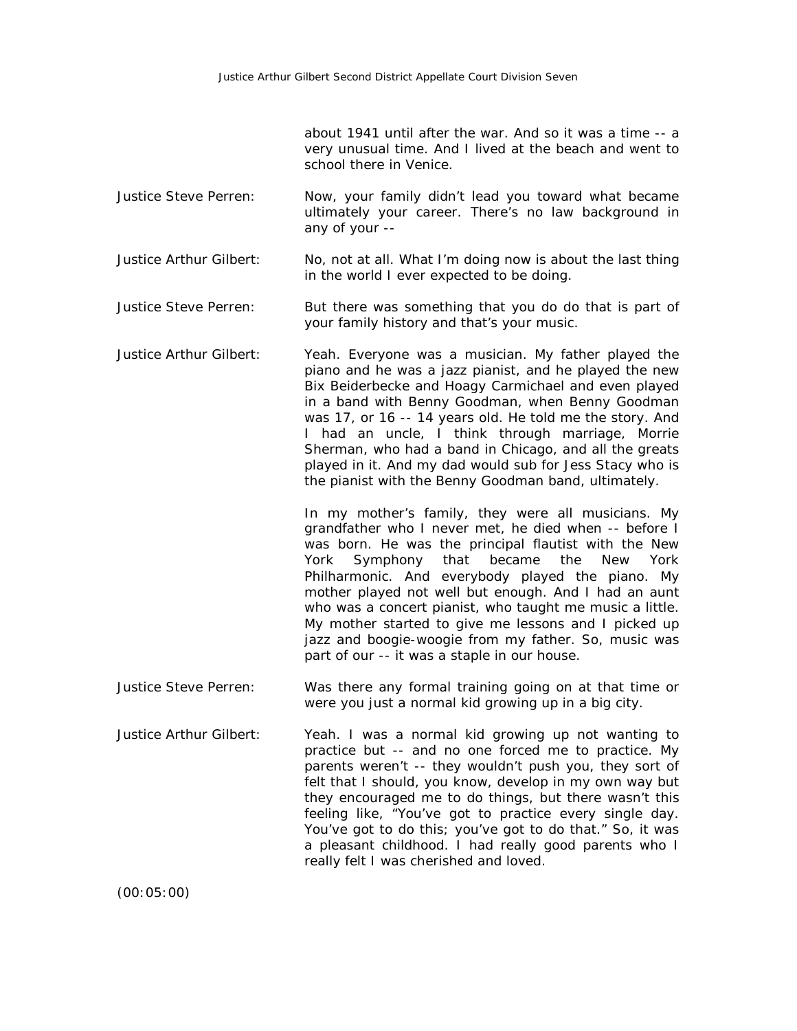about 1941 until after the war. And so it was a time -- a very unusual time. And I lived at the beach and went to school there in Venice.

**Justice Steve Perren:** Now, your family didn't lead you toward what became ultimately your career. There's no law background in any of your --

**Justice Arthur Gilbert:** No, not at all. What I'm doing now is about the last thing in the world I ever expected to be doing.

**Justice Steve Perren:** But there was something that you do do that is part of your family history and that's your music.

**Justice Arthur Gilbert:** Yeah. Everyone was a musician. My father played the piano and he was a jazz pianist, and he played the new Bix Beiderbecke and Hoagy Carmichael and even played in a band with Benny Goodman, when Benny Goodman was 17, or 16 -- 14 years old. He told me the story. And I had an uncle, I think through marriage, Morrie Sherman, who had a band in Chicago, and all the greats played in it. And my dad would sub for Jess Stacy who is the pianist with the Benny Goodman band, ultimately.

In my mother's family, they were all musicians. My grandfather who I never met, he died when -- before I was born. He was the principal flautist with the New York Symphony that became the New York Philharmonic. And everybody played the piano. My mother played not well but enough. And I had an aunt who was a concert pianist, who taught me music a little. My mother started to give me lessons and I picked up jazz and boogie-woogie from my father. So, music was part of our -- it was a staple in our house.

**Justice Steve Perren:** Was there any formal training going on at that time or were you just a normal kid growing up in a big city.

**Justice Arthur Gilbert:** Yeah. I was a normal kid growing up not wanting to practice but -- and no one forced me to practice. My parents weren't -- they wouldn't push you, they sort of felt that I should, you know, develop in my own way but they encouraged me to do things, but there wasn't this feeling like, "You've got to practice every single day. You've got to do this; you've got to do that." So, it was a pleasant childhood. I had really good parents who I really felt I was cherished and loved.

(00:05:00)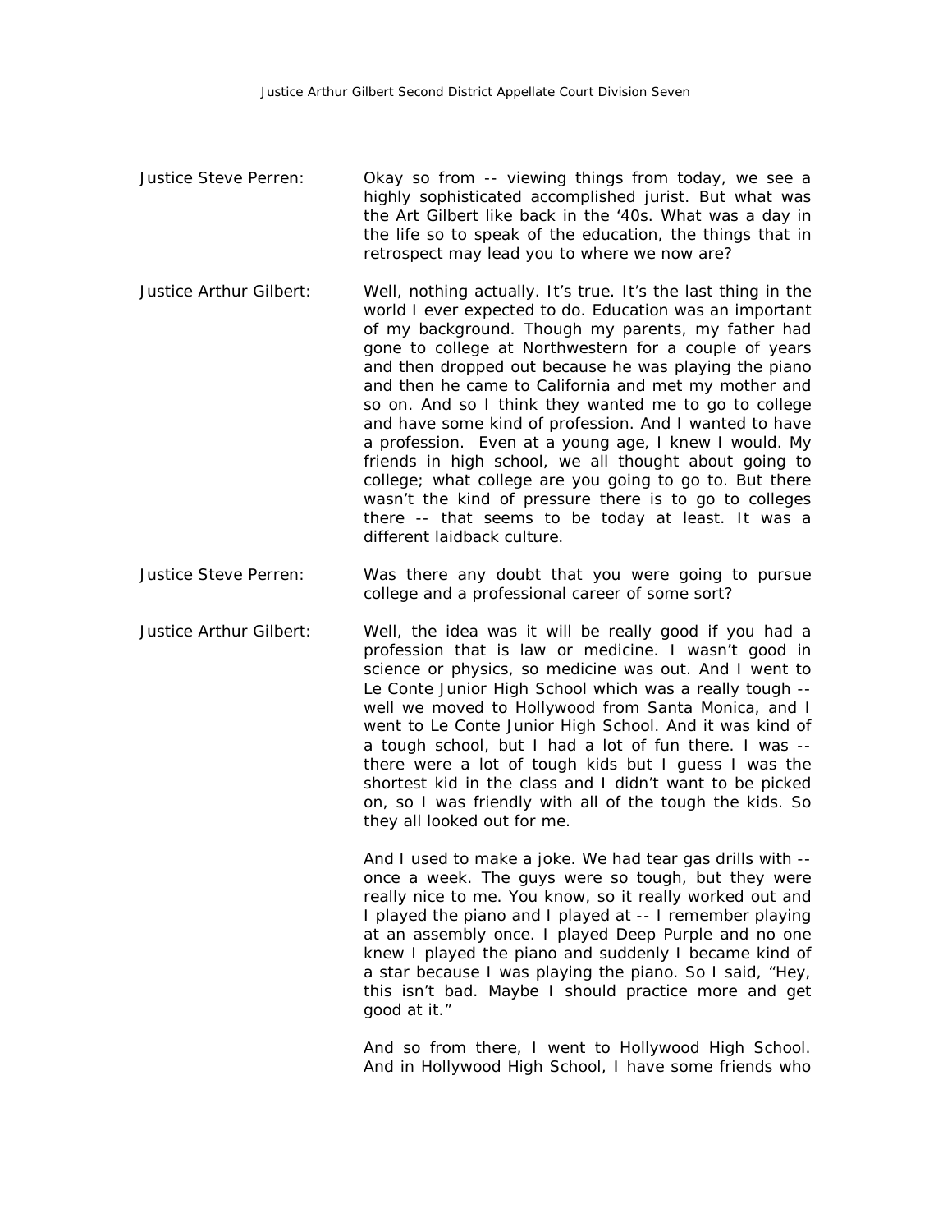Justice Steve Perren: Okay so from -- viewing things from today, we see a highly sophisticated accomplished jurist. But what was the Art Gilbert like back in the '40s. What was a day in the life so to speak of the education, the things that in retrospect may lead you to where we now are?

Justice Arthur Gilbert: Well, nothing actually. It's true. It's the last thing in the world I ever expected to do. Education was an important of my background. Though my parents, my father had gone to college at Northwestern for a couple of years and then dropped out because he was playing the piano and then he came to California and met my mother and so on. And so I think they wanted me to go to college and have some kind of profession. And I wanted to have a profession. Even at a young age, I knew I would. My friends in high school, we all thought about going to college; what college are you going to go to. But there wasn't the kind of pressure there is to go to colleges there -- that seems to be today at least. It was a different laidback culture.

Justice Steve Perren: Was there any doubt that you were going to pursue college and a professional career of some sort?

Justice Arthur Gilbert: Well, the idea was it will be really good if you had a profession that is law or medicine. I wasn't good in science or physics, so medicine was out. And I went to Le Conte Junior High School which was a really tough -- well we moved to Hollywood from Santa Monica, and I went to Le Conte Junior High School. And it was kind of a tough school, but I had a lot of fun there. I was -- there were a lot of tough kids but I guess I was the shortest kid in the class and I didn't want to be picked on, so I was friendly with all of the tough the kids. So they all looked out for me.

And I used to make a joke. We had tear gas drills with -- once a week. The guys were so tough, but they were really nice to me. You know, so it really worked out and I played the piano and I played at -- I remember playing at an assembly once. I played Deep Purple and no one knew I played the piano and suddenly I became kind of a star because I was playing the piano. So I said, "Hey, this isn't bad. Maybe I should practice more and get good at it."

And so from there, I went to Hollywood High School. And in Hollywood High School, I have some friends who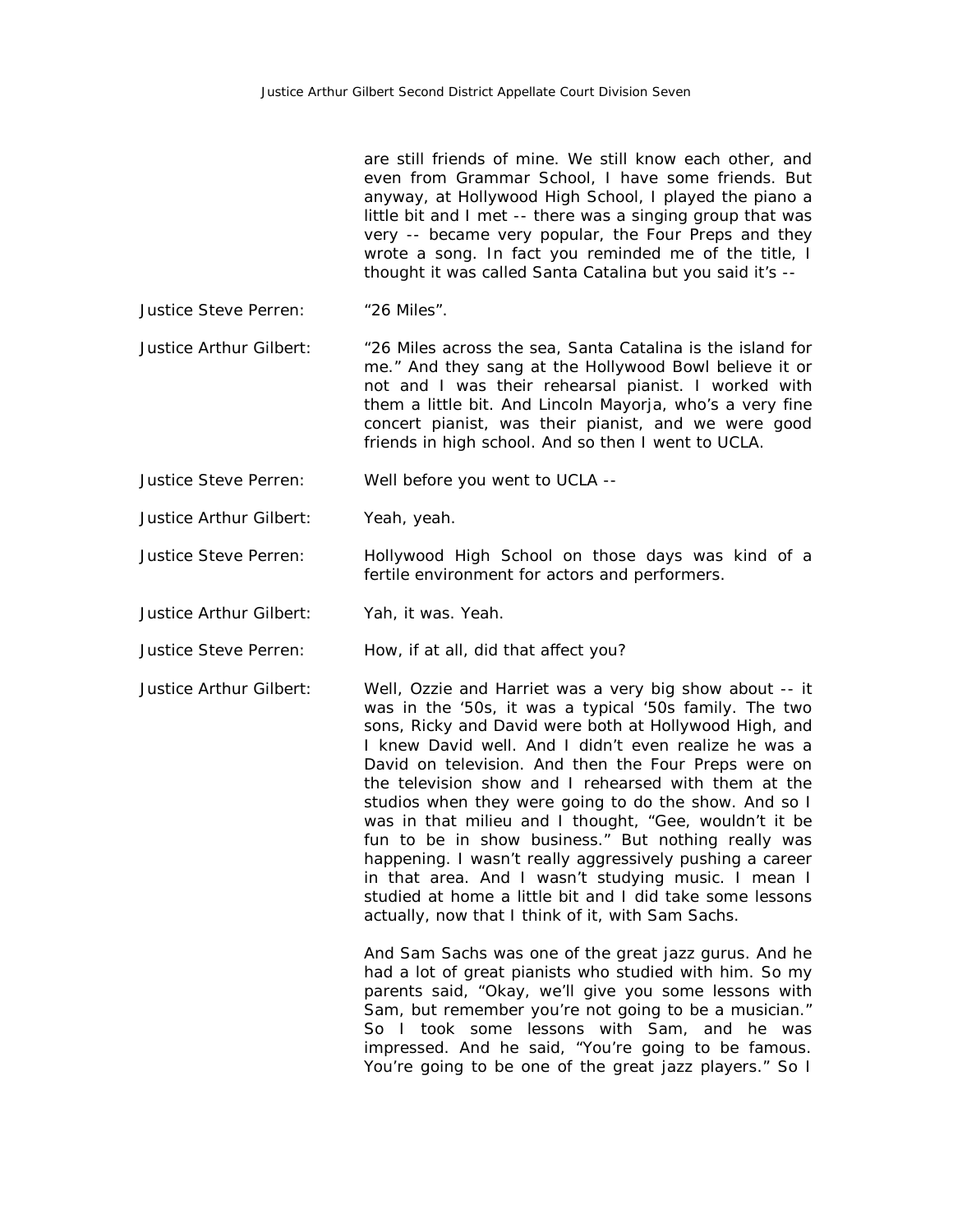are still friends of mine. We still know each other, and even from Grammar School, I have some friends. But anyway, at Hollywood High School, I played the piano a little bit and I met -- there was a singing group that was very -- became very popular, the Four Preps and they wrote a song. In fact you reminded me of the title, I thought it was called Santa Catalina but you said it's --

Justice Steve Perren: "26 Miles".

Justice Arthur Gilbert: "26 Miles across the sea, Santa Catalina is the island for me." And they sang at the Hollywood Bowl believe it or not and I was their rehearsal pianist. I worked with them a little bit. And Lincoln Mayorja, who's a very fine concert pianist, was their pianist, and we were good friends in high school. And so then I went to UCLA.

Justice Steve Perren: Well before you went to UCLA --

Justice Arthur Gilbert: Yeah, yeah.

Justice Steve Perren: Hollywood High School on those days was kind of a fertile environment for actors and performers.

Justice Arthur Gilbert: Yah, it was. Yeah.

Justice Steve Perren: How, if at all, did that affect you?

Justice Arthur Gilbert: Well, Ozzie and Harriet was a very big show about -- it was in the '50s, it was a typical '50s family. The two sons, Ricky and David were both at Hollywood High, and I knew David well. And I didn't even realize he was a David on television. And then the Four Preps were on the television show and I rehearsed with them at the studios when they were going to do the show. And so I was in that milieu and I thought, "Gee, wouldn't it be fun to be in show business." But nothing really was happening. I wasn't really aggressively pushing a career in that area. And I wasn't studying music. I mean I studied at home a little bit and I did take some lessons actually, now that I think of it, with Sam Sachs.

And Sam Sachs was one of the great jazz gurus. And he had a lot of great pianists who studied with him. So my parents said, "Okay, we'll give you some lessons with Sam, but remember you're not going to be a musician." So I took some lessons with Sam, and he was impressed. And he said, "You're going to be famous. You're going to be one of the great jazz players." So I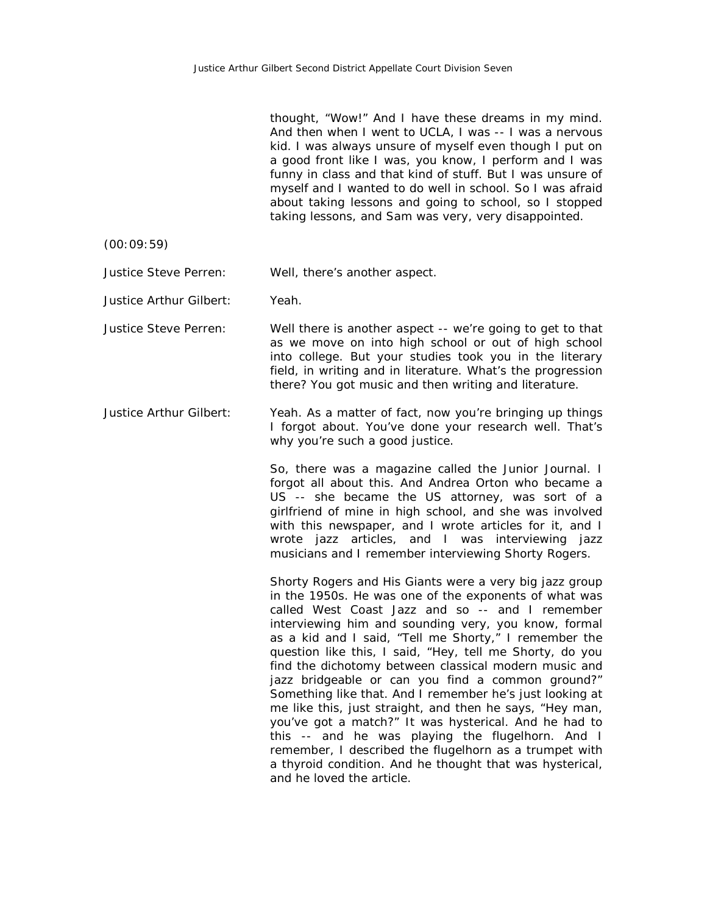thought, "Wow!" And I have these dreams in my mind. And then when I went to UCLA, I was -- I was a nervous kid. I was always unsure of myself even though I put on a good front like I was, you know, I perform and I was funny in class and that kind of stuff. But I was unsure of myself and I wanted to do well in school. So I was afraid about taking lessons and going to school, so I stopped taking lessons, and Sam was very, very disappointed.

(00:09:59)

**Justice Steve Perren:** Well, there's another aspect.

**Justice Arthur Gilbert:** Yeah.

**Justice Steve Perren:** Well there is another aspect -- we're going to get to that as we move on into high school or out of high school into college. But your studies took you in the literary field, in writing and in literature. What's the progression there? You got music and then writing and literature.

**Justice Arthur Gilbert:** Yeah. As a matter of fact, now you're bringing up things I forgot about. You've done your research well. That's why you're such a good justice.

So, there was a magazine called the Junior Journal. I forgot all about this. And Andrea Orton who became a US -- she became the US attorney, was sort of a girlfriend of mine in high school, and she was involved with this newspaper, and I wrote articles for it, and I wrote jazz articles, and I was interviewing jazz musicians and I remember interviewing Shorty Rogers.

Shorty Rogers and His Giants were a very big jazz group in the 1950s. He was one of the exponents of what was called West Coast Jazz and so -- and I remember interviewing him and sounding very, you know, formal as a kid and I said, "Tell me Shorty," I remember the question like this, I said, "Hey, tell me Shorty, do you find the dichotomy between classical modern music and jazz bridgeable or can you find a common ground?" Something like that. And I remember he's just looking at me like this, just straight, and then he says, "Hey man, you've got a match?" It was hysterical. And he had to this -- and he was playing the flugelhorn. And I remember, I described the flugelhorn as a trumpet with a thyroid condition. And he thought that was hysterical, and he loved the article.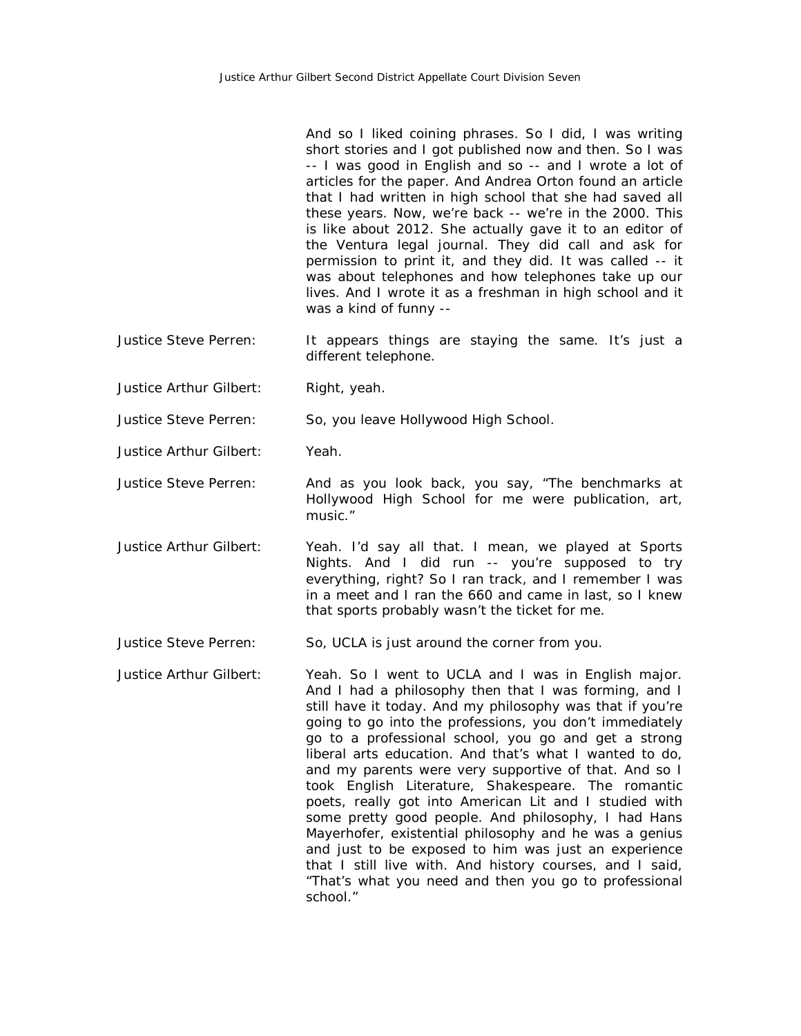And so I liked coining phrases. So I did, I was writing short stories and I got published now and then. So I was -- I was good in English and so -- and I wrote a lot of articles for the paper. And Andrea Orton found an article that I had written in high school that she had saved all these years. Now, we're back -- we're in the 2000. This is like about 2012. She actually gave it to an editor of the Ventura legal journal. They did call and ask for permission to print it, and they did. It was called -- it was about telephones and how telephones take up our lives. And I wrote it as a freshman in high school and it was a kind of funny --

Justice Steve Perren: It appears things are staying the same. It's just a different telephone.

Justice Arthur Gilbert: Right, yeah.

Justice Steve Perren: So, you leave Hollywood High School.

Justice Arthur Gilbert: Yeah.

Justice Steve Perren: And as you look back, you say, "The benchmarks at Hollywood High School for me were publication, art, music."

Justice Arthur Gilbert: Yeah. I'd say all that. I mean, we played at Sports Nights. And I did run -- you're supposed to try everything, right? So I ran track, and I remember I was in a meet and I ran the 660 and came in last, so I knew that sports probably wasn't the ticket for me.

Justice Steve Perren: So, UCLA is just around the corner from you.

Justice Arthur Gilbert: Yeah. So I went to UCLA and I was in English major. And I had a philosophy then that I was forming, and I still have it today. And my philosophy was that if you're going to go into the professions, you don't immediately go to a professional school, you go and get a strong liberal arts education. And that's what I wanted to do, and my parents were very supportive of that. And so I took English Literature, Shakespeare. The romantic poets, really got into American Lit and I studied with some pretty good people. And philosophy, I had Hans Mayerhofer, existential philosophy and he was a genius and just to be exposed to him was just an experience that I still live with. And history courses, and I said, "That's what you need and then you go to professional school."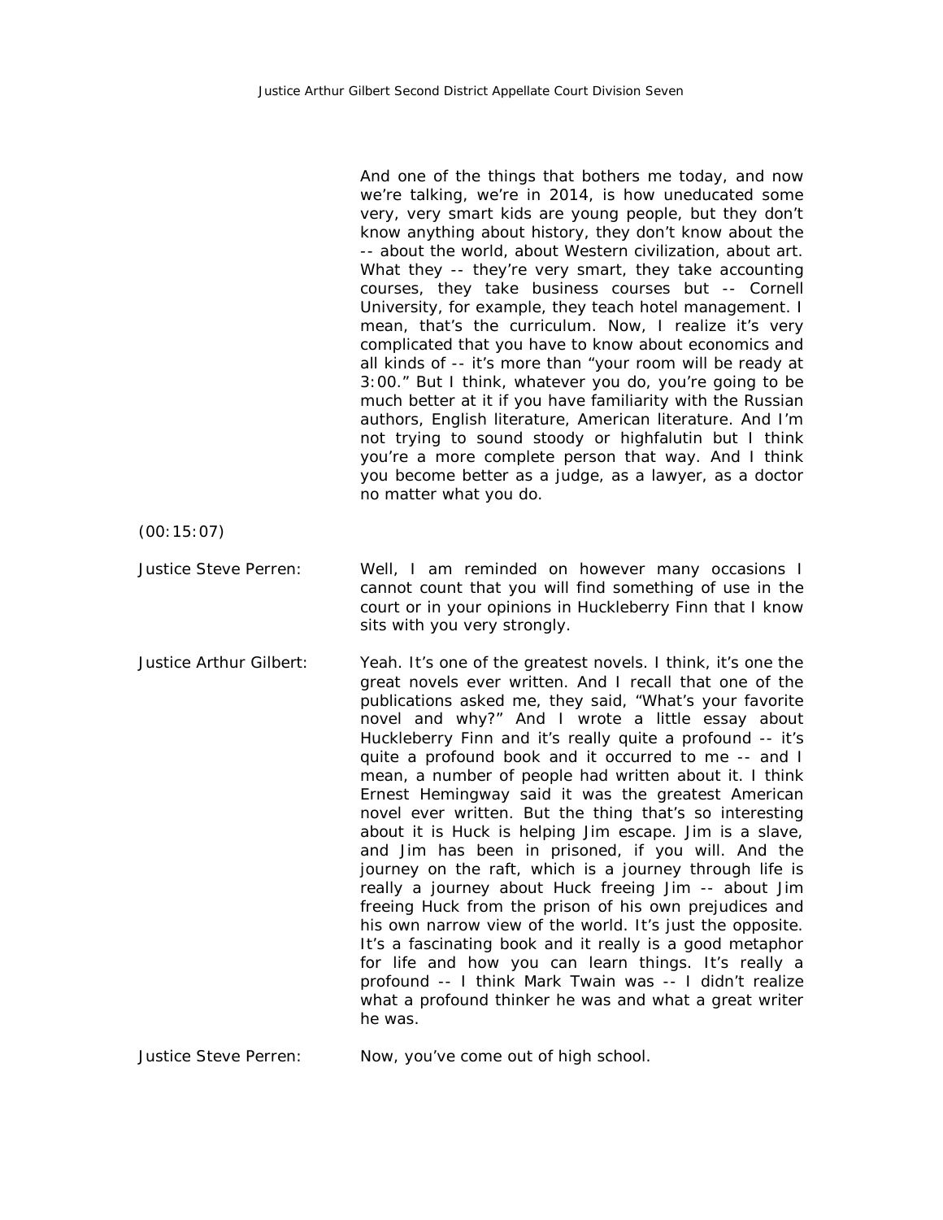And one of the things that bothers me today, and now we're talking, we're in 2014, is how uneducated some very, very smart kids are young people, but they don't know anything about history, they don't know about the -- about the world, about Western civilization, about art. What they -- they're very smart, they take accounting courses, they take business courses but -- Cornell University, for example, they teach hotel management. I mean, that's the curriculum. Now, I realize it's very complicated that you have to know about economics and all kinds of -- it's more than "your room will be ready at 3:00." But I think, whatever you do, you're going to be much better at it if you have familiarity with the Russian authors, English literature, American literature. And I'm not trying to sound stoody or highfalutin but I think you're a more complete person that way. And I think you become better as a judge, as a lawyer, as a doctor no matter what you do.

(00:15:07)

Justice Steve Perren: Well, I am reminded on however many occasions I cannot count that you will find something of use in the court or in your opinions in Huckleberry Finn that I know sits with you very strongly.

Justice Arthur Gilbert: Yeah. It's one of the greatest novels. I think, it's one the great novels ever written. And I recall that one of the publications asked me, they said, "What's your favorite novel and why?" And I wrote a little essay about Huckleberry Finn and it's really quite a profound -- it's quite a profound book and it occurred to me -- and I mean, a number of people had written about it. I think Ernest Hemingway said it was the greatest American novel ever written. But the thing that's so interesting about it is Huck is helping Jim escape. Jim is a slave, and Jim has been in prisoned, if you will. And the journey on the raft, which is a journey through life is really a journey about Huck freeing Jim -- about Jim freeing Huck from the prison of his own prejudices and his own narrow view of the world. It's just the opposite. It's a fascinating book and it really is a good metaphor for life and how you can learn things. It's really a profound -- I think Mark Twain was -- I didn't realize what a profound thinker he was and what a great writer he was.

Justice Steve Perren: Now, you've come out of high school.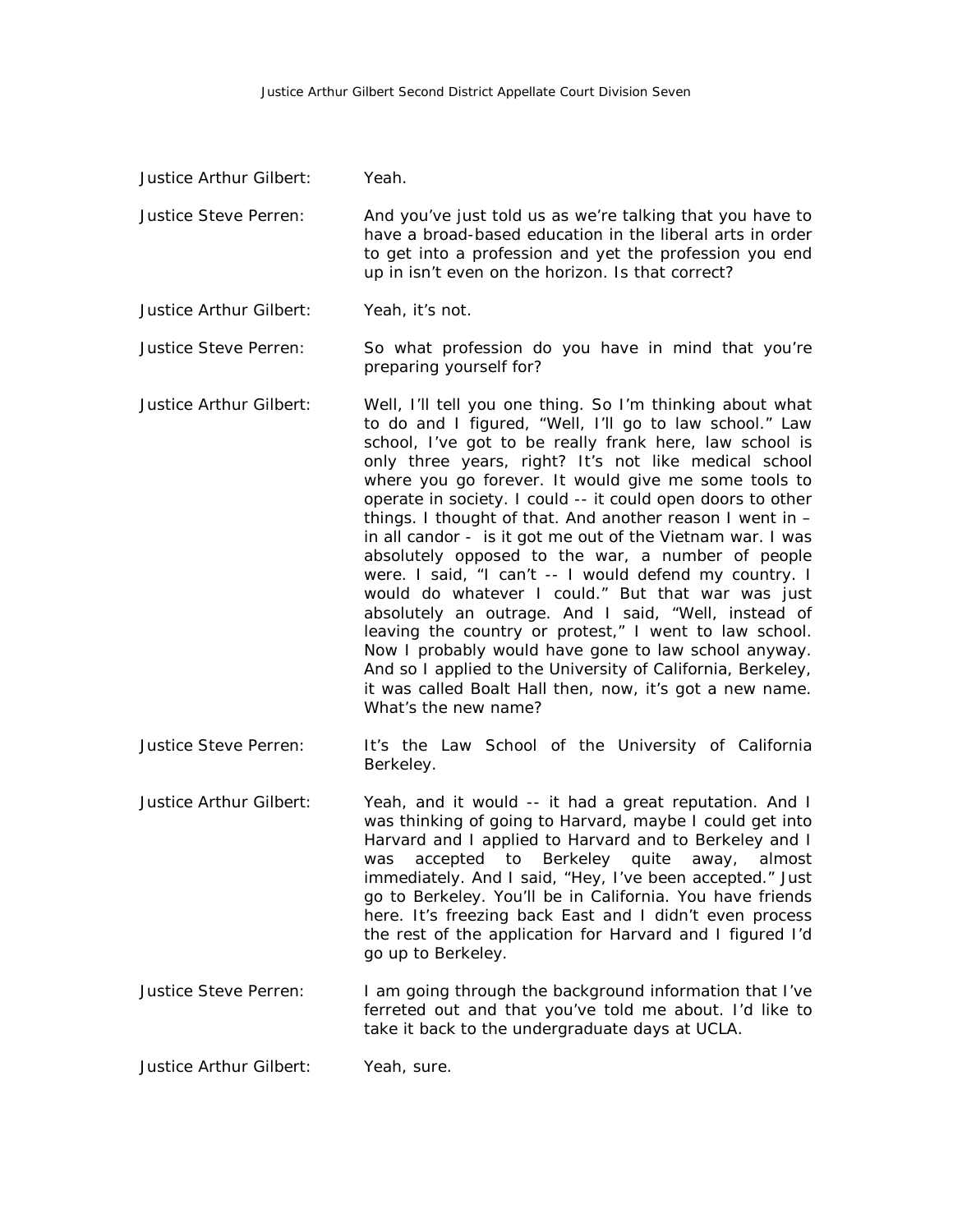Justice Arthur Gilbert: Yeah.

Justice Steve Perren: And you've just told us as we're talking that you have to have a broad-based education in the liberal arts in order to get into a profession and yet the profession you end up in isn't even on the horizon. Is that correct?

Justice Arthur Gilbert: Yeah, it's not.

Justice Steve Perren: So what profession do you have in mind that you're preparing yourself for?

Justice Arthur Gilbert: Well, I'll tell you one thing. So I'm thinking about what to do and I figured, "Well, I'll go to law school." Law school, I've got to be really frank here, law school is only three years, right? It's not like medical school where you go forever. It would give me some tools to operate in society. I could -- it could open doors to other things. I thought of that. And another reason I went in – in all candor - is it got me out of the Vietnam war. I was absolutely opposed to the war, a number of people were. I said, "I can't -- I would defend my country. I would do whatever I could." But that war was just absolutely an outrage. And I said, "Well, instead of leaving the country or protest," I went to law school. Now I probably would have gone to law school anyway. And so I applied to the University of California, Berkeley, it was called Boalt Hall then, now, it's got a new name. What's the new name?

Justice Steve Perren: It's the Law School of the University of California Berkeley.

Justice Arthur Gilbert: Yeah, and it would -- it had a great reputation. And I was thinking of going to Harvard, maybe I could get into Harvard and I applied to Harvard and to Berkeley and I was accepted to Berkeley quite away, almost immediately. And I said, "Hey, I've been accepted." Just go to Berkeley. You'll be in California. You have friends here. It's freezing back East and I didn't even process the rest of the application for Harvard and I figured I'd go up to Berkeley.

Justice Steve Perren: I am going through the background information that I've ferreted out and that you've told me about. I'd like to take it back to the undergraduate days at UCLA.

Justice Arthur Gilbert: Yeah, sure.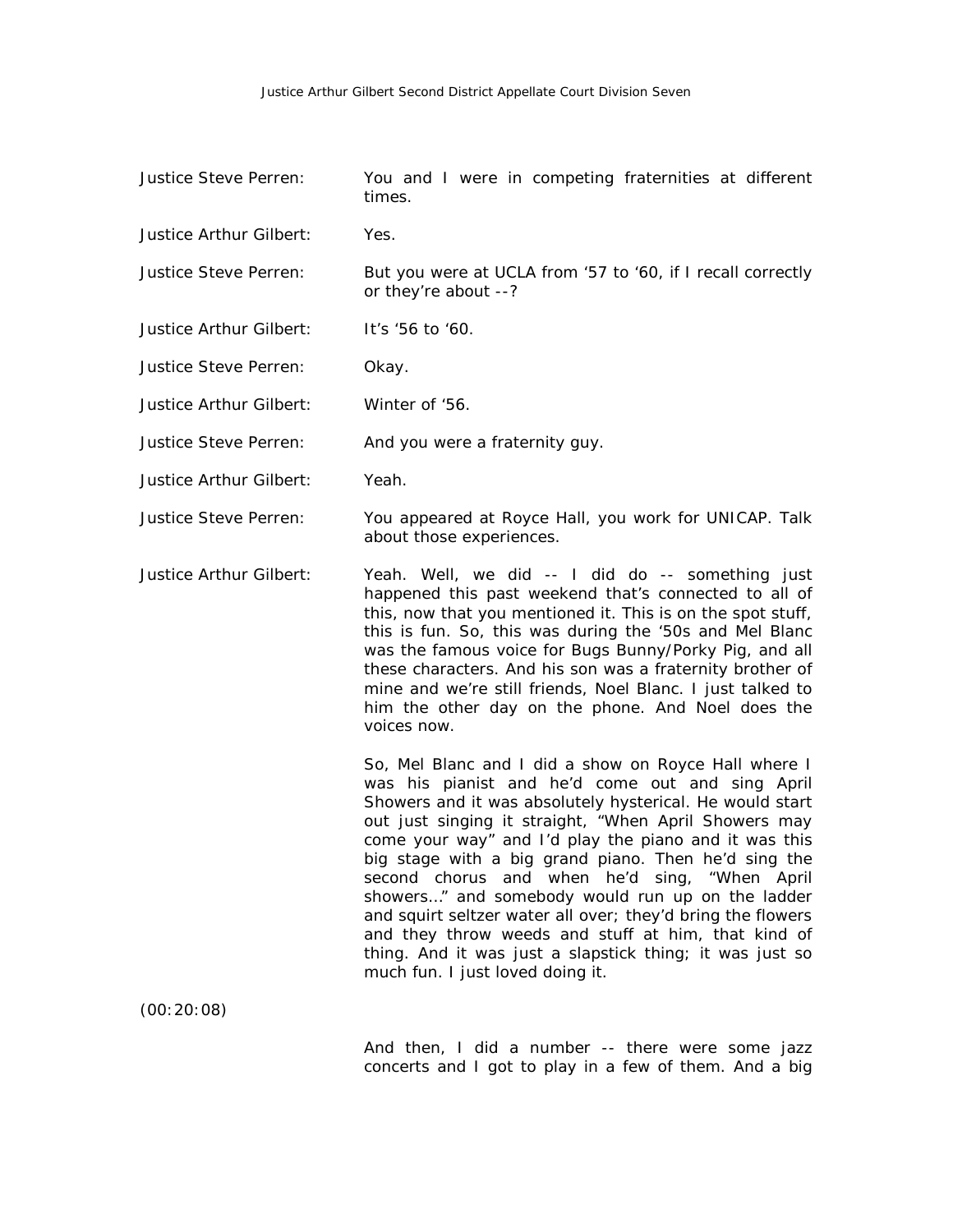**Justice Steve Perren:** You and I were in competing fraternities at different times.

**Justice Arthur Gilbert:** Yes.

**Justice Steve Perren:** But you were at UCLA from '57 to '60, if I recall correctly or they're about --?

**Justice Arthur Gilbert:** It's '56 to '60.

**Justice Steve Perren:** Okay.

**Justice Arthur Gilbert:** Winter of '56.

**Justice Steve Perren:** And you were a fraternity guy.

**Justice Arthur Gilbert:** Yeah.

**Justice Steve Perren:** You appeared at Royce Hall, you work for UNICAP. Talk about those experiences.

**Justice Arthur Gilbert:** Yeah. Well, we did -- I did do -- something just happened this past weekend that's connected to all of this, now that you mentioned it. This is on the spot stuff, this is fun. So, this was during the '50s and Mel Blanc was the famous voice for Bugs Bunny/Porky Pig, and all these characters. And his son was a fraternity brother of mine and we're still friends, Noel Blanc. I just talked to him the other day on the phone. And Noel does the voices now.

So, Mel Blanc and I did a show on Royce Hall where I was his pianist and he'd come out and sing April Showers and it was absolutely hysterical. He would start out just singing it straight, "When April Showers may come your way" and I'd play the piano and it was this big stage with a big grand piano. Then he'd sing the second chorus and when he'd sing, "When April showers…" and somebody would run up on the ladder and squirt seltzer water all over; they'd bring the flowers and they throw weeds and stuff at him, that kind of thing. And it was just a slapstick thing; it was just so much fun. I just loved doing it.

(00:20:08)

And then, I did a number -- there were some jazz concerts and I got to play in a few of them. And a big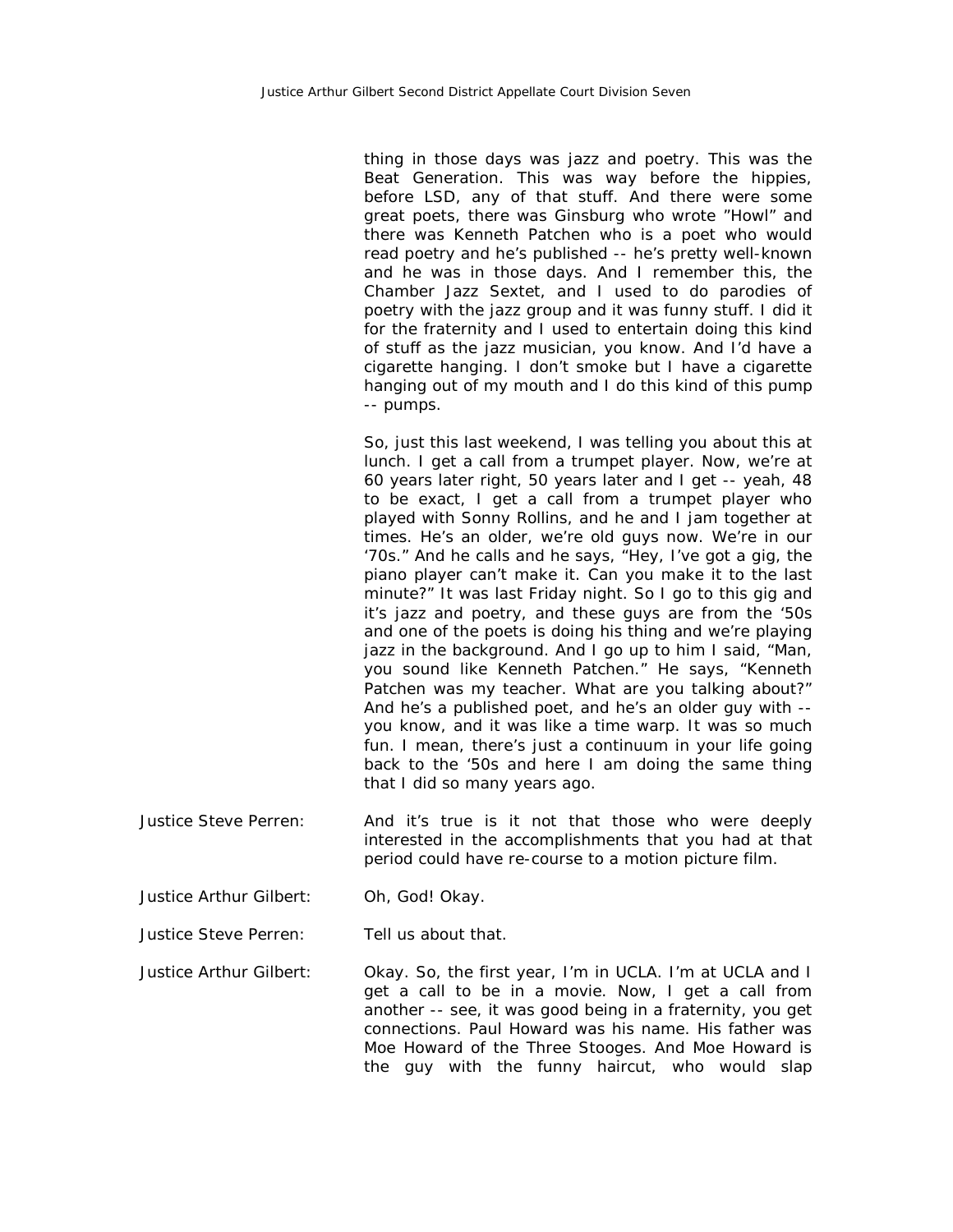thing in those days was jazz and poetry. This was the Beat Generation. This was way before the hippies, before LSD, any of that stuff. And there were some great poets, there was Ginsburg who wrote "Howl" and there was Kenneth Patchen who is a poet who would read poetry and he's published -- he's pretty well-known and he was in those days. And I remember this, the Chamber Jazz Sextet, and I used to do parodies of poetry with the jazz group and it was funny stuff. I did it for the fraternity and I used to entertain doing this kind of stuff as the jazz musician, you know. And I'd have a cigarette hanging. I don't smoke but I have a cigarette hanging out of my mouth and I do this kind of this pump -- pumps.

So, just this last weekend, I was telling you about this at lunch. I get a call from a trumpet player. Now, we're at 60 years later right, 50 years later and I get -- yeah, 48 to be exact, I get a call from a trumpet player who played with Sonny Rollins, and he and I jam together at times. He's an older, we're old guys now. We're in our '70s." And he calls and he says, "Hey, I've got a gig, the piano player can't make it. Can you make it to the last minute?" It was last Friday night. So I go to this gig and it's jazz and poetry, and these guys are from the '50s and one of the poets is doing his thing and we're playing jazz in the background. And I go up to him I said, "Man, you sound like Kenneth Patchen." He says, "Kenneth Patchen was my teacher. What are you talking about?" And he's a published poet, and he's an older guy with -- you know, and it was like a time warp. It was so much fun. I mean, there's just a continuum in your life going back to the '50s and here I am doing the same thing that I did so many years ago.

Justice Steve Perren: And it's true is it not that those who were deeply interested in the accomplishments that you had at that period could have re-course to a motion picture film.

Justice Arthur Gilbert: Oh, God! Okay.

Justice Steve Perren: Tell us about that.

Justice Arthur Gilbert: Okay. So, the first year, I'm in UCLA. I'm at UCLA and I get a call to be in a movie. Now, I get a call from another -- see, it was good being in a fraternity, you get connections. Paul Howard was his name. His father was Moe Howard of the Three Stooges. And Moe Howard is the guy with the funny haircut, who would slap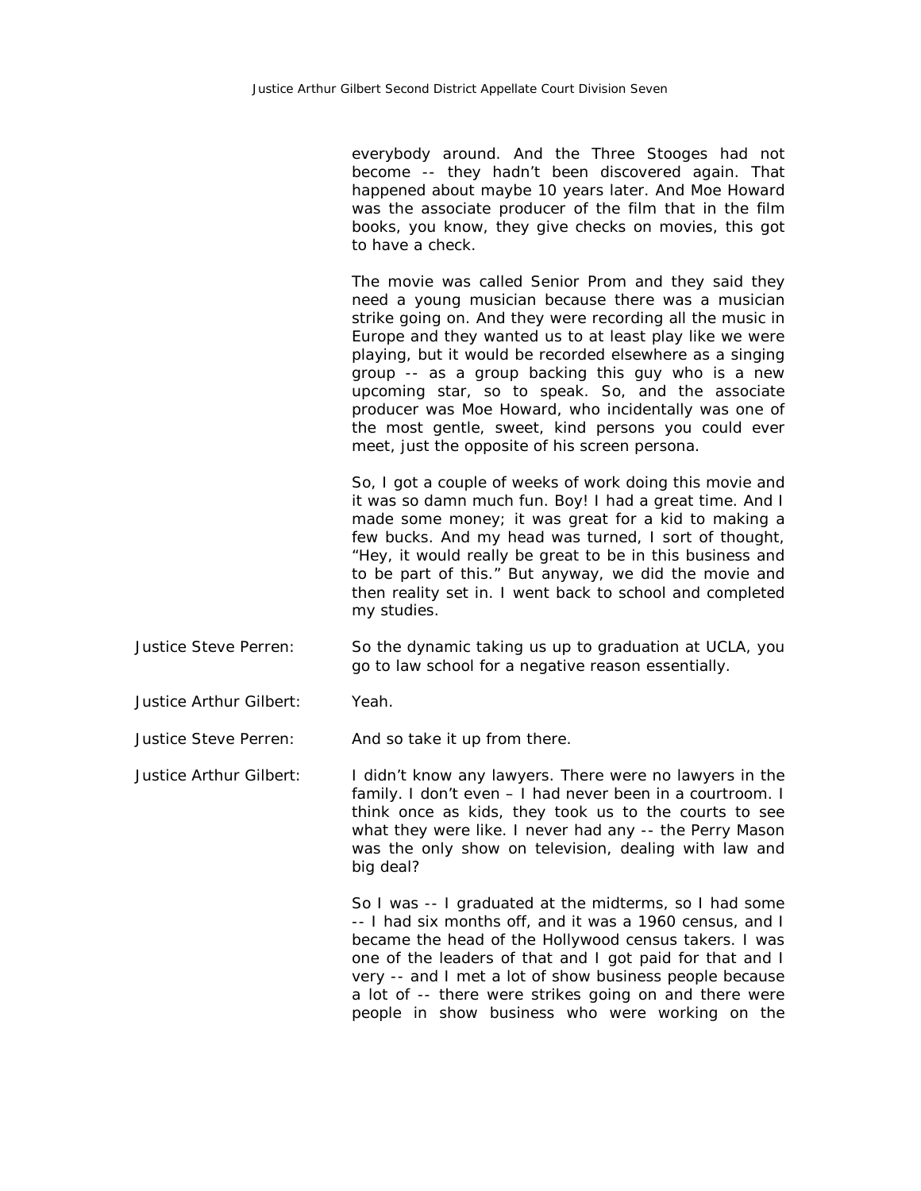everybody around. And the Three Stooges had not become -- they hadn't been discovered again. That happened about maybe 10 years later. And Moe Howard was the associate producer of the film that in the film books, you know, they give checks on movies, this got to have a check.

The movie was called Senior Prom and they said they need a young musician because there was a musician strike going on. And they were recording all the music in Europe and they wanted us to at least play like we were playing, but it would be recorded elsewhere as a singing group -- as a group backing this guy who is a new upcoming star, so to speak. So, and the associate producer was Moe Howard, who incidentally was one of the most gentle, sweet, kind persons you could ever meet, just the opposite of his screen persona.

So, I got a couple of weeks of work doing this movie and it was so damn much fun. Boy! I had a great time. And I made some money; it was great for a kid to making a few bucks. And my head was turned, I sort of thought, "Hey, it would really be great to be in this business and to be part of this." But anyway, we did the movie and then reality set in. I went back to school and completed my studies.

**Justice Steve Perren:** So the dynamic taking us up to graduation at UCLA, you go to law school for a negative reason essentially.

**Justice Arthur Gilbert:** Yeah.

**Justice Steve Perren:** And so take it up from there.

**Justice Arthur Gilbert:** I didn't know any lawyers. There were no lawyers in the family. I don't even – I had never been in a courtroom. I think once as kids, they took us to the courts to see what they were like. I never had any -- the Perry Mason was the only show on television, dealing with law and big deal?

So I was -- I graduated at the midterms, so I had some -- I had six months off, and it was a 1960 census, and I became the head of the Hollywood census takers. I was one of the leaders of that and I got paid for that and I very -- and I met a lot of show business people because a lot of -- there were strikes going on and there were people in show business who were working on the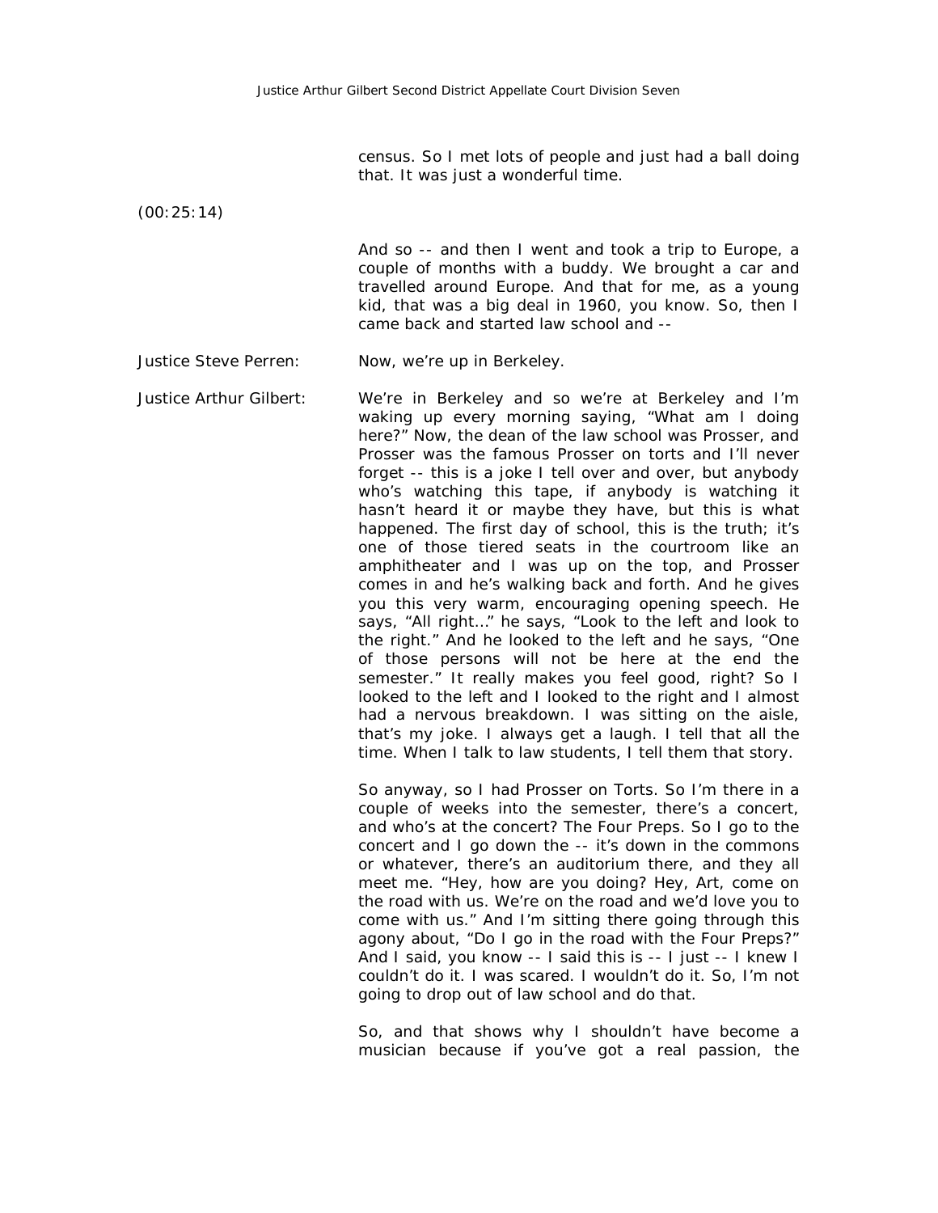census. So I met lots of people and just had a ball doing that. It was just a wonderful time.

(00:25:14)

And so -- and then I went and took a trip to Europe, a couple of months with a buddy. We brought a car and travelled around Europe. And that for me, as a young kid, that was a big deal in 1960, you know. So, then I came back and started law school and --

Justice Steve Perren: Now, we're up in Berkeley.

Justice Arthur Gilbert: We're in Berkeley and so we're at Berkeley and I'm waking up every morning saying, "What am I doing here?" Now, the dean of the law school was Prosser, and Prosser was the famous Prosser on torts and I'll never forget -- this is a joke I tell over and over, but anybody who's watching this tape, if anybody is watching it hasn't heard it or maybe they have, but this is what happened. The first day of school, this is the truth; it's one of those tiered seats in the courtroom like an amphitheater and I was up on the top, and Prosser comes in and he's walking back and forth. And he gives you this very warm, encouraging opening speech. He says, "All right…" he says, "Look to the left and look to the right." And he looked to the left and he says, "One of those persons will not be here at the end the semester." It really makes you feel good, right? So I looked to the left and I looked to the right and I almost had a nervous breakdown. I was sitting on the aisle, that's my joke. I always get a laugh. I tell that all the time. When I talk to law students, I tell them that story.

So anyway, so I had Prosser on Torts. So I'm there in a couple of weeks into the semester, there's a concert, and who's at the concert? The Four Preps. So I go to the concert and I go down the -- it's down in the commons or whatever, there's an auditorium there, and they all meet me. "Hey, how are you doing? Hey, Art, come on the road with us. We're on the road and we'd love you to come with us." And I'm sitting there going through this agony about, "Do I go in the road with the Four Preps?" And I said, you know -- I said this is -- I just -- I knew I couldn't do it. I was scared. I wouldn't do it. So, I'm not going to drop out of law school and do that.

So, and that shows why I shouldn't have become a musician because if you've got a real passion, the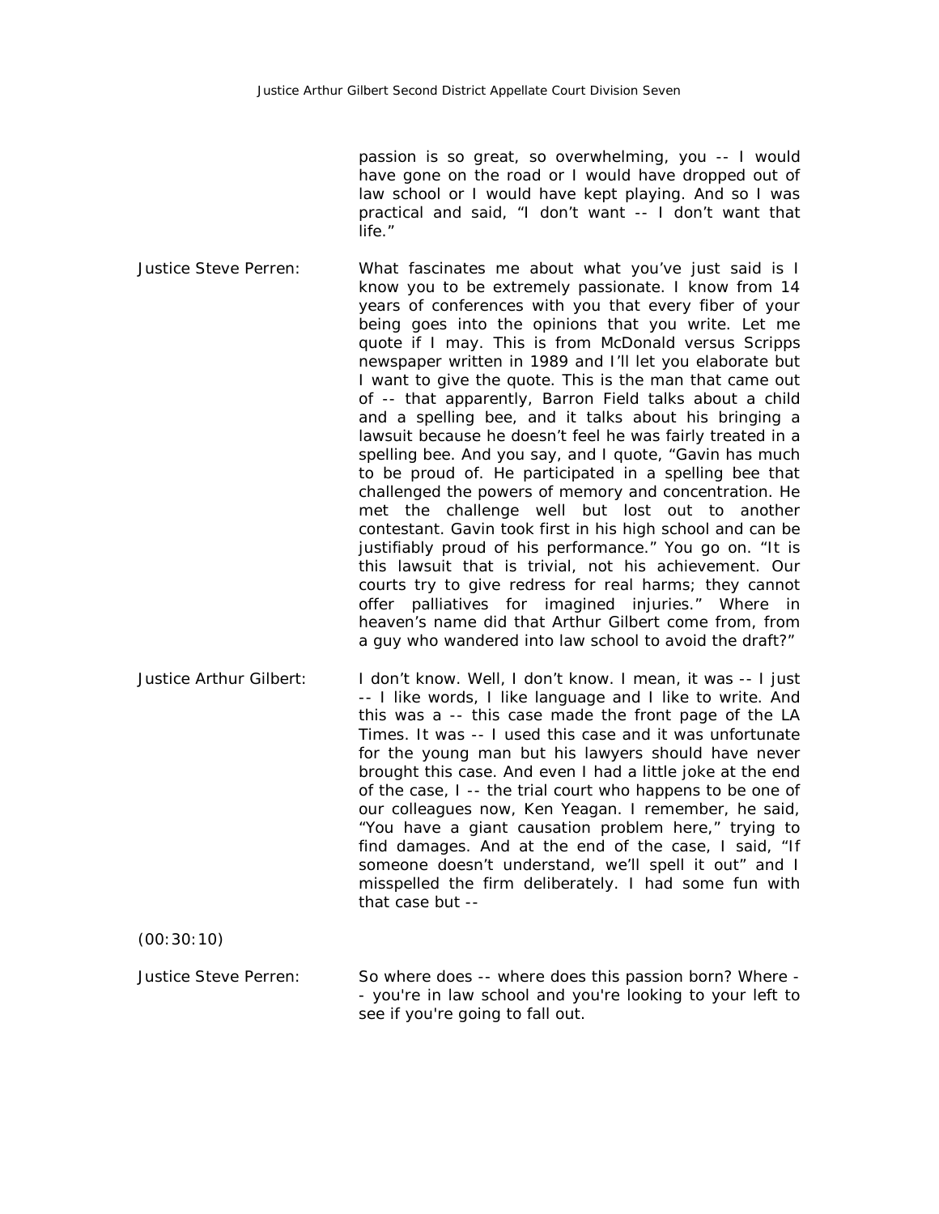passion is so great, so overwhelming, you -- I would have gone on the road or I would have dropped out of law school or I would have kept playing. And so I was practical and said, "I don't want -- I don't want that life."

Justice Steve Perren: What fascinates me about what you've just said is I know you to be extremely passionate. I know from 14 years of conferences with you that every fiber of your being goes into the opinions that you write. Let me quote if I may. This is from McDonald versus Scripps newspaper written in 1989 and I'll let you elaborate but I want to give the quote. This is the man that came out of -- that apparently, Barron Field talks about a child and a spelling bee, and it talks about his bringing a lawsuit because he doesn't feel he was fairly treated in a spelling bee. And you say, and I quote, "Gavin has much to be proud of. He participated in a spelling bee that challenged the powers of memory and concentration. He met the challenge well but lost out to another contestant. Gavin took first in his high school and can be justifiably proud of his performance." You go on. "It is this lawsuit that is trivial, not his achievement. Our courts try to give redress for real harms; they cannot offer palliatives for imagined injuries." Where in heaven's name did that Arthur Gilbert come from, from a guy who wandered into law school to avoid the draft?"

Justice Arthur Gilbert: I don't know. Well, I don't know. I mean, it was -- I just -- I like words, I like language and I like to write. And this was a -- this case made the front page of the LA Times. It was -- I used this case and it was unfortunate for the young man but his lawyers should have never brought this case. And even I had a little joke at the end of the case, I -- the trial court who happens to be one of our colleagues now, Ken Yeagan. I remember, he said, "You have a giant causation problem here," trying to find damages. And at the end of the case, I said, "If someone doesn't understand, we'll spell it out" and I misspelled the firm deliberately. I had some fun with that case but --

(00:30:10)

Justice Steve Perren: So where does -- where does this passion born? Where -- you're in law school and you're looking to your left to see if you're going to fall out.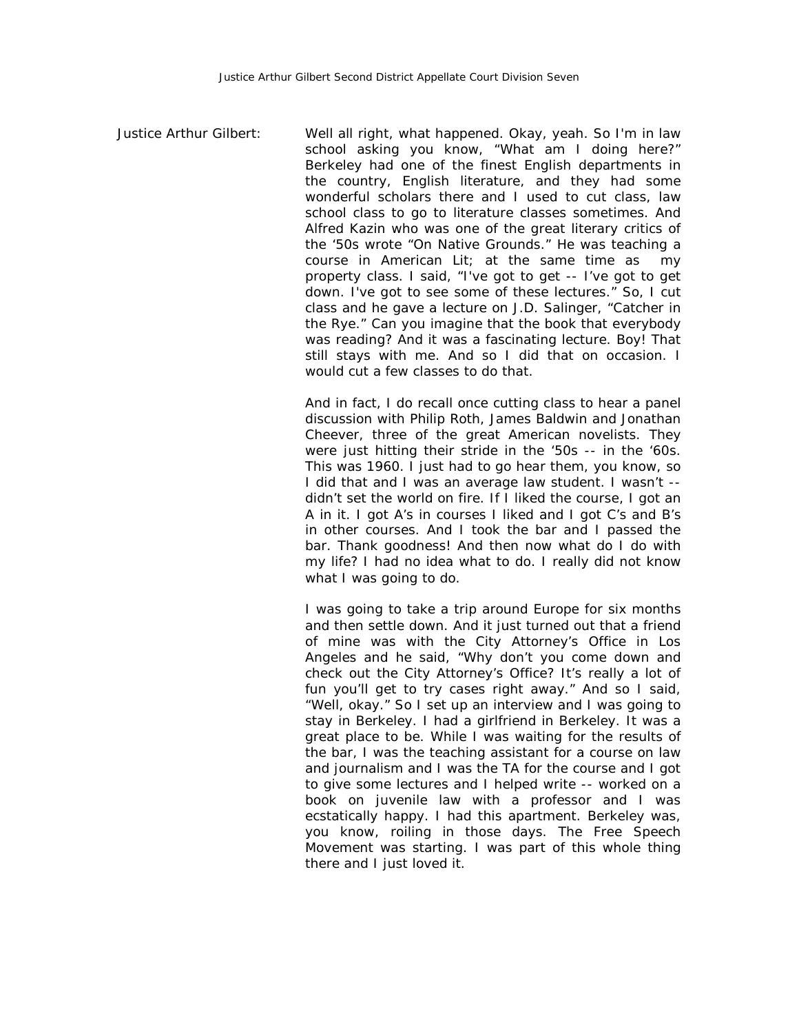Justice Arthur Gilbert: Well all right, what happened. Okay, yeah. So I'm in law school asking you know, "What am I doing here?" Berkeley had one of the finest English departments in the country, English literature, and they had some wonderful scholars there and I used to cut class, law school class to go to literature classes sometimes. And Alfred Kazin who was one of the great literary critics of the '50s wrote "On Native Grounds." He was teaching a course in American Lit; at the same time as my property class. I said, "I've got to get -- I've got to get down. I've got to see some of these lectures." So, I cut class and he gave a lecture on J.D. Salinger, "Catcher in the Rye." Can you imagine that the book that everybody was reading? And it was a fascinating lecture. Boy! That still stays with me. And so I did that on occasion. I would cut a few classes to do that.

And in fact, I do recall once cutting class to hear a panel discussion with Philip Roth, James Baldwin and Jonathan Cheever, three of the great American novelists. They were just hitting their stride in the '50s -- in the '60s. This was 1960. I just had to go hear them, you know, so I did that and I was an average law student. I wasn't -- didn't set the world on fire. If I liked the course, I got an A in it. I got A's in courses I liked and I got C's and B's in other courses. And I took the bar and I passed the bar. Thank goodness! And then now what do I do with my life? I had no idea what to do. I really did not know what I was going to do.

I was going to take a trip around Europe for six months and then settle down. And it just turned out that a friend of mine was with the City Attorney's Office in Los Angeles and he said, "Why don't you come down and check out the City Attorney's Office? It's really a lot of fun you'll get to try cases right away." And so I said, "Well, okay." So I set up an interview and I was going to stay in Berkeley. I had a girlfriend in Berkeley. It was a great place to be. While I was waiting for the results of the bar, I was the teaching assistant for a course on law and journalism and I was the TA for the course and I got to give some lectures and I helped write -- worked on a book on juvenile law with a professor and I was ecstatically happy. I had this apartment. Berkeley was, you know, roiling in those days. The Free Speech Movement was starting. I was part of this whole thing there and I just loved it.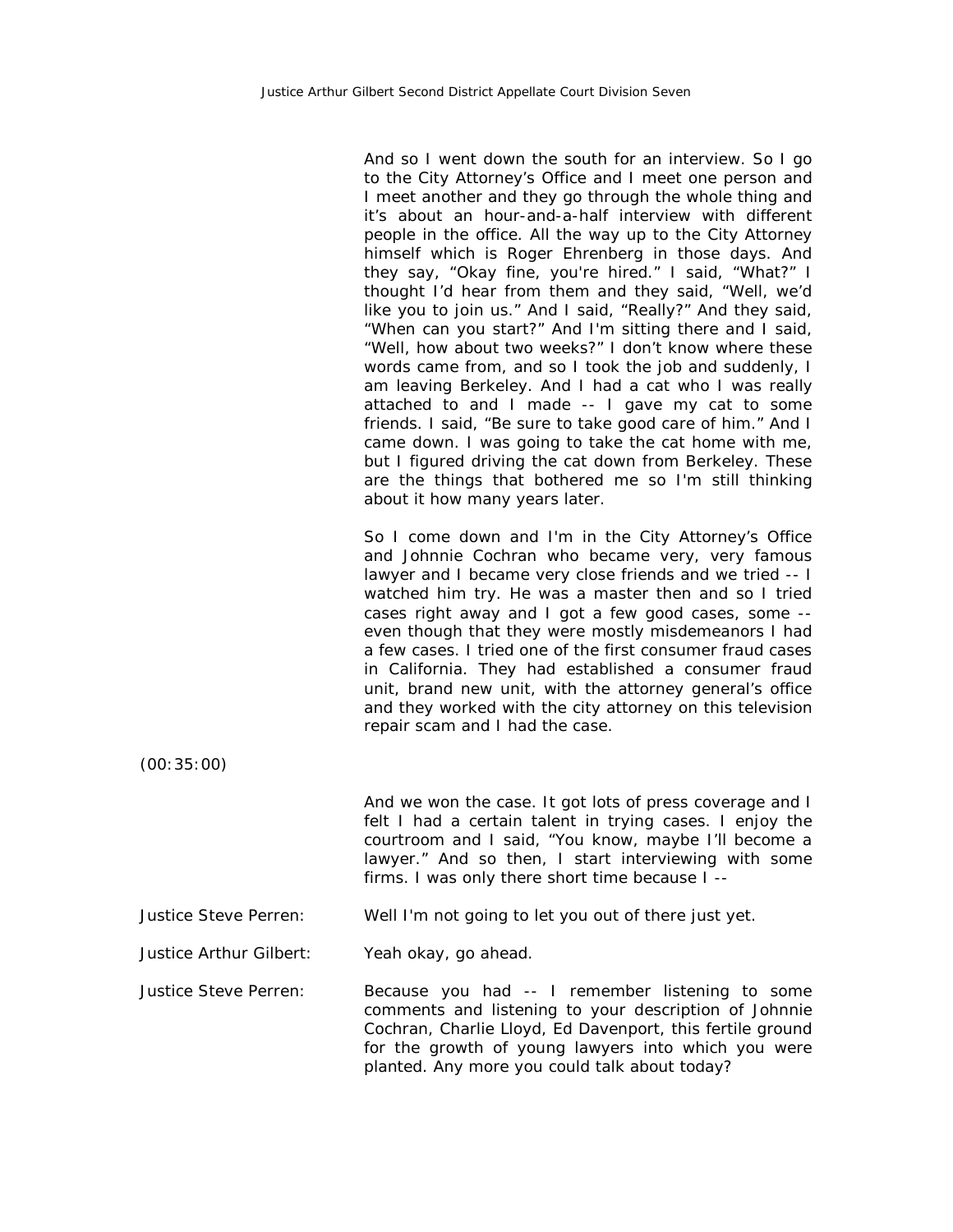And so I went down the south for an interview. So I go to the City Attorney's Office and I meet one person and I meet another and they go through the whole thing and it's about an hour-and-a-half interview with different people in the office. All the way up to the City Attorney himself which is Roger Ehrenberg in those days. And they say, "Okay fine, you're hired." I said, "What?" I thought I'd hear from them and they said, "Well, we'd like you to join us." And I said, "Really?" And they said, "When can you start?" And I'm sitting there and I said, "Well, how about two weeks?" I don't know where these words came from, and so I took the job and suddenly, I am leaving Berkeley. And I had a cat who I was really attached to and I made -- I gave my cat to some friends. I said, "Be sure to take good care of him." And I came down. I was going to take the cat home with me, but I figured driving the cat down from Berkeley. These are the things that bothered me so I'm still thinking about it how many years later.

So I come down and I'm in the City Attorney's Office and Johnnie Cochran who became very, very famous lawyer and I became very close friends and we tried -- I watched him try. He was a master then and so I tried cases right away and I got a few good cases, some -- even though that they were mostly misdemeanors I had a few cases. I tried one of the first consumer fraud cases in California. They had established a consumer fraud unit, brand new unit, with the attorney general's office and they worked with the city attorney on this television repair scam and I had the case.

(00:35:00)

And we won the case. It got lots of press coverage and I felt I had a certain talent in trying cases. I enjoy the courtroom and I said, "You know, maybe I'll become a lawyer." And so then, I start interviewing with some firms. I was only there short time because I --

Justice Steve Perren: Well I'm not going to let you out of there just yet.

Justice Arthur Gilbert: Yeah okay, go ahead.

Justice Steve Perren: Because you had -- I remember listening to some comments and listening to your description of Johnnie Cochran, Charlie Lloyd, Ed Davenport, this fertile ground for the growth of young lawyers into which you were planted. Any more you could talk about today?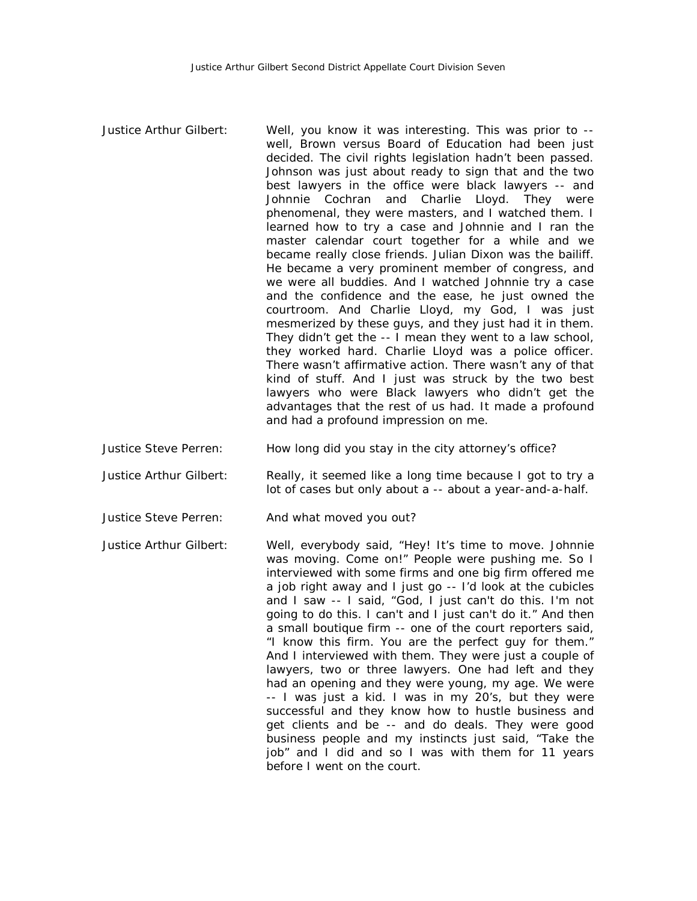Justice Arthur Gilbert: Well, you know it was interesting. This was prior to -- well, Brown versus Board of Education had been just decided. The civil rights legislation hadn't been passed. Johnson was just about ready to sign that and the two best lawyers in the office were black lawyers -- and Johnnie Cochran and Charlie Lloyd. They were phenomenal, they were masters, and I watched them. I learned how to try a case and Johnnie and I ran the master calendar court together for a while and we became really close friends. Julian Dixon was the bailiff. He became a very prominent member of congress, and we were all buddies. And I watched Johnnie try a case and the confidence and the ease, he just owned the courtroom. And Charlie Lloyd, my God, I was just mesmerized by these guys, and they just had it in them. They didn't get the -- I mean they went to a law school, they worked hard. Charlie Lloyd was a police officer. There wasn't affirmative action. There wasn't any of that kind of stuff. And I just was struck by the two best lawyers who were Black lawyers who didn't get the advantages that the rest of us had. It made a profound and had a profound impression on me.

Justice Steve Perren: How long did you stay in the city attorney's office?

Justice Arthur Gilbert: Really, it seemed like a long time because I got to try a lot of cases but only about a -- about a year-and-a-half.

Justice Steve Perren: And what moved you out?

Justice Arthur Gilbert: Well, everybody said, "Hey! It's time to move. Johnnie was moving. Come on!" People were pushing me. So I interviewed with some firms and one big firm offered me a job right away and I just go -- I'd look at the cubicles and I saw -- I said, "God, I just can't do this. I'm not going to do this. I can't and I just can't do it." And then a small boutique firm -- one of the court reporters said, "I know this firm. You are the perfect guy for them." And I interviewed with them. They were just a couple of lawyers, two or three lawyers. One had left and they had an opening and they were young, my age. We were -- I was just a kid. I was in my 20's, but they were successful and they know how to hustle business and get clients and be -- and do deals. They were good business people and my instincts just said, "Take the job" and I did and so I was with them for 11 years before I went on the court.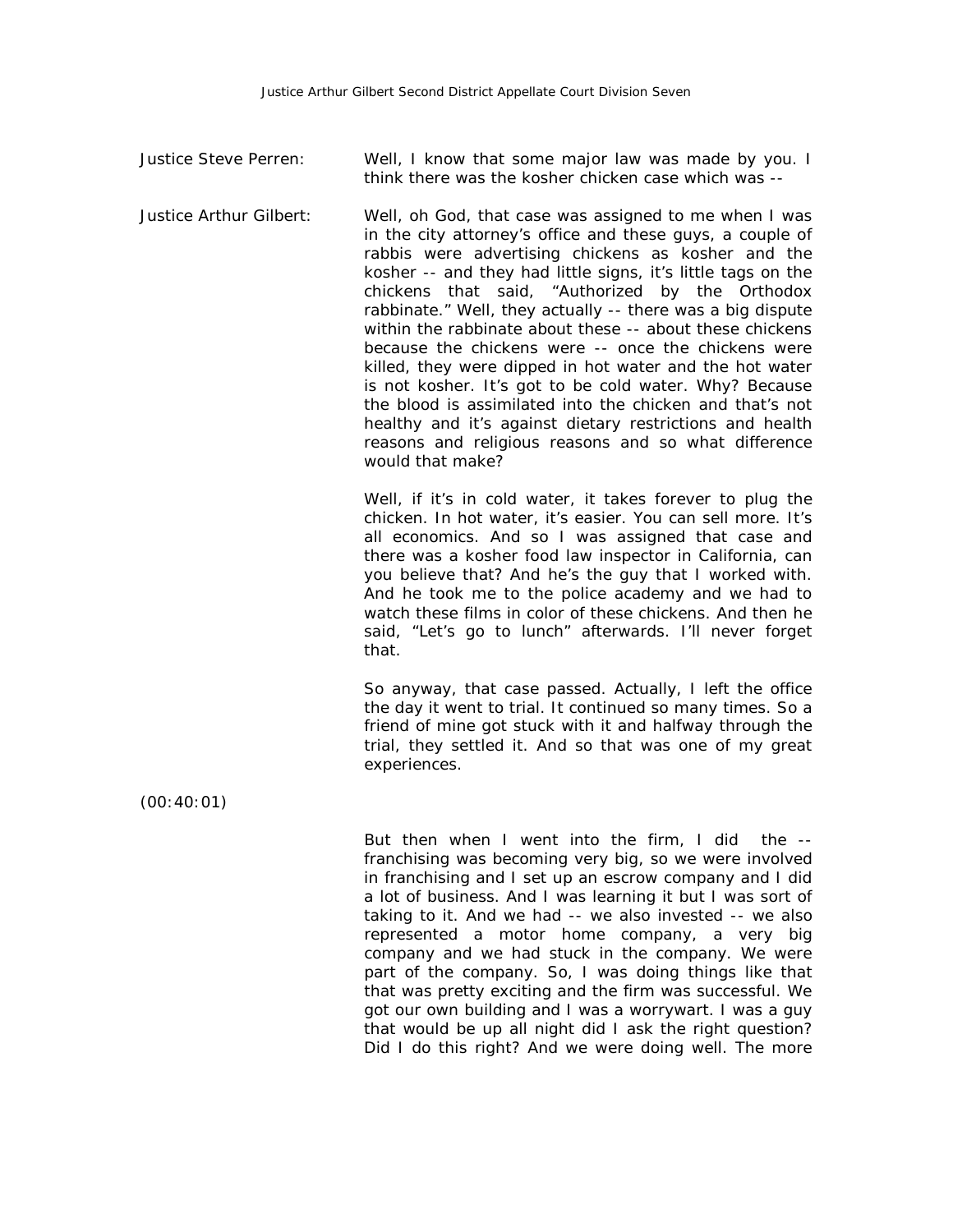Justice Steve Perren: Well, I know that some major law was made by you. I think there was the kosher chicken case which was --

Justice Arthur Gilbert: Well, oh God, that case was assigned to me when I was in the city attorney's office and these guys, a couple of rabbis were advertising chickens as kosher and the kosher -- and they had little signs, it's little tags on the chickens that said, "Authorized by the Orthodox rabbinate." Well, they actually -- there was a big dispute within the rabbinate about these -- about these chickens because the chickens were -- once the chickens were killed, they were dipped in hot water and the hot water is not kosher. It's got to be cold water. Why? Because the blood is assimilated into the chicken and that's not healthy and it's against dietary restrictions and health reasons and religious reasons and so what difference would that make?

Well, if it's in cold water, it takes forever to plug the chicken. In hot water, it's easier. You can sell more. It's all economics. And so I was assigned that case and there was a kosher food law inspector in California, can you believe that? And he's the guy that I worked with. And he took me to the police academy and we had to watch these films in color of these chickens. And then he said, "Let's go to lunch" afterwards. I'll never forget that.

So anyway, that case passed. Actually, I left the office the day it went to trial. It continued so many times. So a friend of mine got stuck with it and halfway through the trial, they settled it. And so that was one of my great experiences.

(00:40:01)

But then when I went into the firm, I did the -- franchising was becoming very big, so we were involved in franchising and I set up an escrow company and I did a lot of business. And I was learning it but I was sort of taking to it. And we had -- we also invested -- we also represented a motor home company, a very big company and we had stuck in the company. We were part of the company. So, I was doing things like that that was pretty exciting and the firm was successful. We got our own building and I was a worrywart. I was a guy that would be up all night did I ask the right question? Did I do this right? And we were doing well. The more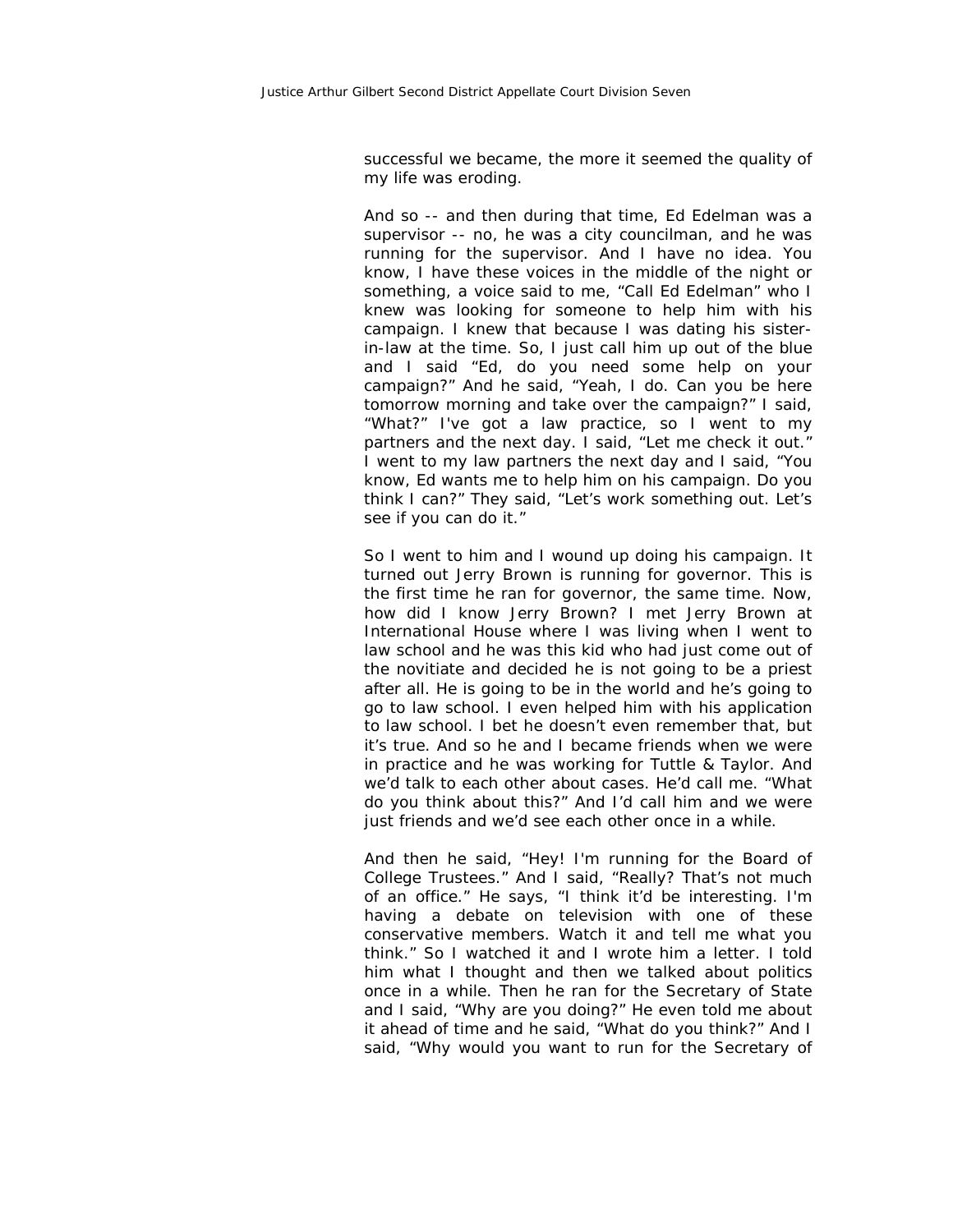successful we became, the more it seemed the quality of my life was eroding.

And so -- and then during that time, Ed Edelman was a supervisor -- no, he was a city councilman, and he was running for the supervisor. And I have no idea. You know, I have these voices in the middle of the night or something, a voice said to me, "Call Ed Edelman" who I knew was looking for someone to help him with his campaign. I knew that because I was dating his sister-in-law at the time. So, I just call him up out of the blue and I said "Ed, do you need some help on your campaign?" And he said, "Yeah, I do. Can you be here tomorrow morning and take over the campaign?" I said, "What?" I've got a law practice, so I went to my partners and the next day. I said, "Let me check it out." I went to my law partners the next day and I said, "You know, Ed wants me to help him on his campaign. Do you think I can?" They said, "Let's work something out. Let's see if you can do it."

So I went to him and I wound up doing his campaign. It turned out Jerry Brown is running for governor. This is the first time he ran for governor, the same time. Now, how did I know Jerry Brown? I met Jerry Brown at International House where I was living when I went to law school and he was this kid who had just come out of the novitiate and decided he is not going to be a priest after all. He is going to be in the world and he's going to go to law school. I even helped him with his application to law school. I bet he doesn't even remember that, but it's true. And so he and I became friends when we were in practice and he was working for Tuttle & Taylor. And we'd talk to each other about cases. He'd call me. "What do you think about this?" And I'd call him and we were just friends and we'd see each other once in a while.

And then he said, "Hey! I'm running for the Board of College Trustees." And I said, "Really? That's not much of an office." He says, "I think it'd be interesting. I'm having a debate on television with one of these conservative members. Watch it and tell me what you think." So I watched it and I wrote him a letter. I told him what I thought and then we talked about politics once in a while. Then he ran for the Secretary of State and I said, "Why are you doing?" He even told me about it ahead of time and he said, "What do you think?" And I said, "Why would you want to run for the Secretary of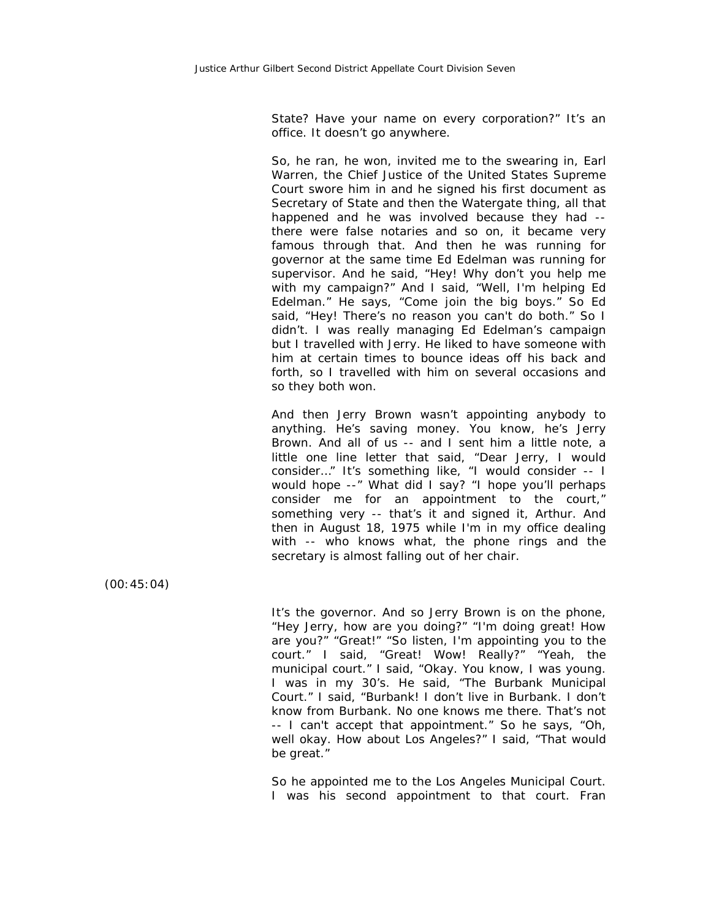State? Have your name on every corporation?" It's an office. It doesn't go anywhere.

So, he ran, he won, invited me to the swearing in, Earl Warren, the Chief Justice of the United States Supreme Court swore him in and he signed his first document as Secretary of State and then the Watergate thing, all that happened and he was involved because they had -- there were false notaries and so on, it became very famous through that. And then he was running for governor at the same time Ed Edelman was running for supervisor. And he said, "Hey! Why don't you help me with my campaign?" And I said, "Well, I'm helping Ed Edelman." He says, "Come join the big boys." So Ed said, "Hey! There's no reason you can't do both." So I didn't. I was really managing Ed Edelman's campaign but I travelled with Jerry. He liked to have someone with him at certain times to bounce ideas off his back and forth, so I travelled with him on several occasions and so they both won.

And then Jerry Brown wasn't appointing anybody to anything. He's saving money. You know, he's Jerry Brown. And all of us -- and I sent him a little note, a little one line letter that said, "Dear Jerry, I would consider..." It's something like, "I would consider -- I would hope --" What did I say? "I hope you'll perhaps consider me for an appointment to the court," something very -- that's it and signed it, Arthur. And then in August 18, 1975 while I'm in my office dealing with -- who knows what, the phone rings and the secretary is almost falling out of her chair.

(00:45:04)

It's the governor. And so Jerry Brown is on the phone, "Hey Jerry, how are you doing?" "I'm doing great! How are you?" "Great!" "So listen, I'm appointing you to the court." I said, "Great! Wow! Really?" "Yeah, the municipal court." I said, "Okay. You know, I was young. I was in my 30's. He said, "The Burbank Municipal Court." I said, "Burbank! I don't live in Burbank. I don't know from Burbank. No one knows me there. That's not -- I can't accept that appointment." So he says, "Oh, well okay. How about Los Angeles?" I said, "That would be great."

So he appointed me to the Los Angeles Municipal Court. I was his second appointment to that court. Fran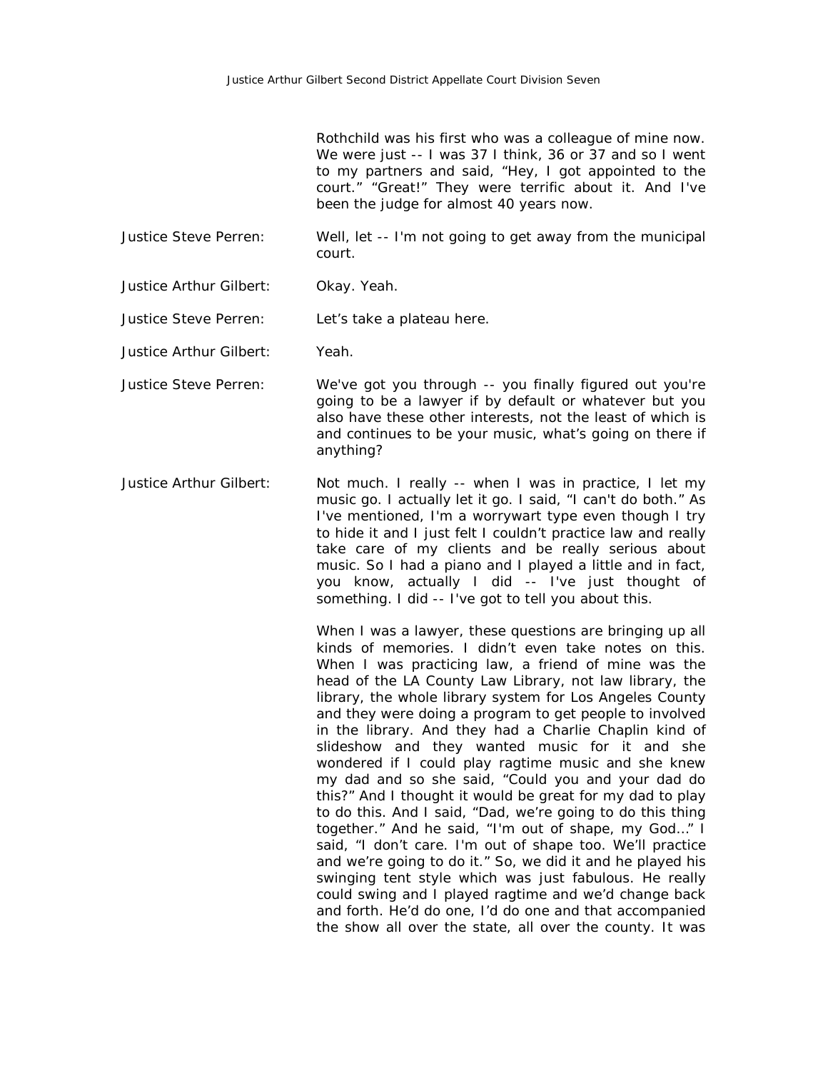Rothchild was his first who was a colleague of mine now. We were just -- I was 37 I think, 36 or 37 and so I went to my partners and said, "Hey, I got appointed to the court." "Great!" They were terrific about it. And I've been the judge for almost 40 years now.

Justice Steve Perren: Well, let -- I'm not going to get away from the municipal court.

Justice Arthur Gilbert: Okay. Yeah.

Justice Steve Perren: Let's take a plateau here.

Justice Arthur Gilbert: Yeah.

Justice Steve Perren: We've got you through -- you finally figured out you're going to be a lawyer if by default or whatever but you also have these other interests, not the least of which is and continues to be your music, what's going on there if anything?

Justice Arthur Gilbert: Not much. I really -- when I was in practice, I let my music go. I actually let it go. I said, "I can't do both." As I've mentioned, I'm a worrywart type even though I try to hide it and I just felt I couldn't practice law and really take care of my clients and be really serious about music. So I had a piano and I played a little and in fact, you know, actually I did -- I've just thought of something. I did -- I've got to tell you about this.

When I was a lawyer, these questions are bringing up all kinds of memories. I didn't even take notes on this. When I was practicing law, a friend of mine was the head of the LA County Law Library, not law library, the library, the whole library system for Los Angeles County and they were doing a program to get people to involved in the library. And they had a Charlie Chaplin kind of slideshow and they wanted music for it and she wondered if I could play ragtime music and she knew my dad and so she said, "Could you and your dad do this?" And I thought it would be great for my dad to play to do this. And I said, "Dad, we're going to do this thing together." And he said, "I'm out of shape, my God…" I said, "I don't care. I'm out of shape too. We'll practice and we're going to do it." So, we did it and he played his swinging tent style which was just fabulous. He really could swing and I played ragtime and we'd change back and forth. He'd do one, I'd do one and that accompanied the show all over the state, all over the county. It was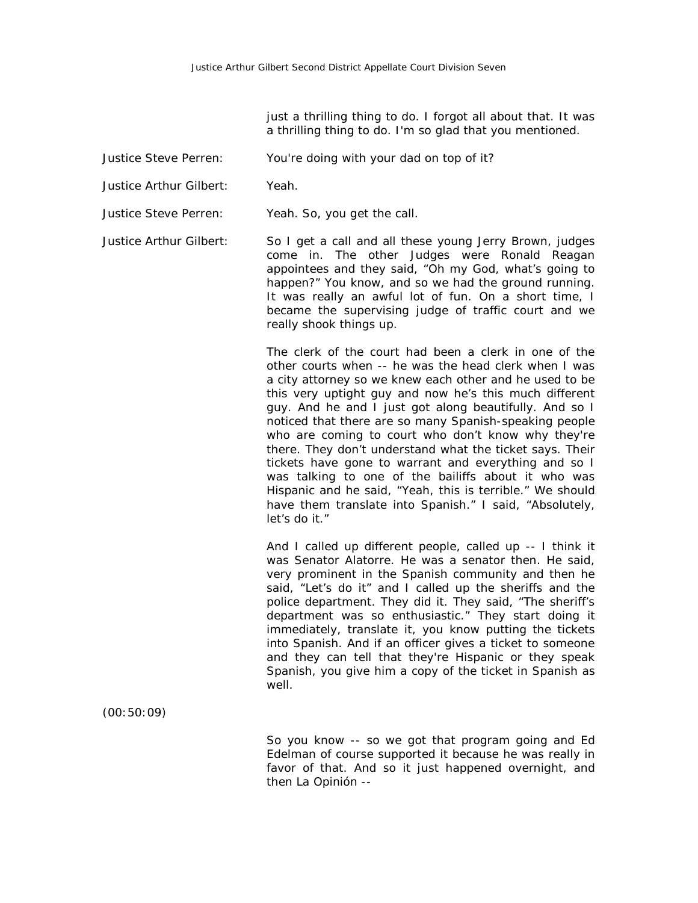just a thrilling thing to do. I forgot all about that. It was a thrilling thing to do. I'm so glad that you mentioned.

Justice Steve Perren: You're doing with your dad on top of it?

Justice Arthur Gilbert: Yeah.

Justice Steve Perren: Yeah. So, you get the call.

Justice Arthur Gilbert: So I get a call and all these young Jerry Brown, judges come in. The other Judges were Ronald Reagan appointees and they said, "Oh my God, what's going to happen?" You know, and so we had the ground running. It was really an awful lot of fun. On a short time, I became the supervising judge of traffic court and we really shook things up.

The clerk of the court had been a clerk in one of the other courts when -- he was the head clerk when I was a city attorney so we knew each other and he used to be this very uptight guy and now he's this much different guy. And he and I just got along beautifully. And so I noticed that there are so many Spanish-speaking people who are coming to court who don't know why they're there. They don't understand what the ticket says. Their tickets have gone to warrant and everything and so I was talking to one of the bailiffs about it who was Hispanic and he said, "Yeah, this is terrible." We should have them translate into Spanish." I said, "Absolutely, let's do it."

And I called up different people, called up -- I think it was Senator Alatorre. He was a senator then. He said, very prominent in the Spanish community and then he said, "Let's do it" and I called up the sheriffs and the police department. They did it. They said, "The sheriff's department was so enthusiastic." They start doing it immediately, translate it, you know putting the tickets into Spanish. And if an officer gives a ticket to someone and they can tell that they're Hispanic or they speak Spanish, you give him a copy of the ticket in Spanish as well.

(00:50:09)

So you know -- so we got that program going and Ed Edelman of course supported it because he was really in favor of that. And so it just happened overnight, and then La Opinión --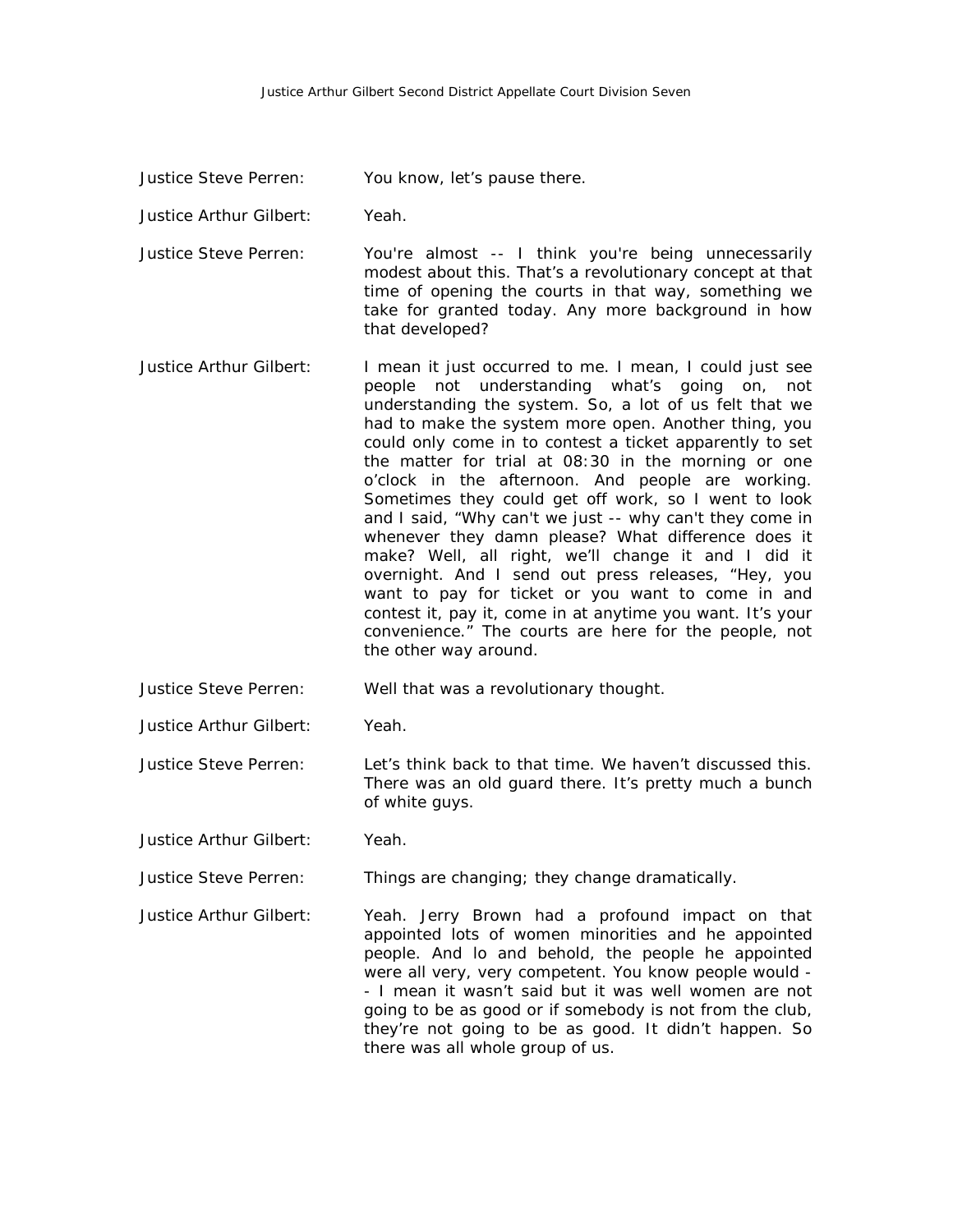Justice Steve Perren: You know, let's pause there.

Justice Arthur Gilbert: Yeah.

Justice Steve Perren: You're almost -- I think you're being unnecessarily modest about this. That's a revolutionary concept at that time of opening the courts in that way, something we take for granted today. Any more background in how that developed?

Justice Arthur Gilbert: I mean it just occurred to me. I mean, I could just see people not understanding what's going on, not understanding the system. So, a lot of us felt that we had to make the system more open. Another thing, you could only come in to contest a ticket apparently to set the matter for trial at 08:30 in the morning or one o'clock in the afternoon. And people are working. Sometimes they could get off work, so I went to look and I said, "Why can't we just -- why can't they come in whenever they damn please? What difference does it make? Well, all right, we'll change it and I did it overnight. And I send out press releases, "Hey, you want to pay for ticket or you want to come in and contest it, pay it, come in at anytime you want. It's your convenience." The courts are here for the people, not the other way around.

Justice Steve Perren: Well that was a revolutionary thought.

Justice Arthur Gilbert: Yeah.

Justice Steve Perren: Let's think back to that time. We haven't discussed this. There was an old guard there. It's pretty much a bunch of white guys.

Justice Arthur Gilbert: Yeah.

Justice Steve Perren: Things are changing; they change dramatically.

Justice Arthur Gilbert: Yeah. Jerry Brown had a profound impact on that appointed lots of women minorities and he appointed people. And lo and behold, the people he appointed were all very, very competent. You know people would -- I mean it wasn't said but it was well women are not going to be as good or if somebody is not from the club, they're not going to be as good. It didn't happen. So there was all whole group of us.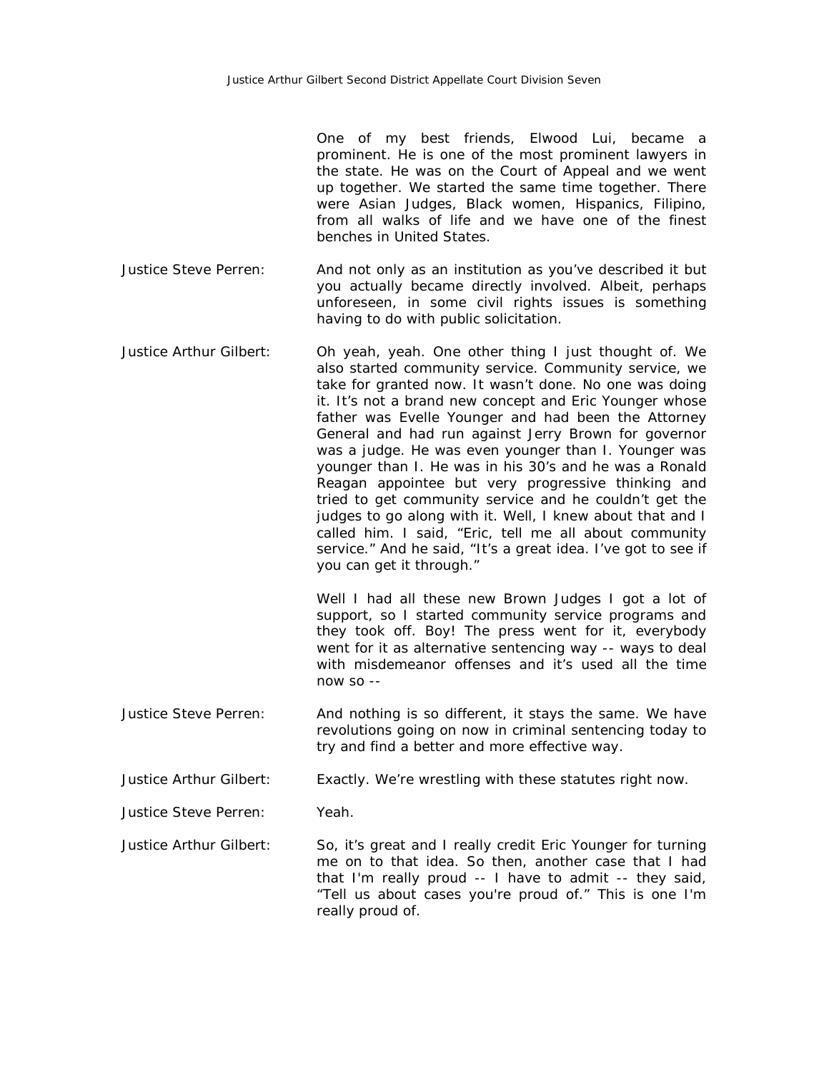One of my best friends, Elwood Lui, became a prominent. He is one of the most prominent lawyers in the state. He was on the Court of Appeal and we went up together. We started the same time together. There were Asian Judges, Black women, Hispanics, Filipino, from all walks of life and we have one of the finest benches in United States.

Justice Steve Perren: And not only as an institution as you've described it but you actually became directly involved. Albeit, perhaps unforeseen, in some civil rights issues is something having to do with public solicitation.

Justice Arthur Gilbert: Oh yeah, yeah. One other thing I just thought of. We also started community service. Community service, we take for granted now. It wasn't done. No one was doing it. It's not a brand new concept and Eric Younger whose father was Evelle Younger and had been the Attorney General and had run against Jerry Brown for governor was a judge. He was even younger than I. Younger was younger than I. He was in his 30's and he was a Ronald Reagan appointee but very progressive thinking and tried to get community service and he couldn't get the judges to go along with it. Well, I knew about that and I called him. I said, "Eric, tell me all about community service." And he said, "It's a great idea. I've got to see if you can get it through."

Well I had all these new Brown Judges I got a lot of support, so I started community service programs and they took off. Boy! The press went for it, everybody went for it as alternative sentencing way -- ways to deal with misdemeanor offenses and it's used all the time now so --

Justice Steve Perren: And nothing is so different, it stays the same. We have revolutions going on now in criminal sentencing today to try and find a better and more effective way.

Justice Arthur Gilbert: Exactly. We're wrestling with these statutes right now.

Justice Steve Perren: Yeah.

Justice Arthur Gilbert: So, it's great and I really credit Eric Younger for turning me on to that idea. So then, another case that I had that I'm really proud -- I have to admit -- they said, "Tell us about cases you're proud of." This is one I'm really proud of.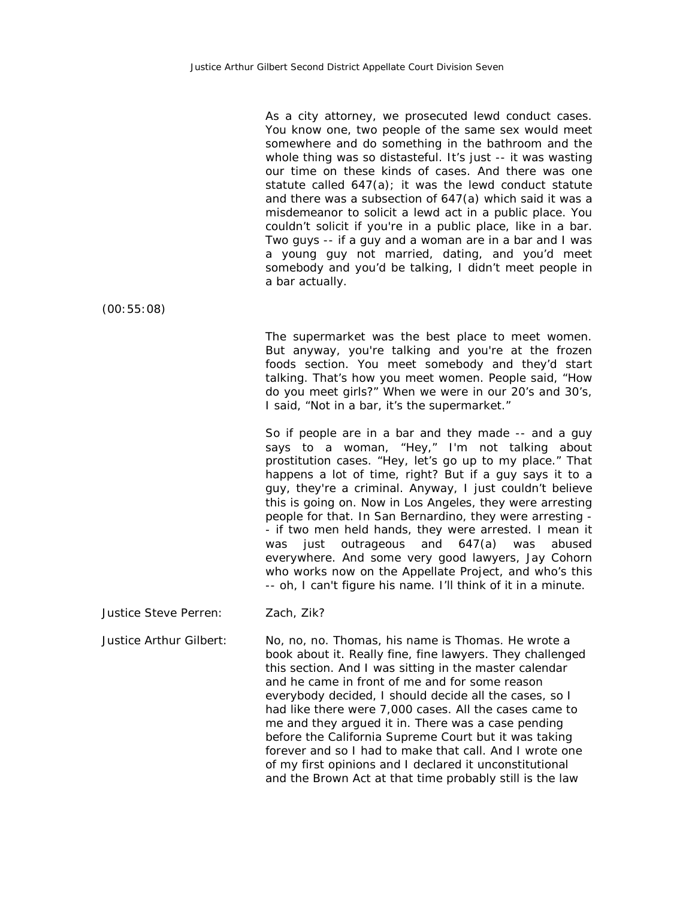As a city attorney, we prosecuted lewd conduct cases. You know one, two people of the same sex would meet somewhere and do something in the bathroom and the whole thing was so distasteful. It's just -- it was wasting our time on these kinds of cases. And there was one statute called 647(a); it was the lewd conduct statute and there was a subsection of 647(a) which said it was a misdemeanor to solicit a lewd act in a public place. You couldn't solicit if you're in a public place, like in a bar. Two guys -- if a guy and a woman are in a bar and I was a young guy not married, dating, and you'd meet somebody and you'd be talking, I didn't meet people in a bar actually.

(00:55:08)

The supermarket was the best place to meet women. But anyway, you're talking and you're at the frozen foods section. You meet somebody and they'd start talking. That's how you meet women. People said, "How do you meet girls?" When we were in our 20's and 30's, I said, "Not in a bar, it's the supermarket."

So if people are in a bar and they made -- and a guy says to a woman, "Hey," I'm not talking about prostitution cases. "Hey, let's go up to my place." That happens a lot of time, right? But if a guy says it to a guy, they're a criminal. Anyway, I just couldn't believe this is going on. Now in Los Angeles, they were arresting people for that. In San Bernardino, they were arresting -- if two men held hands, they were arrested. I mean it was just outrageous and 647(a) was abused everywhere. And some very good lawyers, Jay Cohorn who works now on the Appellate Project, and who's this -- oh, I can't figure his name. I'll think of it in a minute.

**Justice Steve Perren:** Zach, Zik?

**Justice Arthur Gilbert:** No, no, no. Thomas, his name is Thomas. He wrote a book about it. Really fine, fine lawyers. They challenged this section. And I was sitting in the master calendar and he came in front of me and for some reason everybody decided, I should decide all the cases, so I had like there were 7,000 cases. All the cases came to me and they argued it in. There was a case pending before the California Supreme Court but it was taking forever and so I had to make that call. And I wrote one of my first opinions and I declared it unconstitutional and the Brown Act at that time probably still is the law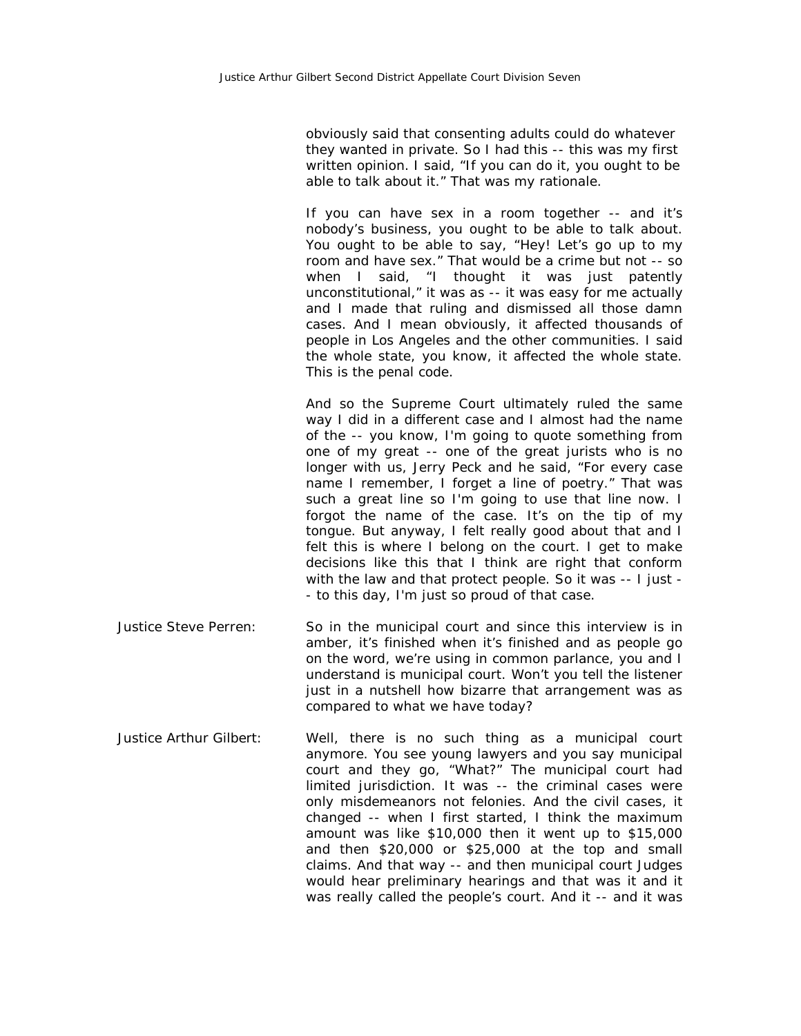obviously said that consenting adults could do whatever they wanted in private. So I had this -- this was my first written opinion. I said, "If you can do it, you ought to be able to talk about it." That was my rationale.

If you can have sex in a room together -- and it's nobody's business, you ought to be able to talk about. You ought to be able to say, "Hey! Let's go up to my room and have sex." That would be a crime but not -- so when I said, "I thought it was just patently unconstitutional," it was as -- it was easy for me actually and I made that ruling and dismissed all those damn cases. And I mean obviously, it affected thousands of people in Los Angeles and the other communities. I said the whole state, you know, it affected the whole state. This is the penal code.

And so the Supreme Court ultimately ruled the same way I did in a different case and I almost had the name of the -- you know, I'm going to quote something from one of my great -- one of the great jurists who is no longer with us, Jerry Peck and he said, "For every case name I remember, I forget a line of poetry." That was such a great line so I'm going to use that line now. I forgot the name of the case. It's on the tip of my tongue. But anyway, I felt really good about that and I felt this is where I belong on the court. I get to make decisions like this that I think are right that conform with the law and that protect people. So it was -- I just -- to this day, I'm just so proud of that case.

**Justice Steve Perren:** So in the municipal court and since this interview is in amber, it's finished when it's finished and as people go on the word, we're using in common parlance, you and I understand is municipal court. Won't you tell the listener just in a nutshell how bizarre that arrangement was as compared to what we have today?

**Justice Arthur Gilbert:** Well, there is no such thing as a municipal court anymore. You see young lawyers and you say municipal court and they go, "What?" The municipal court had limited jurisdiction. It was -- the criminal cases were only misdemeanors not felonies. And the civil cases, it changed -- when I first started, I think the maximum amount was like $10,000 then it went up to $15,000 and then $20,000 or $25,000 at the top and small claims. And that way -- and then municipal court Judges would hear preliminary hearings and that was it and it was really called the people's court. And it -- and it was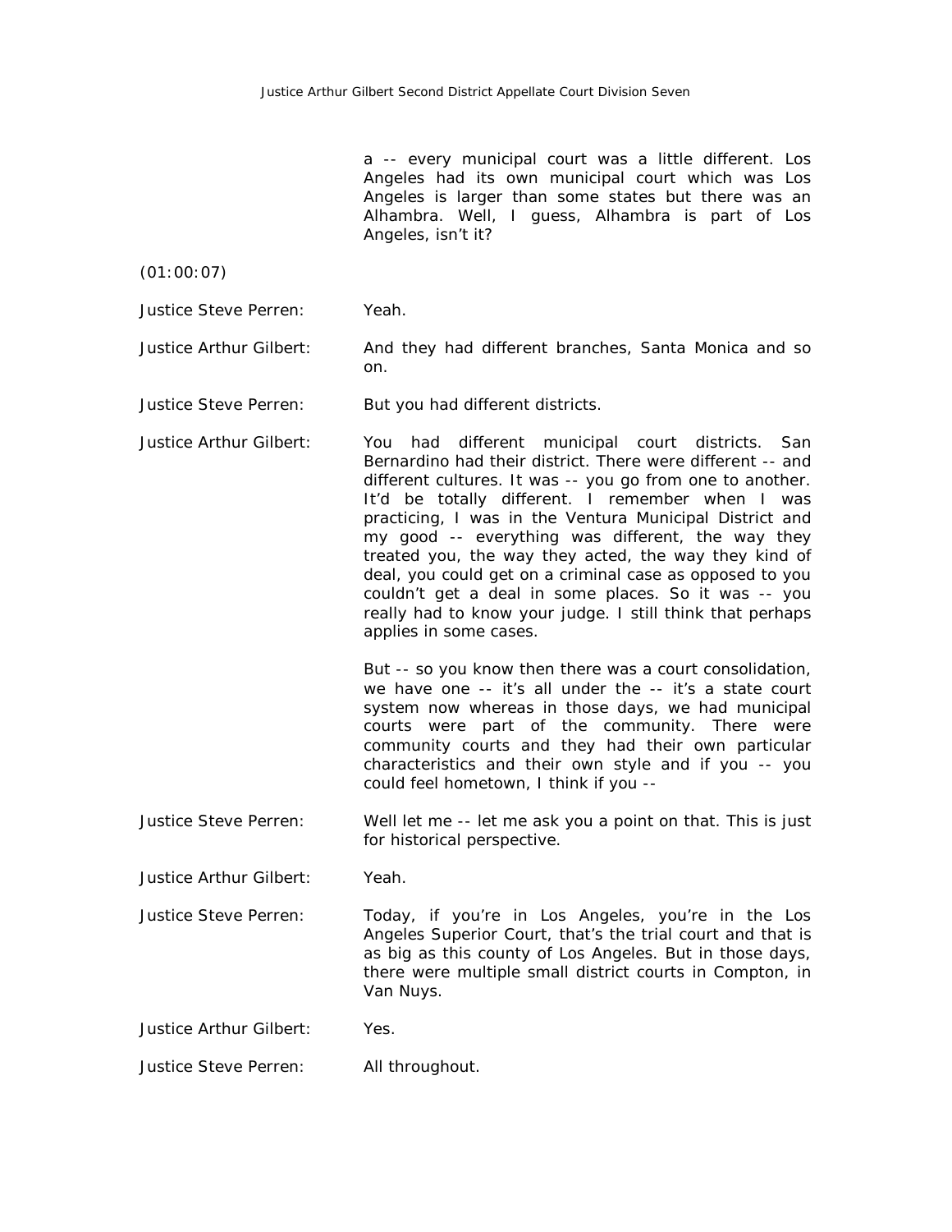a -- every municipal court was a little different. Los Angeles had its own municipal court which was Los Angeles is larger than some states but there was an Alhambra. Well, I guess, Alhambra is part of Los Angeles, isn't it?

(01:00:07)

**Justice Steve Perren:** Yeah.

**Justice Arthur Gilbert:** And they had different branches, Santa Monica and so on.

**Justice Steve Perren:** But you had different districts.

**Justice Arthur Gilbert:** You had different municipal court districts. San Bernardino had their district. There were different -- and different cultures. It was -- you go from one to another. It'd be totally different. I remember when I was practicing, I was in the Ventura Municipal District and my good -- everything was different, the way they treated you, the way they acted, the way they kind of deal, you could get on a criminal case as opposed to you couldn't get a deal in some places. So it was -- you really had to know your judge. I still think that perhaps applies in some cases.

But -- so you know then there was a court consolidation, we have one -- it's all under the -- it's a state court system now whereas in those days, we had municipal courts were part of the community. There were community courts and they had their own particular characteristics and their own style and if you -- you could feel hometown, I think if you --

**Justice Steve Perren:** Well let me -- let me ask you a point on that. This is just for historical perspective.

**Justice Arthur Gilbert:** Yeah.

**Justice Steve Perren:** Today, if you're in Los Angeles, you're in the Los Angeles Superior Court, that's the trial court and that is as big as this county of Los Angeles. But in those days, there were multiple small district courts in Compton, in Van Nuys.

**Justice Arthur Gilbert:** Yes.

**Justice Steve Perren:** All throughout.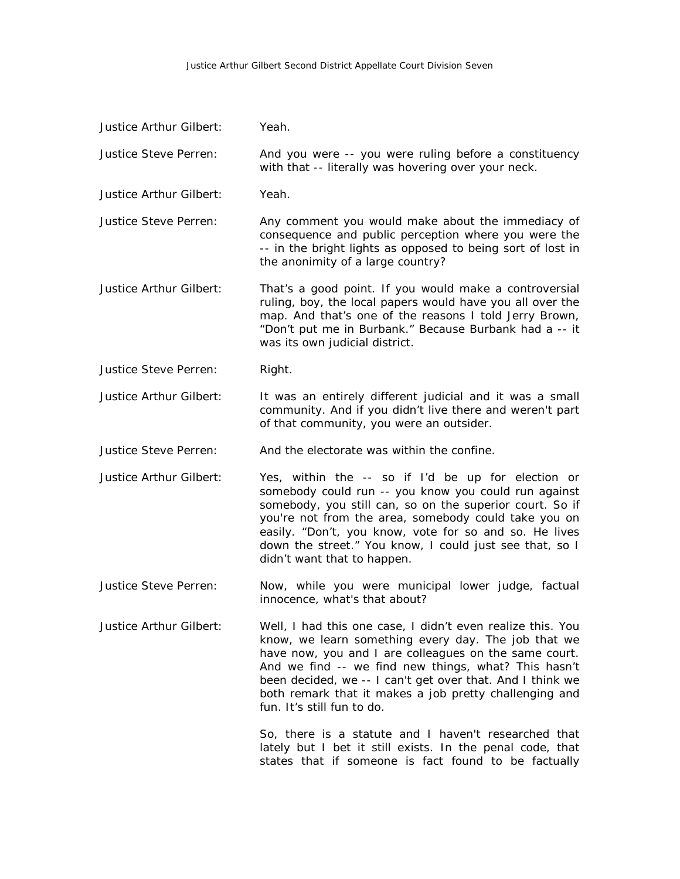Justice Arthur Gilbert: Yeah.

Justice Steve Perren: And you were -- you were ruling before a constituency with that -- literally was hovering over your neck.

Justice Arthur Gilbert: Yeah.

Justice Steve Perren: Any comment you would make about the immediacy of consequence and public perception where you were the -- in the bright lights as opposed to being sort of lost in the anonimity of a large country?

Justice Arthur Gilbert: That's a good point. If you would make a controversial ruling, boy, the local papers would have you all over the map. And that's one of the reasons I told Jerry Brown, "Don't put me in Burbank." Because Burbank had a -- it was its own judicial district.

Justice Steve Perren: Right.

Justice Arthur Gilbert: It was an entirely different judicial and it was a small community. And if you didn't live there and weren't part of that community, you were an outsider.

Justice Steve Perren: And the electorate was within the confine.

Justice Arthur Gilbert: Yes, within the -- so if I'd be up for election or somebody could run -- you know you could run against somebody, you still can, so on the superior court. So if you're not from the area, somebody could take you on easily. "Don't, you know, vote for so and so. He lives down the street." You know, I could just see that, so I didn't want that to happen.

Justice Steve Perren: Now, while you were municipal lower judge, factual innocence, what's that about?

Justice Arthur Gilbert: Well, I had this one case, I didn't even realize this. You know, we learn something every day. The job that we have now, you and I are colleagues on the same court. And we find -- we find new things, what? This hasn't been decided, we -- I can't get over that. And I think we both remark that it makes a job pretty challenging and fun. It's still fun to do.

So, there is a statute and I haven't researched that lately but I bet it still exists. In the penal code, that states that if someone is fact found to be factually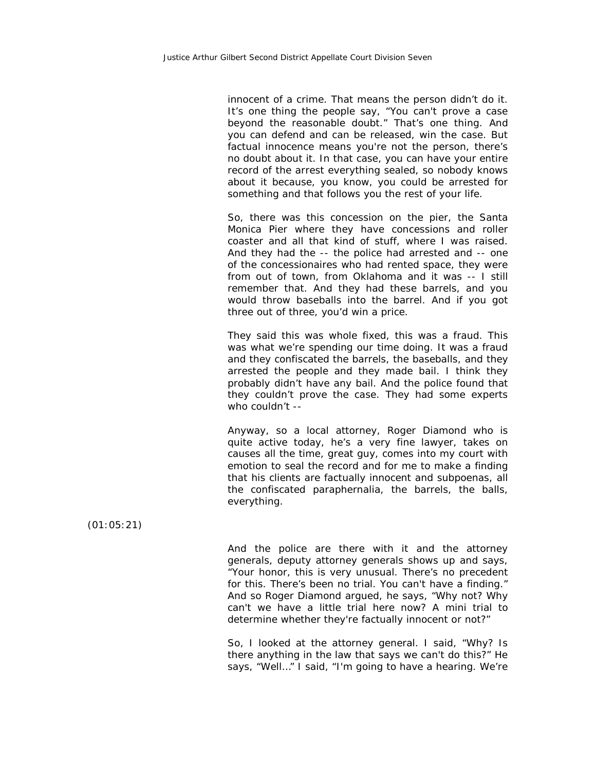innocent of a crime. That means the person didn't do it. It's one thing the people say, "You can't prove a case beyond the reasonable doubt." That's one thing. And you can defend and can be released, win the case. But factual innocence means you're not the person, there's no doubt about it. In that case, you can have your entire record of the arrest everything sealed, so nobody knows about it because, you know, you could be arrested for something and that follows you the rest of your life.

So, there was this concession on the pier, the Santa Monica Pier where they have concessions and roller coaster and all that kind of stuff, where I was raised. And they had the -- the police had arrested and -- one of the concessionaires who had rented space, they were from out of town, from Oklahoma and it was -- I still remember that. And they had these barrels, and you would throw baseballs into the barrel. And if you got three out of three, you'd win a price.

They said this was whole fixed, this was a fraud. This was what we're spending our time doing. It was a fraud and they confiscated the barrels, the baseballs, and they arrested the people and they made bail. I think they probably didn't have any bail. And the police found that they couldn't prove the case. They had some experts who couldn't --

Anyway, so a local attorney, Roger Diamond who is quite active today, he's a very fine lawyer, takes on causes all the time, great guy, comes into my court with emotion to seal the record and for me to make a finding that his clients are factually innocent and subpoenas, all the confiscated paraphernalia, the barrels, the balls, everything.

(01:05:21)

And the police are there with it and the attorney generals, deputy attorney generals shows up and says, "Your honor, this is very unusual. There's no precedent for this. There's been no trial. You can't have a finding." And so Roger Diamond argued, he says, "Why not? Why can't we have a little trial here now? A mini trial to determine whether they're factually innocent or not?"

So, I looked at the attorney general. I said, "Why? Is there anything in the law that says we can't do this?" He says, "Well…" I said, "I'm going to have a hearing. We're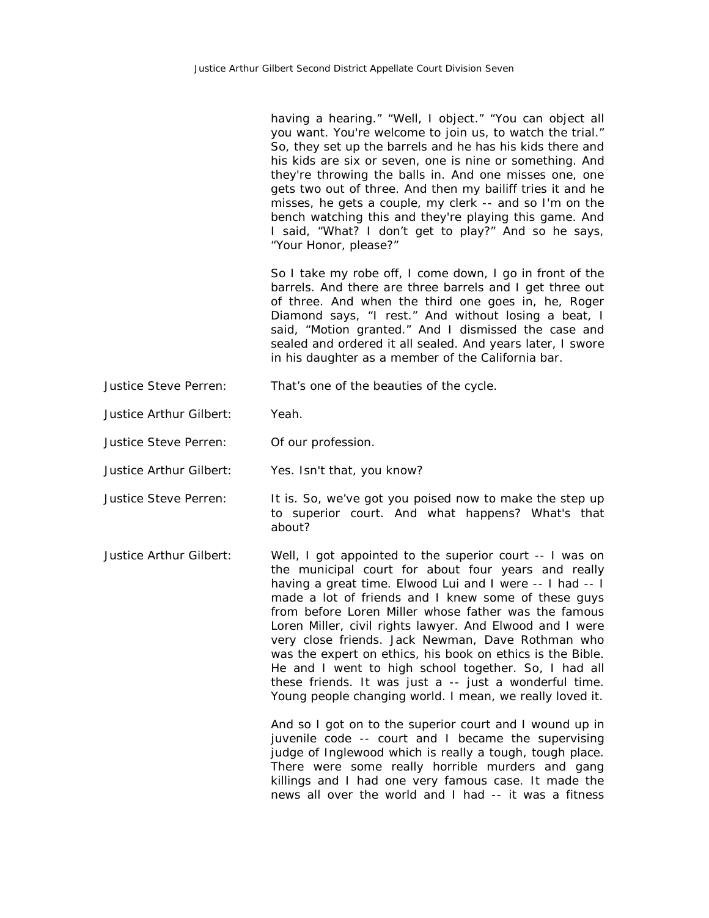having a hearing." "Well, I object." "You can object all you want. You're welcome to join us, to watch the trial." So, they set up the barrels and he has his kids there and his kids are six or seven, one is nine or something. And they're throwing the balls in. And one misses one, one gets two out of three. And then my bailiff tries it and he misses, he gets a couple, my clerk -- and so I'm on the bench watching this and they're playing this game. And I said, "What? I don't get to play?" And so he says, "Your Honor, please?"

So I take my robe off, I come down, I go in front of the barrels. And there are three barrels and I get three out of three. And when the third one goes in, he, Roger Diamond says, "I rest." And without losing a beat, I said, "Motion granted." And I dismissed the case and sealed and ordered it all sealed. And years later, I swore in his daughter as a member of the California bar.

Justice Steve Perren: That's one of the beauties of the cycle.

Justice Arthur Gilbert: Yeah.

Justice Steve Perren: Of our profession.

Justice Arthur Gilbert: Yes. Isn't that, you know?

Justice Steve Perren: It is. So, we've got you poised now to make the step up to superior court. And what happens? What's that about?

Justice Arthur Gilbert: Well, I got appointed to the superior court -- I was on the municipal court for about four years and really having a great time. Elwood Lui and I were -- I had -- I made a lot of friends and I knew some of these guys from before Loren Miller whose father was the famous Loren Miller, civil rights lawyer. And Elwood and I were very close friends. Jack Newman, Dave Rothman who was the expert on ethics, his book on ethics is the Bible. He and I went to high school together. So, I had all these friends. It was just a -- just a wonderful time. Young people changing world. I mean, we really loved it.

And so I got on to the superior court and I wound up in juvenile code -- court and I became the supervising judge of Inglewood which is really a tough, tough place. There were some really horrible murders and gang killings and I had one very famous case. It made the news all over the world and I had -- it was a fitness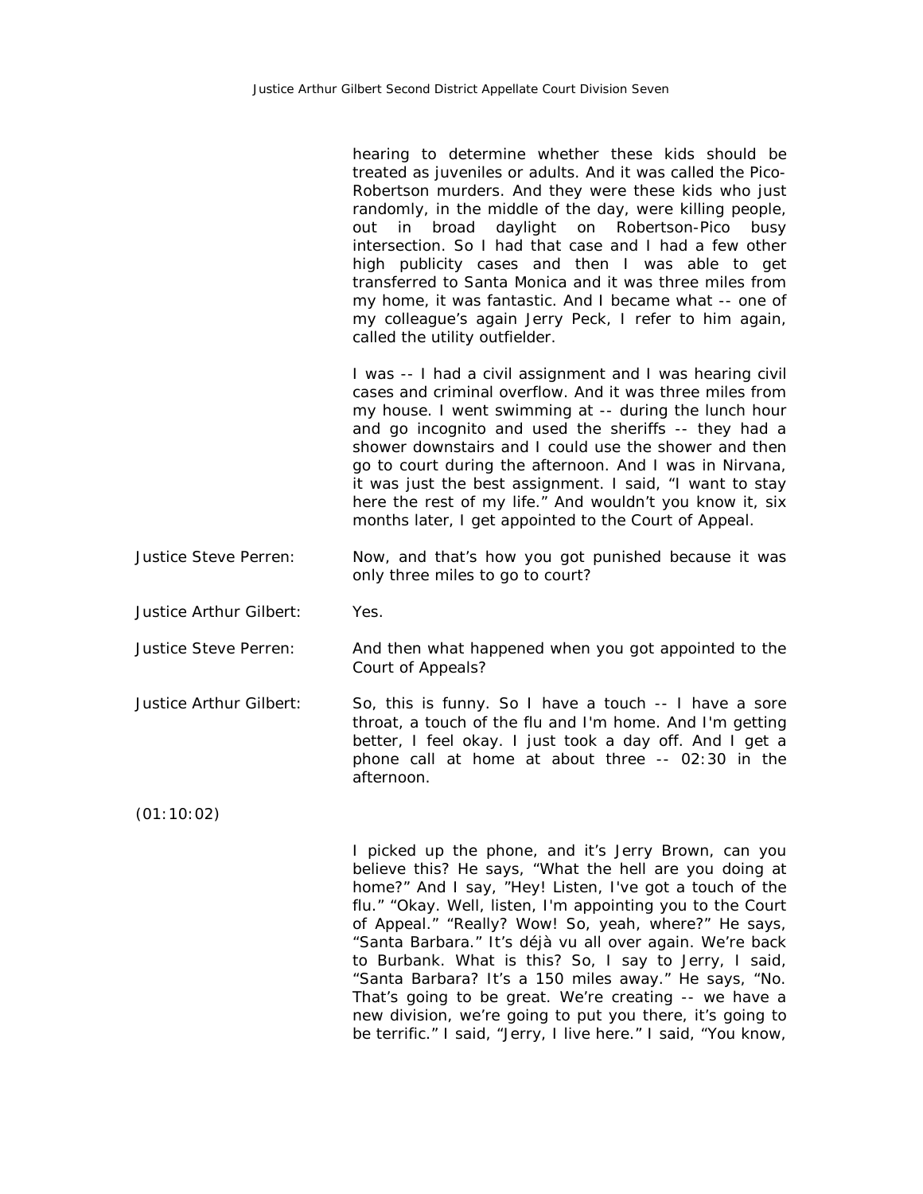hearing to determine whether these kids should be treated as juveniles or adults. And it was called the Pico-Robertson murders. And they were these kids who just randomly, in the middle of the day, were killing people, out in broad daylight on Robertson-Pico busy intersection. So I had that case and I had a few other high publicity cases and then I was able to get transferred to Santa Monica and it was three miles from my home, it was fantastic. And I became what -- one of my colleague's again Jerry Peck, I refer to him again, called the utility outfielder.

I was -- I had a civil assignment and I was hearing civil cases and criminal overflow. And it was three miles from my house. I went swimming at -- during the lunch hour and go incognito and used the sheriffs -- they had a shower downstairs and I could use the shower and then go to court during the afternoon. And I was in Nirvana, it was just the best assignment. I said, "I want to stay here the rest of my life." And wouldn't you know it, six months later, I get appointed to the Court of Appeal.

**Justice Steve Perren:** Now, and that's how you got punished because it was only three miles to go to court?

**Justice Arthur Gilbert:** Yes.

**Justice Steve Perren:** And then what happened when you got appointed to the Court of Appeals?

**Justice Arthur Gilbert:** So, this is funny. So I have a touch -- I have a sore throat, a touch of the flu and I'm home. And I'm getting better, I feel okay. I just took a day off. And I get a phone call at home at about three -- 02:30 in the afternoon.

(01:10:02)

I picked up the phone, and it's Jerry Brown, can you believe this? He says, "What the hell are you doing at home?" And I say, "Hey! Listen, I've got a touch of the flu." "Okay. Well, listen, I'm appointing you to the Court of Appeal." "Really? Wow! So, yeah, where?" He says, "Santa Barbara." It's déjà vu all over again. We're back to Burbank. What is this? So, I say to Jerry, I said, "Santa Barbara? It's a 150 miles away." He says, "No. That's going to be great. We're creating -- we have a new division, we're going to put you there, it's going to be terrific." I said, "Jerry, I live here." I said, "You know,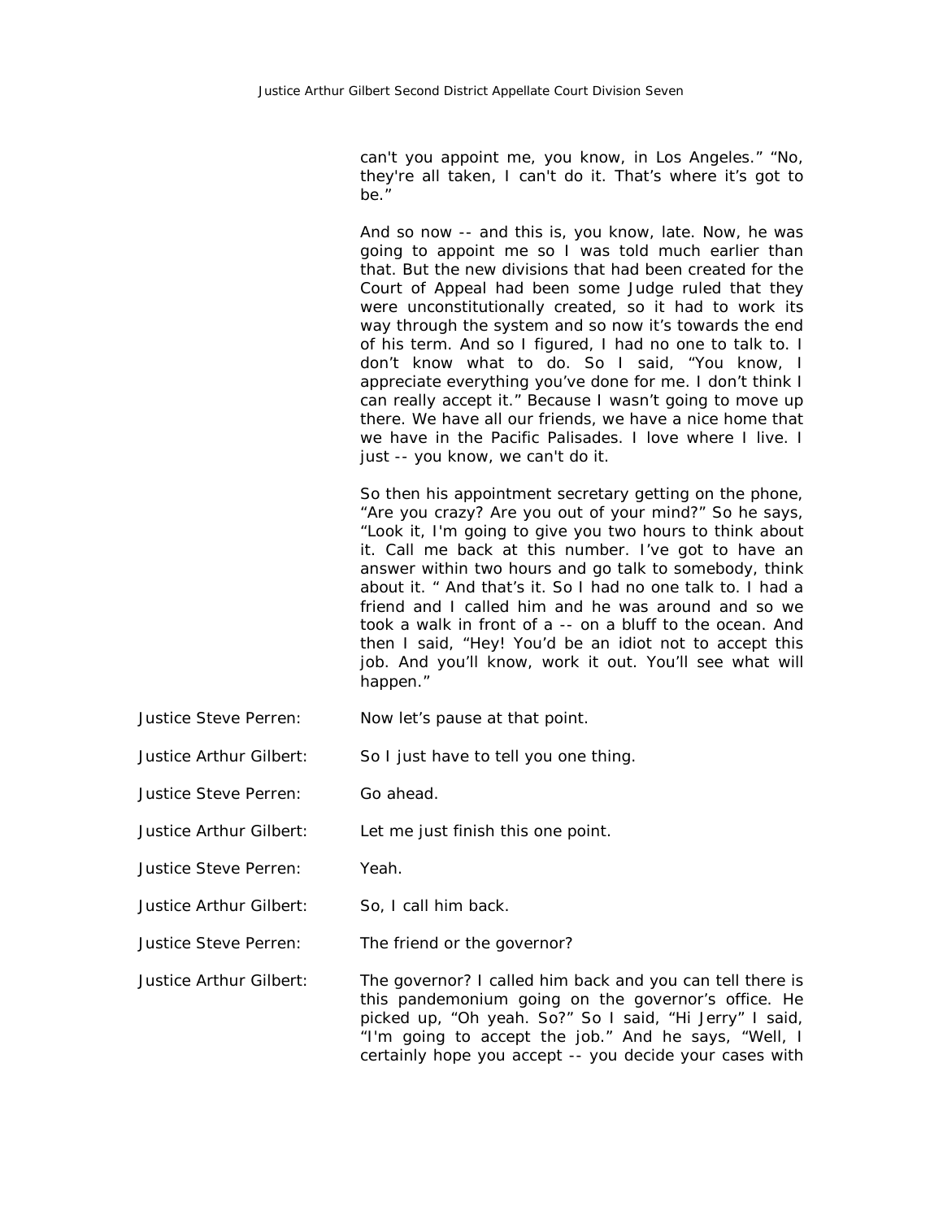can't you appoint me, you know, in Los Angeles." "No, they're all taken, I can't do it. That's where it's got to be."

And so now -- and this is, you know, late. Now, he was going to appoint me so I was told much earlier than that. But the new divisions that had been created for the Court of Appeal had been some Judge ruled that they were unconstitutionally created, so it had to work its way through the system and so now it's towards the end of his term. And so I figured, I had no one to talk to. I don't know what to do. So I said, "You know, I appreciate everything you've done for me. I don't think I can really accept it." Because I wasn't going to move up there. We have all our friends, we have a nice home that we have in the Pacific Palisades. I love where I live. I just -- you know, we can't do it.

So then his appointment secretary getting on the phone, "Are you crazy? Are you out of your mind?" So he says, "Look it, I'm going to give you two hours to think about it. Call me back at this number. I've got to have an answer within two hours and go talk to somebody, think about it. " And that's it. So I had no one talk to. I had a friend and I called him and he was around and so we took a walk in front of a -- on a bluff to the ocean. And then I said, "Hey! You'd be an idiot not to accept this job. And you'll know, work it out. You'll see what will happen."

Justice Steve Perren: Now let's pause at that point.

Justice Arthur Gilbert: So I just have to tell you one thing.

Justice Steve Perren: Go ahead.

Justice Arthur Gilbert: Let me just finish this one point.

Justice Steve Perren: Yeah.

Justice Arthur Gilbert: So, I call him back.

Justice Steve Perren: The friend or the governor?

Justice Arthur Gilbert: The governor? I called him back and you can tell there is this pandemonium going on the governor's office. He picked up, "Oh yeah. So?" So I said, "Hi Jerry" I said, "I'm going to accept the job." And he says, "Well, I certainly hope you accept -- you decide your cases with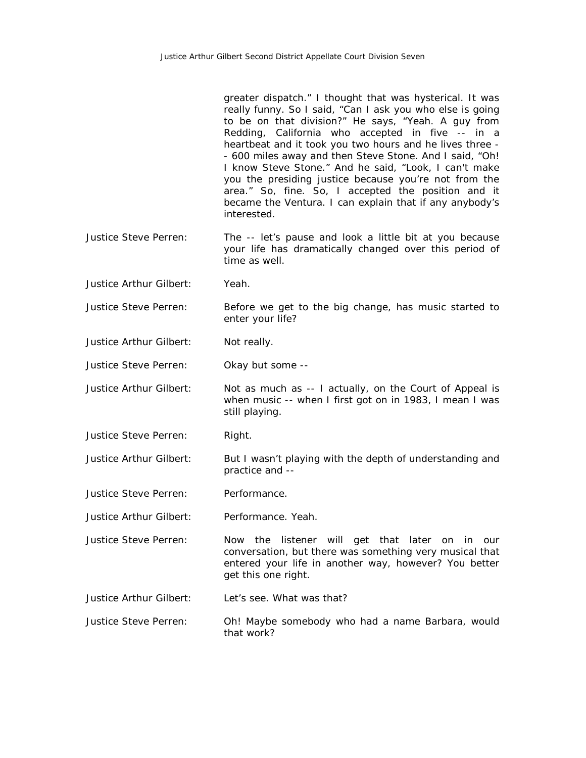greater dispatch." I thought that was hysterical. It was really funny. So I said, "Can I ask you who else is going to be on that division?" He says, "Yeah. A guy from Redding, California who accepted in five -- in a heartbeat and it took you two hours and he lives three -- 600 miles away and then Steve Stone. And I said, "Oh! I know Steve Stone." And he said, "Look, I can't make you the presiding justice because you're not from the area." So, fine. So, I accepted the position and it became the Ventura. I can explain that if any anybody's interested.

**Justice Steve Perren:** The -- let's pause and look a little bit at you because your life has dramatically changed over this period of time as well.

**Justice Arthur Gilbert:** Yeah.

**Justice Steve Perren:** Before we get to the big change, has music started to enter your life?

**Justice Arthur Gilbert:** Not really.

**Justice Steve Perren:** Okay but some --

**Justice Arthur Gilbert:** Not as much as -- I actually, on the Court of Appeal is when music -- when I first got on in 1983, I mean I was still playing.

**Justice Steve Perren:** Right.

**Justice Arthur Gilbert:** But I wasn't playing with the depth of understanding and practice and --

**Justice Steve Perren:** Performance.

**Justice Arthur Gilbert:** Performance. Yeah.

**Justice Steve Perren:** Now the listener will get that later on in our conversation, but there was something very musical that entered your life in another way, however? You better get this one right.

**Justice Arthur Gilbert:** Let's see. What was that?

**Justice Steve Perren:** Oh! Maybe somebody who had a name Barbara, would that work?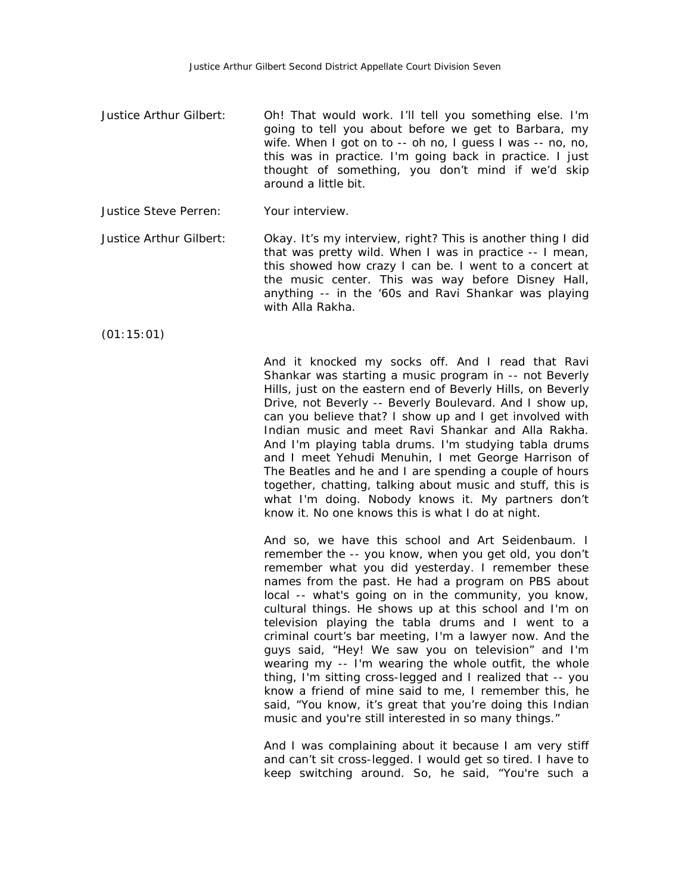Justice Arthur Gilbert: Oh! That would work. I'll tell you something else. I'm going to tell you about before we get to Barbara, my wife. When I got on to -- oh no, I guess I was -- no, no, this was in practice. I'm going back in practice. I just thought of something, you don't mind if we'd skip around a little bit.

Justice Steve Perren: Your interview.

Justice Arthur Gilbert: Okay. It's my interview, right? This is another thing I did that was pretty wild. When I was in practice -- I mean, this showed how crazy I can be. I went to a concert at the music center. This was way before Disney Hall, anything -- in the '60s and Ravi Shankar was playing with Alla Rakha.

(01:15:01)

And it knocked my socks off. And I read that Ravi Shankar was starting a music program in -- not Beverly Hills, just on the eastern end of Beverly Hills, on Beverly Drive, not Beverly -- Beverly Boulevard. And I show up, can you believe that? I show up and I get involved with Indian music and meet Ravi Shankar and Alla Rakha. And I'm playing tabla drums. I'm studying tabla drums and I meet Yehudi Menuhin, I met George Harrison of The Beatles and he and I are spending a couple of hours together, chatting, talking about music and stuff, this is what I'm doing. Nobody knows it. My partners don't know it. No one knows this is what I do at night.

And so, we have this school and Art Seidenbaum. I remember the -- you know, when you get old, you don't remember what you did yesterday. I remember these names from the past. He had a program on PBS about local -- what's going on in the community, you know, cultural things. He shows up at this school and I'm on television playing the tabla drums and I went to a criminal court's bar meeting, I'm a lawyer now. And the guys said, "Hey! We saw you on television" and I'm wearing my -- I'm wearing the whole outfit, the whole thing, I'm sitting cross-legged and I realized that -- you know a friend of mine said to me, I remember this, he said, "You know, it's great that you're doing this Indian music and you're still interested in so many things."

And I was complaining about it because I am very stiff and can't sit cross-legged. I would get so tired. I have to keep switching around. So, he said, "You're such a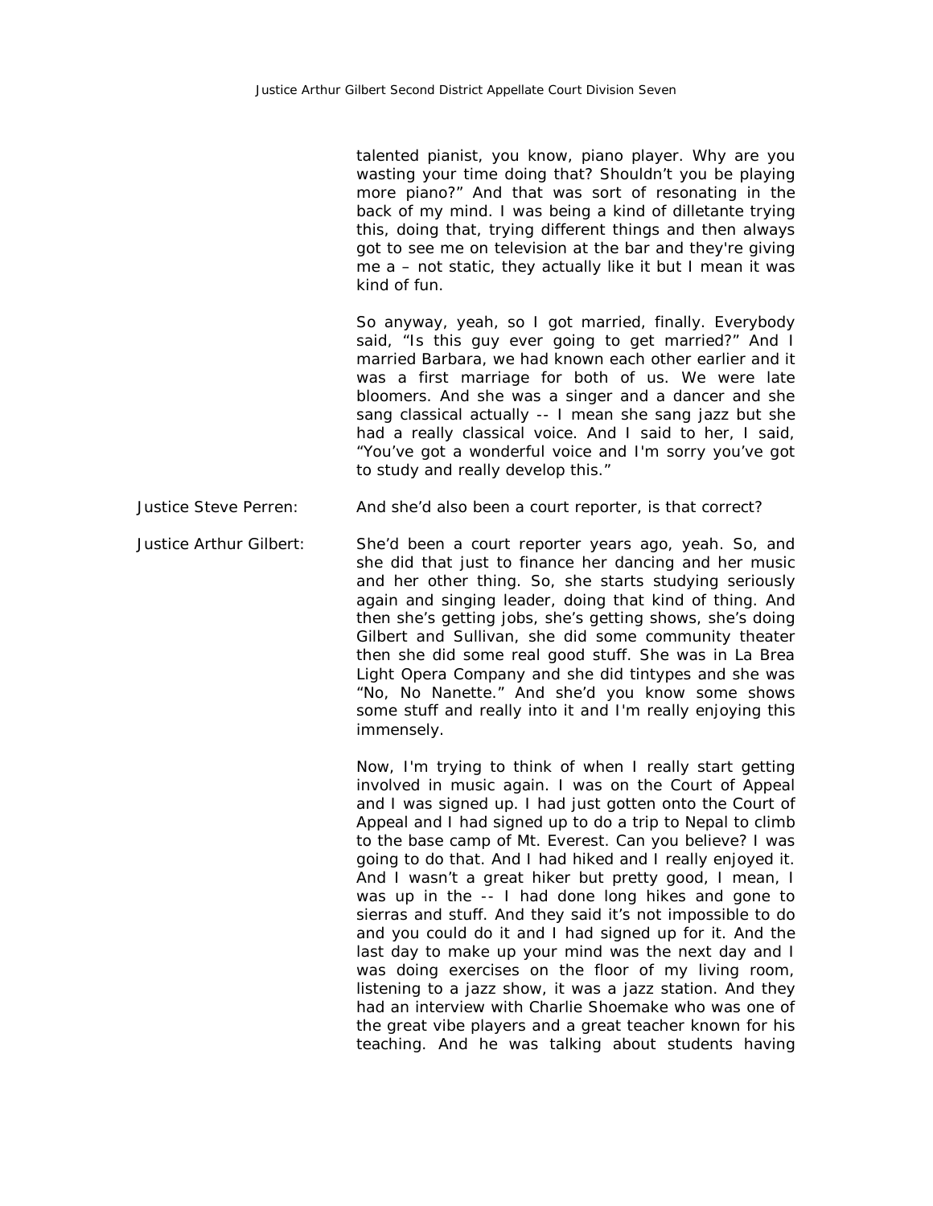talented pianist, you know, piano player. Why are you wasting your time doing that? Shouldn't you be playing more piano?" And that was sort of resonating in the back of my mind. I was being a kind of dilletante trying this, doing that, trying different things and then always got to see me on television at the bar and they're giving me a – not static, they actually like it but I mean it was kind of fun.

So anyway, yeah, so I got married, finally. Everybody said, "Is this guy ever going to get married?" And I married Barbara, we had known each other earlier and it was a first marriage for both of us. We were late bloomers. And she was a singer and a dancer and she sang classical actually -- I mean she sang jazz but she had a really classical voice. And I said to her, I said, "You've got a wonderful voice and I'm sorry you've got to study and really develop this."

**Justice Steve Perren:** And she'd also been a court reporter, is that correct?

**Justice Arthur Gilbert:** She'd been a court reporter years ago, yeah. So, and she did that just to finance her dancing and her music and her other thing. So, she starts studying seriously again and singing leader, doing that kind of thing. And then she's getting jobs, she's getting shows, she's doing Gilbert and Sullivan, she did some community theater then she did some real good stuff. She was in La Brea Light Opera Company and she did tintypes and she was "No, No Nanette." And she'd you know some shows some stuff and really into it and I'm really enjoying this immensely.

Now, I'm trying to think of when I really start getting involved in music again. I was on the Court of Appeal and I was signed up. I had just gotten onto the Court of Appeal and I had signed up to do a trip to Nepal to climb to the base camp of Mt. Everest. Can you believe? I was going to do that. And I had hiked and I really enjoyed it. And I wasn't a great hiker but pretty good, I mean, I was up in the -- I had done long hikes and gone to sierras and stuff. And they said it's not impossible to do and you could do it and I had signed up for it. And the last day to make up your mind was the next day and I was doing exercises on the floor of my living room, listening to a jazz show, it was a jazz station. And they had an interview with Charlie Shoemake who was one of the great vibe players and a great teacher known for his teaching. And he was talking about students having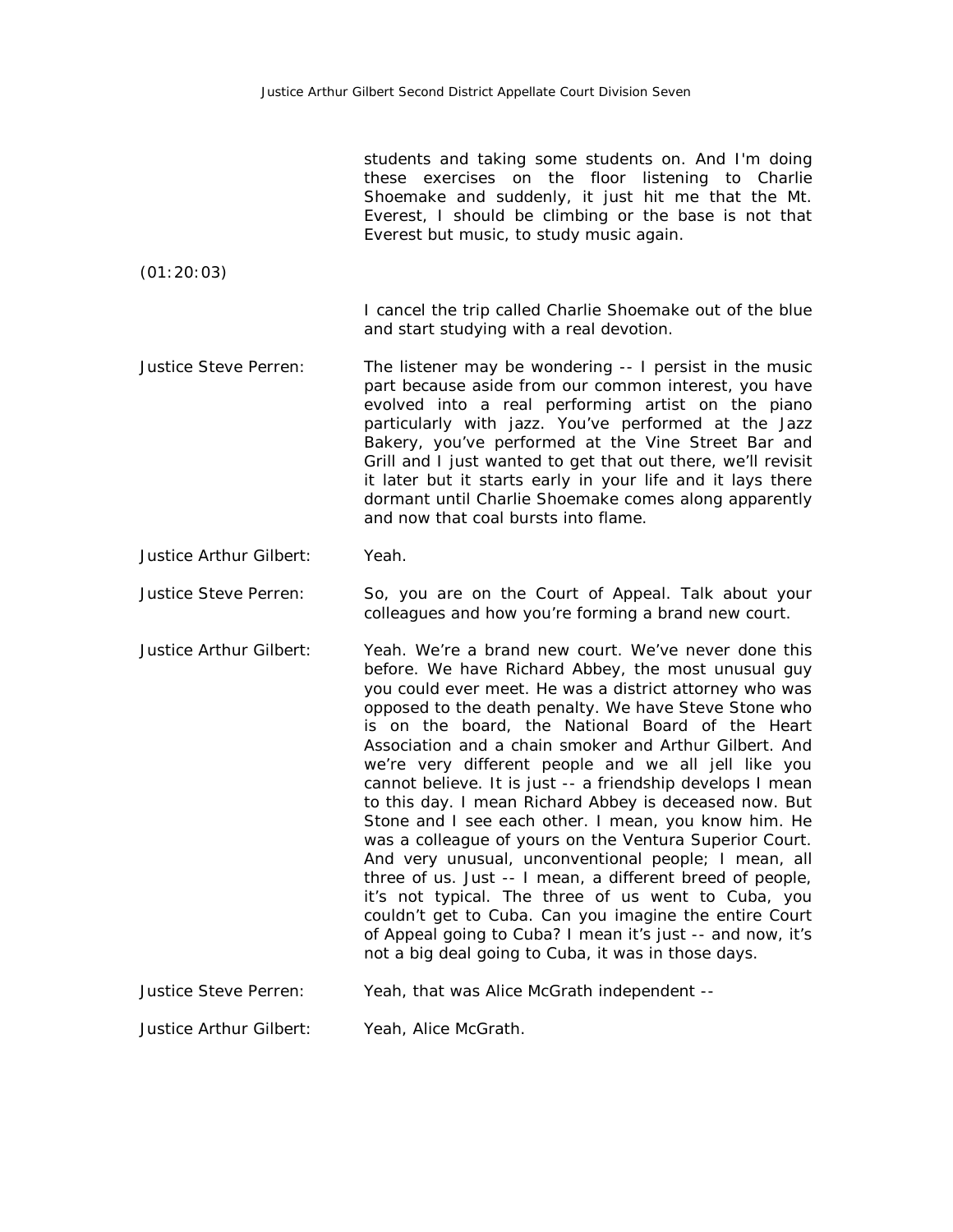students and taking some students on. And I'm doing these exercises on the floor listening to Charlie Shoemake and suddenly, it just hit me that the Mt. Everest, I should be climbing or the base is not that Everest but music, to study music again.

(01:20:03)

I cancel the trip called Charlie Shoemake out of the blue and start studying with a real devotion.

Justice Steve Perren: The listener may be wondering -- I persist in the music part because aside from our common interest, you have evolved into a real performing artist on the piano particularly with jazz. You've performed at the Jazz Bakery, you've performed at the Vine Street Bar and Grill and I just wanted to get that out there, we'll revisit it later but it starts early in your life and it lays there dormant until Charlie Shoemake comes along apparently and now that coal bursts into flame.

Justice Arthur Gilbert: Yeah.

Justice Steve Perren: So, you are on the Court of Appeal. Talk about your colleagues and how you're forming a brand new court.

Justice Arthur Gilbert: Yeah. We're a brand new court. We've never done this before. We have Richard Abbey, the most unusual guy you could ever meet. He was a district attorney who was opposed to the death penalty. We have Steve Stone who is on the board, the National Board of the Heart Association and a chain smoker and Arthur Gilbert. And we're very different people and we all jell like you cannot believe. It is just -- a friendship develops I mean to this day. I mean Richard Abbey is deceased now. But Stone and I see each other. I mean, you know him. He was a colleague of yours on the Ventura Superior Court. And very unusual, unconventional people; I mean, all three of us. Just -- I mean, a different breed of people, it's not typical. The three of us went to Cuba, you couldn't get to Cuba. Can you imagine the entire Court of Appeal going to Cuba? I mean it's just -- and now, it's not a big deal going to Cuba, it was in those days.

Justice Steve Perren: Yeah, that was Alice McGrath independent --

Justice Arthur Gilbert: Yeah, Alice McGrath.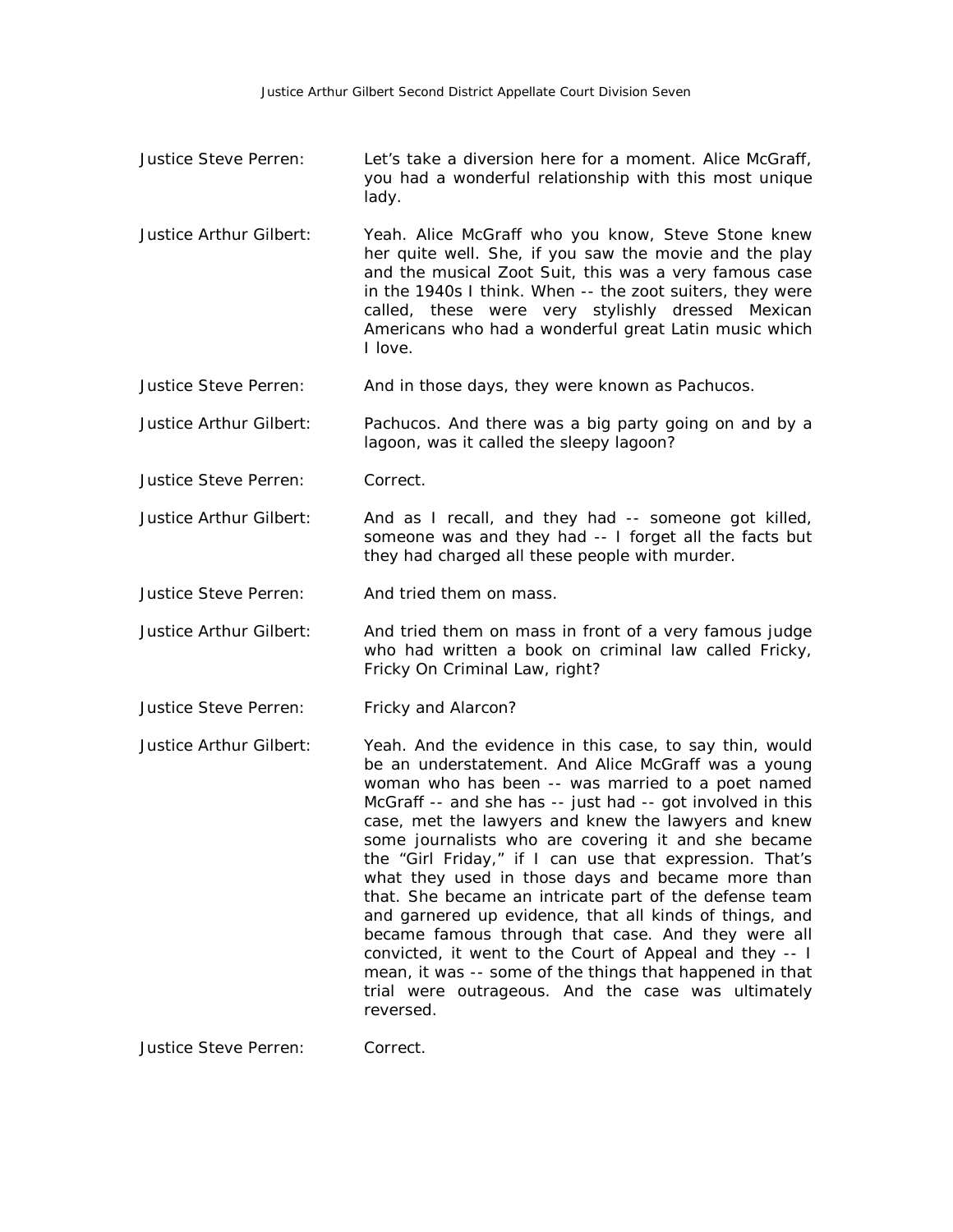Justice Steve Perren: Let's take a diversion here for a moment. Alice McGraff, you had a wonderful relationship with this most unique lady.

Justice Arthur Gilbert: Yeah. Alice McGraff who you know, Steve Stone knew her quite well. She, if you saw the movie and the play and the musical Zoot Suit, this was a very famous case in the 1940s I think. When -- the zoot suiters, they were called, these were very stylishly dressed Mexican Americans who had a wonderful great Latin music which I love.

Justice Steve Perren: And in those days, they were known as Pachucos.

Justice Arthur Gilbert: Pachucos. And there was a big party going on and by a lagoon, was it called the sleepy lagoon?

Justice Steve Perren: Correct.

Justice Arthur Gilbert: And as I recall, and they had -- someone got killed, someone was and they had -- I forget all the facts but they had charged all these people with murder.

Justice Steve Perren: And tried them on mass.

Justice Arthur Gilbert: And tried them on mass in front of a very famous judge who had written a book on criminal law called Fricky, Fricky On Criminal Law, right?

Justice Steve Perren: Fricky and Alarcon?

Justice Arthur Gilbert: Yeah. And the evidence in this case, to say thin, would be an understatement. And Alice McGraff was a young woman who has been -- was married to a poet named McGraff -- and she has -- just had -- got involved in this case, met the lawyers and knew the lawyers and knew some journalists who are covering it and she became the "Girl Friday," if I can use that expression. That's what they used in those days and became more than that. She became an intricate part of the defense team and garnered up evidence, that all kinds of things, and became famous through that case. And they were all convicted, it went to the Court of Appeal and they -- I mean, it was -- some of the things that happened in that trial were outrageous. And the case was ultimately reversed.

Justice Steve Perren: Correct.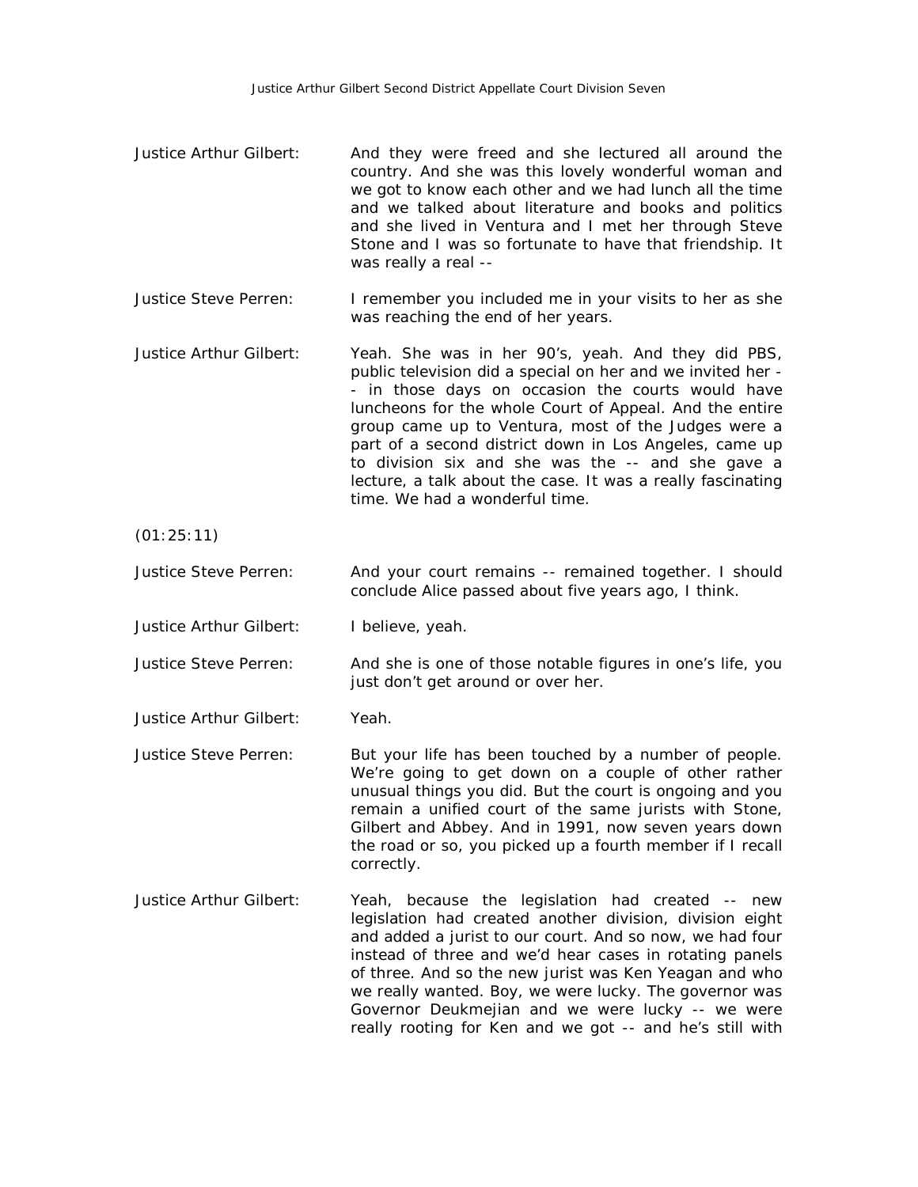Justice Arthur Gilbert: And they were freed and she lectured all around the country. And she was this lovely wonderful woman and we got to know each other and we had lunch all the time and we talked about literature and books and politics and she lived in Ventura and I met her through Steve Stone and I was so fortunate to have that friendship. It was really a real --

Justice Steve Perren: I remember you included me in your visits to her as she was reaching the end of her years.

Justice Arthur Gilbert: Yeah. She was in her 90's, yeah. And they did PBS, public television did a special on her and we invited her -- in those days on occasion the courts would have luncheons for the whole Court of Appeal. And the entire group came up to Ventura, most of the Judges were a part of a second district down in Los Angeles, came up to division six and she was the -- and she gave a lecture, a talk about the case. It was a really fascinating time. We had a wonderful time.

(01:25:11)

Justice Steve Perren: And your court remains -- remained together. I should conclude Alice passed about five years ago, I think.

Justice Arthur Gilbert: I believe, yeah.

Justice Steve Perren: And she is one of those notable figures in one's life, you just don't get around or over her.

Justice Arthur Gilbert: Yeah.

Justice Steve Perren: But your life has been touched by a number of people. We're going to get down on a couple of other rather unusual things you did. But the court is ongoing and you remain a unified court of the same jurists with Stone, Gilbert and Abbey. And in 1991, now seven years down the road or so, you picked up a fourth member if I recall correctly.

Justice Arthur Gilbert: Yeah, because the legislation had created -- new legislation had created another division, division eight and added a jurist to our court. And so now, we had four instead of three and we'd hear cases in rotating panels of three. And so the new jurist was Ken Yeagan and who we really wanted. Boy, we were lucky. The governor was Governor Deukmejian and we were lucky -- we were really rooting for Ken and we got -- and he's still with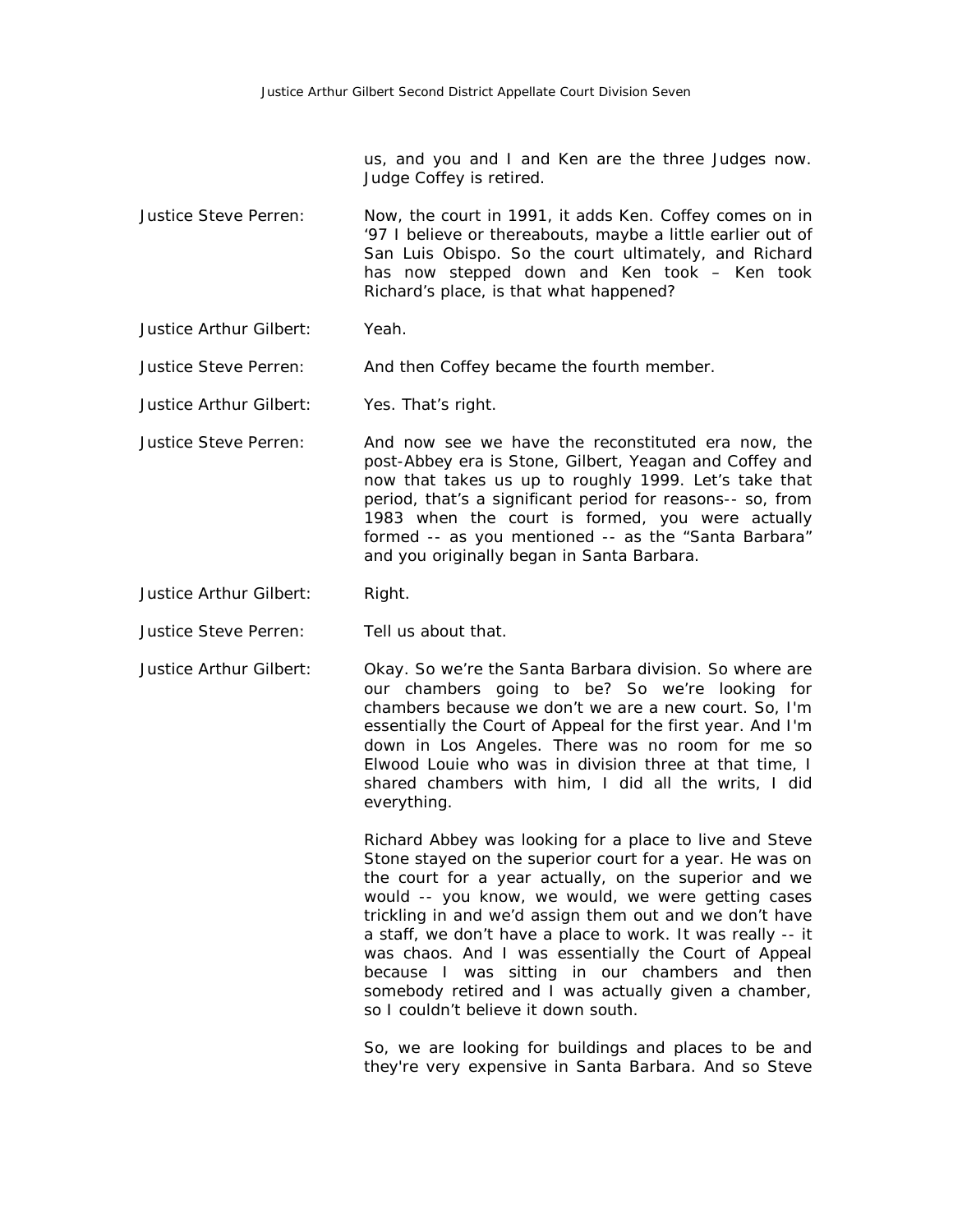us, and you and I and Ken are the three Judges now. Judge Coffey is retired.

Justice Steve Perren: Now, the court in 1991, it adds Ken. Coffey comes on in '97 I believe or thereabouts, maybe a little earlier out of San Luis Obispo. So the court ultimately, and Richard has now stepped down and Ken took – Ken took Richard's place, is that what happened?

Justice Arthur Gilbert: Yeah.

Justice Steve Perren: And then Coffey became the fourth member.

Justice Arthur Gilbert: Yes. That's right.

Justice Steve Perren: And now see we have the reconstituted era now, the post-Abbey era is Stone, Gilbert, Yeagan and Coffey and now that takes us up to roughly 1999. Let's take that period, that's a significant period for reasons-- so, from 1983 when the court is formed, you were actually formed -- as you mentioned -- as the "Santa Barbara" and you originally began in Santa Barbara.

Justice Arthur Gilbert: Right.

Justice Steve Perren: Tell us about that.

Justice Arthur Gilbert: Okay. So we're the Santa Barbara division. So where are our chambers going to be? So we're looking for chambers because we don't we are a new court. So, I'm essentially the Court of Appeal for the first year. And I'm down in Los Angeles. There was no room for me so Elwood Louie who was in division three at that time, I shared chambers with him, I did all the writs, I did everything.

Richard Abbey was looking for a place to live and Steve Stone stayed on the superior court for a year. He was on the court for a year actually, on the superior and we would -- you know, we would, we were getting cases trickling in and we'd assign them out and we don't have a staff, we don't have a place to work. It was really -- it was chaos. And I was essentially the Court of Appeal because I was sitting in our chambers and then somebody retired and I was actually given a chamber, so I couldn't believe it down south.

So, we are looking for buildings and places to be and they're very expensive in Santa Barbara. And so Steve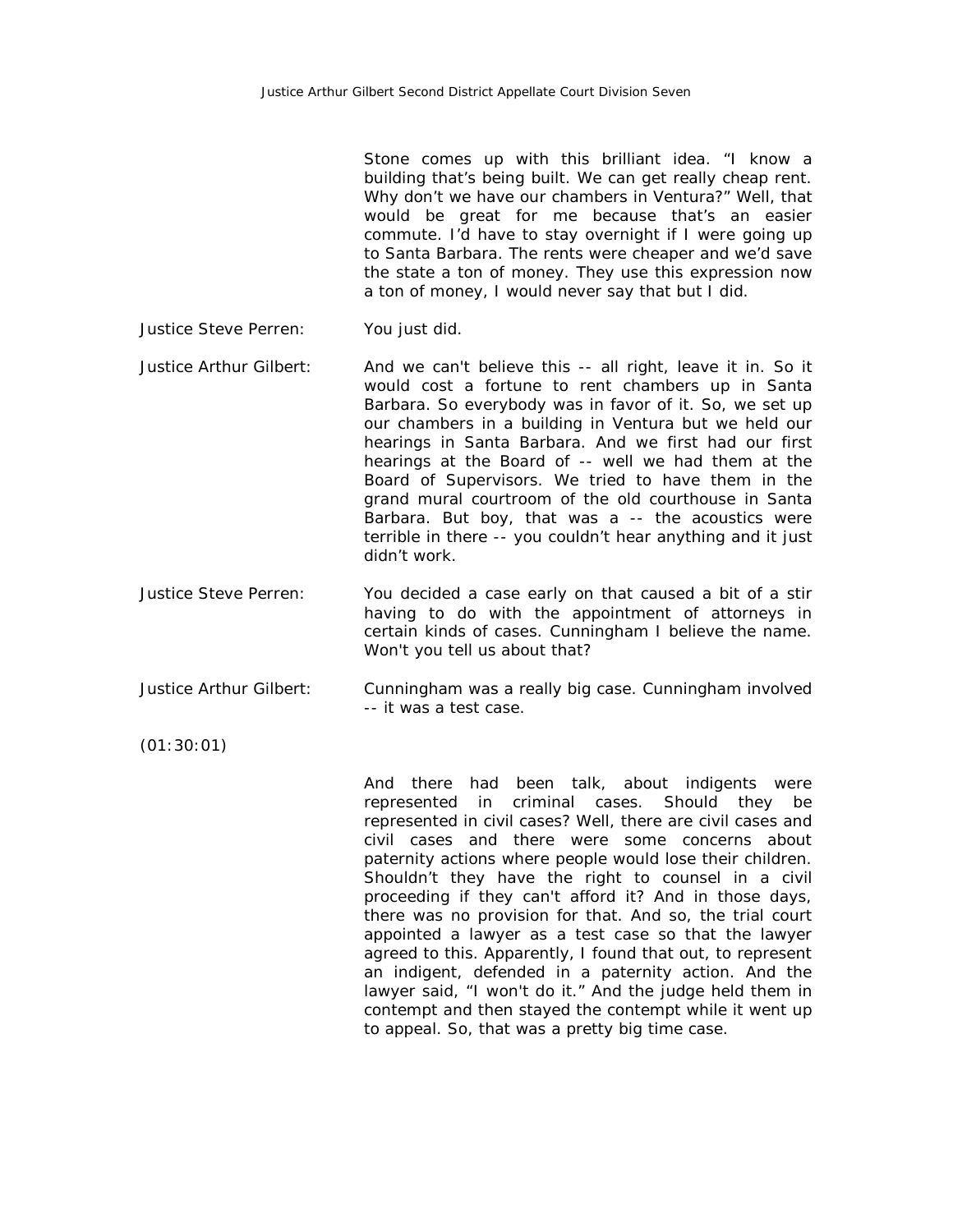Stone comes up with this brilliant idea. "I know a building that's being built. We can get really cheap rent. Why don't we have our chambers in Ventura?" Well, that would be great for me because that's an easier commute. I'd have to stay overnight if I were going up to Santa Barbara. The rents were cheaper and we'd save the state a ton of money. They use this expression now a ton of money, I would never say that but I did.

**Justice Steve Perren:** You just did.

**Justice Arthur Gilbert:** And we can't believe this -- all right, leave it in. So it would cost a fortune to rent chambers up in Santa Barbara. So everybody was in favor of it. So, we set up our chambers in a building in Ventura but we held our hearings in Santa Barbara. And we first had our first hearings at the Board of -- well we had them at the Board of Supervisors. We tried to have them in the grand mural courtroom of the old courthouse in Santa Barbara. But boy, that was a -- the acoustics were terrible in there -- you couldn't hear anything and it just didn't work.

**Justice Steve Perren:** You decided a case early on that caused a bit of a stir having to do with the appointment of attorneys in certain kinds of cases. Cunningham I believe the name. Won't you tell us about that?

**Justice Arthur Gilbert:** Cunningham was a really big case. Cunningham involved -- it was a test case.

(01:30:01)

And there had been talk, about indigents were represented in criminal cases. Should they be represented in civil cases? Well, there are civil cases and civil cases and there were some concerns about paternity actions where people would lose their children. Shouldn't they have the right to counsel in a civil proceeding if they can't afford it? And in those days, there was no provision for that. And so, the trial court appointed a lawyer as a test case so that the lawyer agreed to this. Apparently, I found that out, to represent an indigent, defended in a paternity action. And the lawyer said, "I won't do it." And the judge held them in contempt and then stayed the contempt while it went up to appeal. So, that was a pretty big time case.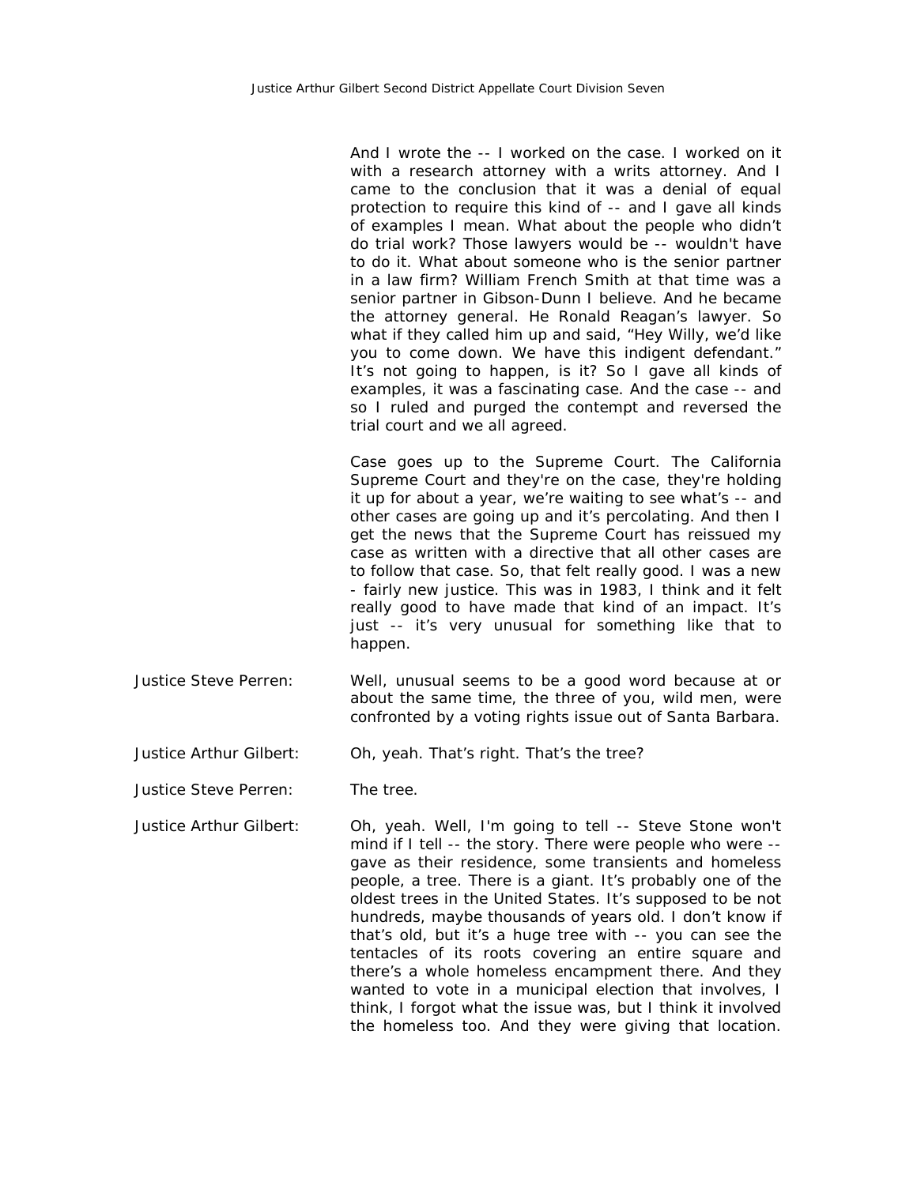And I wrote the -- I worked on the case. I worked on it with a research attorney with a writs attorney. And I came to the conclusion that it was a denial of equal protection to require this kind of -- and I gave all kinds of examples I mean. What about the people who didn't do trial work? Those lawyers would be -- wouldn't have to do it. What about someone who is the senior partner in a law firm? William French Smith at that time was a senior partner in Gibson-Dunn I believe. And he became the attorney general. He Ronald Reagan's lawyer. So what if they called him up and said, "Hey Willy, we'd like you to come down. We have this indigent defendant." It's not going to happen, is it? So I gave all kinds of examples, it was a fascinating case. And the case -- and so I ruled and purged the contempt and reversed the trial court and we all agreed.

Case goes up to the Supreme Court. The California Supreme Court and they're on the case, they're holding it up for about a year, we're waiting to see what's -- and other cases are going up and it's percolating. And then I get the news that the Supreme Court has reissued my case as written with a directive that all other cases are to follow that case. So, that felt really good. I was a new - fairly new justice. This was in 1983, I think and it felt really good to have made that kind of an impact. It's just -- it's very unusual for something like that to happen.

Justice Steve Perren: Well, unusual seems to be a good word because at or about the same time, the three of you, wild men, were confronted by a voting rights issue out of Santa Barbara.

Justice Arthur Gilbert: Oh, yeah. That's right. That's the tree?

Justice Steve Perren: The tree.

Justice Arthur Gilbert: Oh, yeah. Well, I'm going to tell -- Steve Stone won't mind if I tell -- the story. There were people who were -- gave as their residence, some transients and homeless people, a tree. There is a giant. It's probably one of the oldest trees in the United States. It's supposed to be not hundreds, maybe thousands of years old. I don't know if that's old, but it's a huge tree with -- you can see the tentacles of its roots covering an entire square and there's a whole homeless encampment there. And they wanted to vote in a municipal election that involves, I think, I forgot what the issue was, but I think it involved the homeless too. And they were giving that location.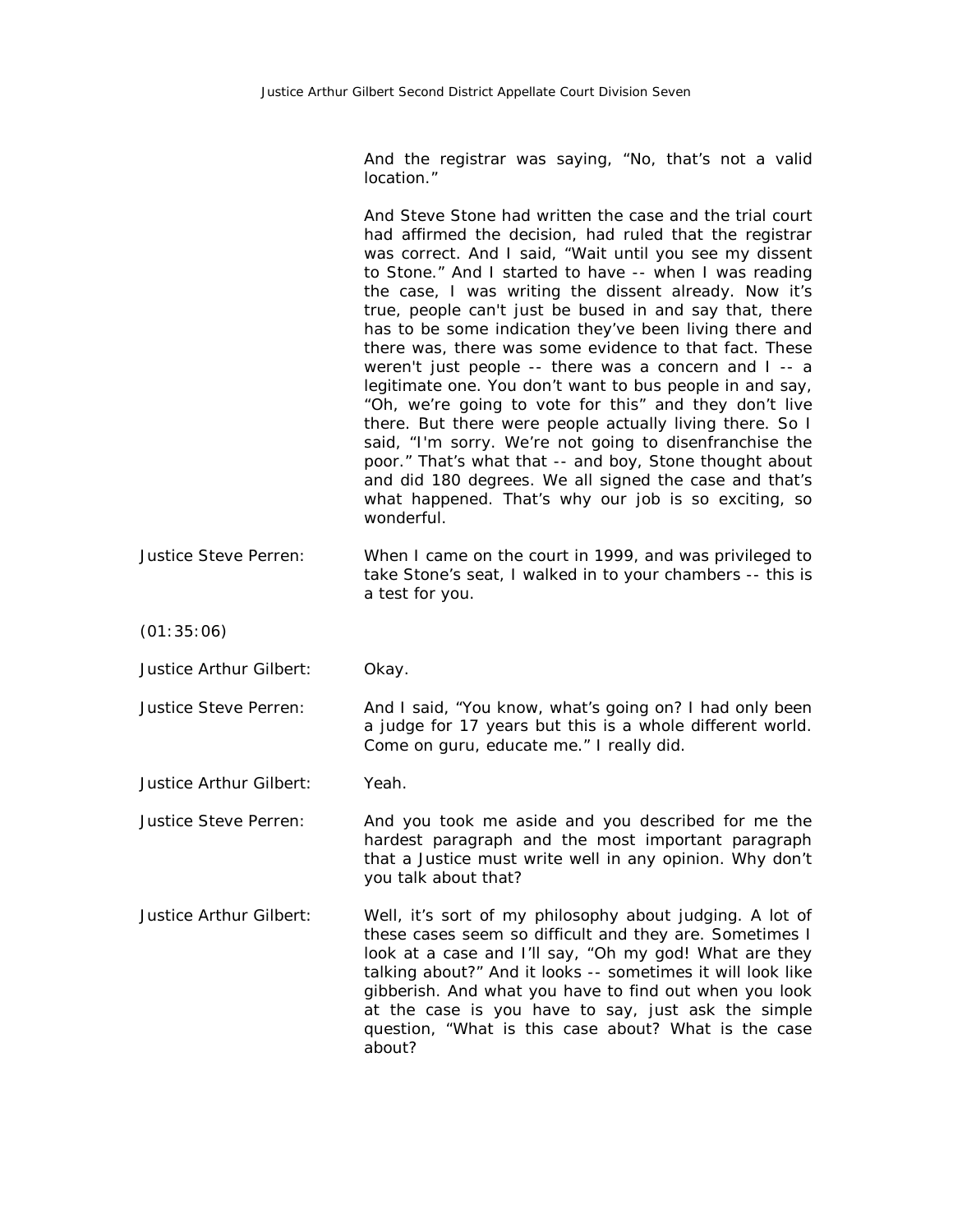And the registrar was saying, "No, that's not a valid location."

And Steve Stone had written the case and the trial court had affirmed the decision, had ruled that the registrar was correct. And I said, "Wait until you see my dissent to Stone." And I started to have -- when I was reading the case, I was writing the dissent already. Now it's true, people can't just be bused in and say that, there has to be some indication they've been living there and there was, there was some evidence to that fact. These weren't just people -- there was a concern and I -- a legitimate one. You don't want to bus people in and say, "Oh, we're going to vote for this" and they don't live there. But there were people actually living there. So I said, "I'm sorry. We're not going to disenfranchise the poor." That's what that -- and boy, Stone thought about and did 180 degrees. We all signed the case and that's what happened. That's why our job is so exciting, so wonderful.

Justice Steve Perren: When I came on the court in 1999, and was privileged to take Stone's seat, I walked in to your chambers -- this is a test for you.

(01:35:06)

Justice Arthur Gilbert: Okay.

Justice Steve Perren: And I said, "You know, what's going on? I had only been a judge for 17 years but this is a whole different world. Come on guru, educate me." I really did.

Justice Arthur Gilbert: Yeah.

Justice Steve Perren: And you took me aside and you described for me the hardest paragraph and the most important paragraph that a Justice must write well in any opinion. Why don't you talk about that?

Justice Arthur Gilbert: Well, it's sort of my philosophy about judging. A lot of these cases seem so difficult and they are. Sometimes I look at a case and I'll say, "Oh my god! What are they talking about?" And it looks -- sometimes it will look like gibberish. And what you have to find out when you look at the case is you have to say, just ask the simple question, "What is this case about? What is the case about?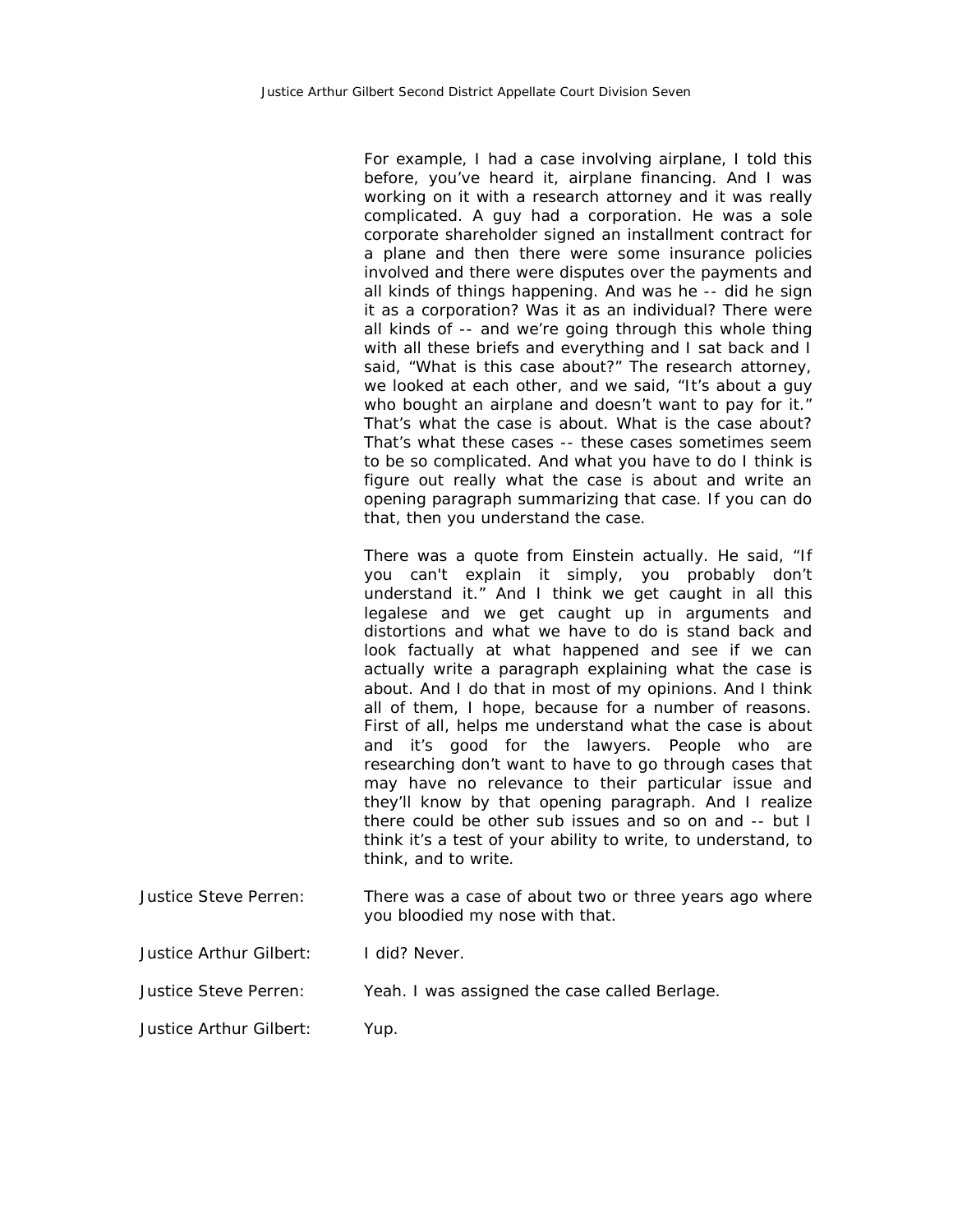For example, I had a case involving airplane, I told this before, you've heard it, airplane financing. And I was working on it with a research attorney and it was really complicated. A guy had a corporation. He was a sole corporate shareholder signed an installment contract for a plane and then there were some insurance policies involved and there were disputes over the payments and all kinds of things happening. And was he -- did he sign it as a corporation? Was it as an individual? There were all kinds of -- and we're going through this whole thing with all these briefs and everything and I sat back and I said, "What is this case about?" The research attorney, we looked at each other, and we said, "It's about a guy who bought an airplane and doesn't want to pay for it." That's what the case is about. What is the case about? That's what these cases -- these cases sometimes seem to be so complicated. And what you have to do I think is figure out really what the case is about and write an opening paragraph summarizing that case. If you can do that, then you understand the case.

There was a quote from Einstein actually. He said, "If you can't explain it simply, you probably don't understand it." And I think we get caught in all this legalese and we get caught up in arguments and distortions and what we have to do is stand back and look factually at what happened and see if we can actually write a paragraph explaining what the case is about. And I do that in most of my opinions. And I think all of them, I hope, because for a number of reasons. First of all, helps me understand what the case is about and it's good for the lawyers. People who are researching don't want to have to go through cases that may have no relevance to their particular issue and they'll know by that opening paragraph. And I realize there could be other sub issues and so on and -- but I think it's a test of your ability to write, to understand, to think, and to write.

Justice Steve Perren: There was a case of about two or three years ago where you bloodied my nose with that.

Justice Arthur Gilbert: I did? Never.

Justice Steve Perren: Yeah. I was assigned the case called Berlage.

Justice Arthur Gilbert: Yup.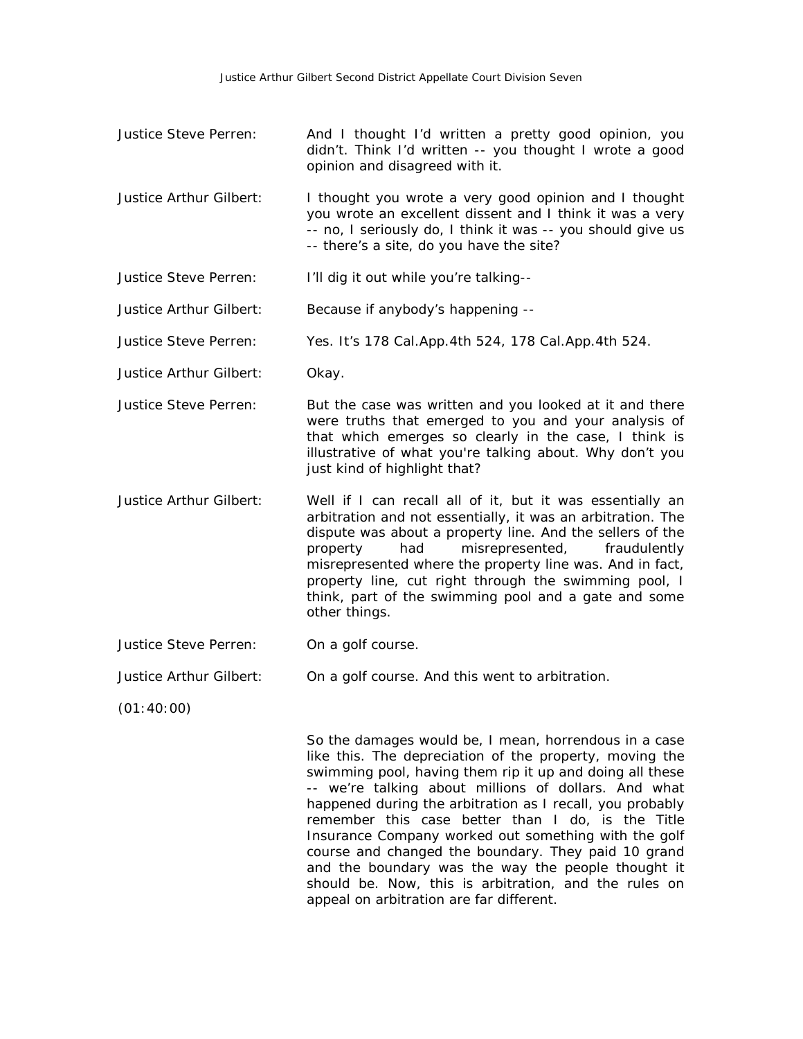Justice Steve Perren: And I thought I'd written a pretty good opinion, you didn't. Think I'd written -- you thought I wrote a good opinion and disagreed with it.

Justice Arthur Gilbert: I thought you wrote a very good opinion and I thought you wrote an excellent dissent and I think it was a very -- no, I seriously do, I think it was -- you should give us -- there's a site, do you have the site?

Justice Steve Perren: I'll dig it out while you're talking--

Justice Arthur Gilbert: Because if anybody's happening --

Justice Steve Perren: Yes. It's 178 Cal.App.4th 524, 178 Cal.App.4th 524.

Justice Arthur Gilbert: Okay.

Justice Steve Perren: But the case was written and you looked at it and there were truths that emerged to you and your analysis of that which emerges so clearly in the case, I think is illustrative of what you're talking about. Why don't you just kind of highlight that?

Justice Arthur Gilbert: Well if I can recall all of it, but it was essentially an arbitration and not essentially, it was an arbitration. The dispute was about a property line. And the sellers of the property had misrepresented, fraudulently misrepresented where the property line was. And in fact, property line, cut right through the swimming pool, I think, part of the swimming pool and a gate and some other things.

Justice Steve Perren: On a golf course.

Justice Arthur Gilbert: On a golf course. And this went to arbitration.

(01:40:00)

So the damages would be, I mean, horrendous in a case like this. The depreciation of the property, moving the swimming pool, having them rip it up and doing all these -- we're talking about millions of dollars. And what happened during the arbitration as I recall, you probably remember this case better than I do, is the Title Insurance Company worked out something with the golf course and changed the boundary. They paid 10 grand and the boundary was the way the people thought it should be. Now, this is arbitration, and the rules on appeal on arbitration are far different.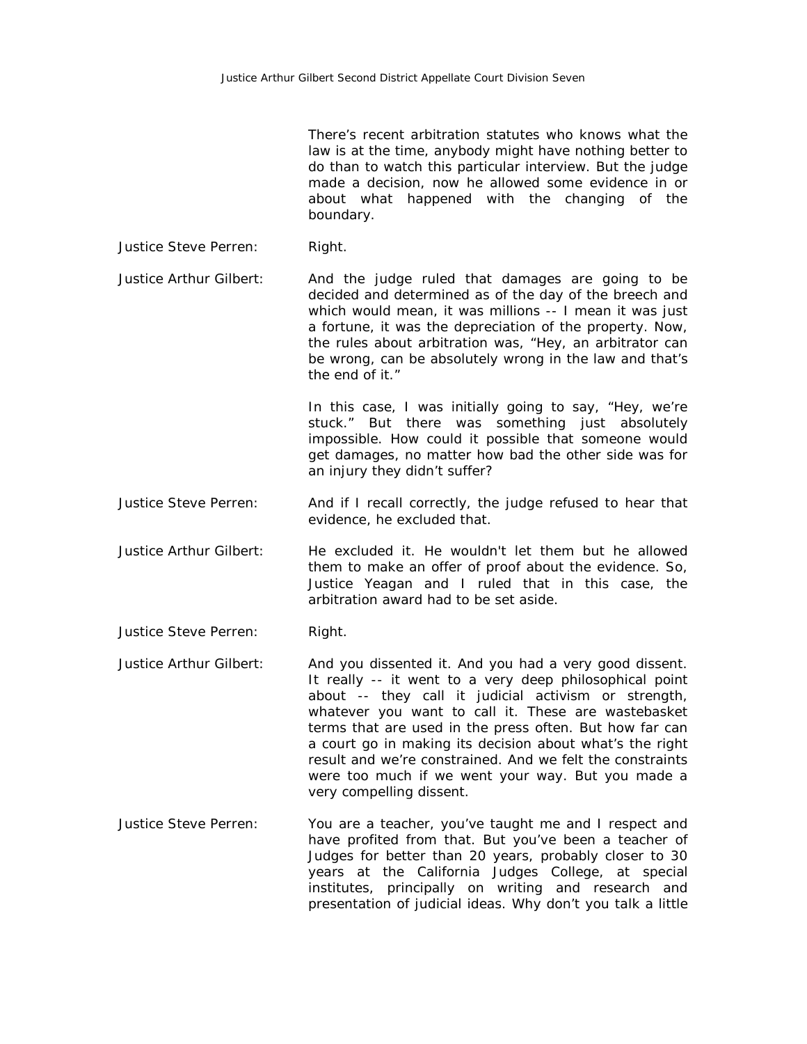There's recent arbitration statutes who knows what the law is at the time, anybody might have nothing better to do than to watch this particular interview. But the judge made a decision, now he allowed some evidence in or about what happened with the changing of the boundary.

Justice Steve Perren: Right.

Justice Arthur Gilbert: And the judge ruled that damages are going to be decided and determined as of the day of the breech and which would mean, it was millions -- I mean it was just a fortune, it was the depreciation of the property. Now, the rules about arbitration was, "Hey, an arbitrator can be wrong, can be absolutely wrong in the law and that's the end of it."

In this case, I was initially going to say, "Hey, we're stuck." But there was something just absolutely impossible. How could it possible that someone would get damages, no matter how bad the other side was for an injury they didn't suffer?

Justice Steve Perren: And if I recall correctly, the judge refused to hear that evidence, he excluded that.

Justice Arthur Gilbert: He excluded it. He wouldn't let them but he allowed them to make an offer of proof about the evidence. So, Justice Yeagan and I ruled that in this case, the arbitration award had to be set aside.

Justice Steve Perren: Right.

Justice Arthur Gilbert: And you dissented it. And you had a very good dissent. It really -- it went to a very deep philosophical point about -- they call it judicial activism or strength, whatever you want to call it. These are wastebasket terms that are used in the press often. But how far can a court go in making its decision about what's the right result and we're constrained. And we felt the constraints were too much if we went your way. But you made a very compelling dissent.

Justice Steve Perren: You are a teacher, you've taught me and I respect and have profited from that. But you've been a teacher of Judges for better than 20 years, probably closer to 30 years at the California Judges College, at special institutes, principally on writing and research and presentation of judicial ideas. Why don't you talk a little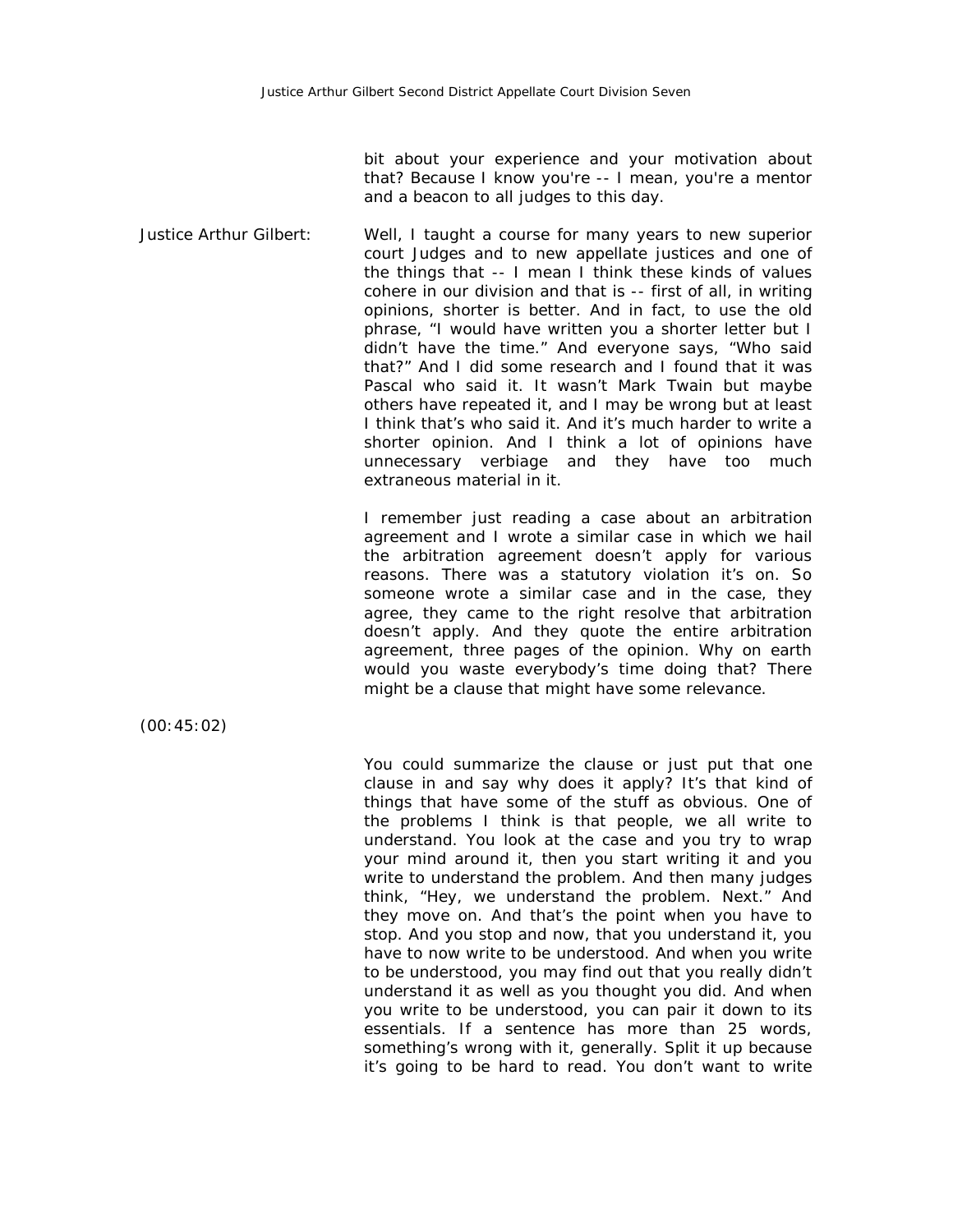bit about your experience and your motivation about that? Because I know you're -- I mean, you're a mentor and a beacon to all judges to this day.

Justice Arthur Gilbert: Well, I taught a course for many years to new superior court Judges and to new appellate justices and one of the things that -- I mean I think these kinds of values cohere in our division and that is -- first of all, in writing opinions, shorter is better. And in fact, to use the old phrase, "I would have written you a shorter letter but I didn't have the time." And everyone says, "Who said that?" And I did some research and I found that it was Pascal who said it. It wasn't Mark Twain but maybe others have repeated it, and I may be wrong but at least I think that's who said it. And it's much harder to write a shorter opinion. And I think a lot of opinions have unnecessary verbiage and they have too much extraneous material in it.

I remember just reading a case about an arbitration agreement and I wrote a similar case in which we hail the arbitration agreement doesn't apply for various reasons. There was a statutory violation it's on. So someone wrote a similar case and in the case, they agree, they came to the right resolve that arbitration doesn't apply. And they quote the entire arbitration agreement, three pages of the opinion. Why on earth would you waste everybody's time doing that? There might be a clause that might have some relevance.

(00:45:02)

You could summarize the clause or just put that one clause in and say why does it apply? It's that kind of things that have some of the stuff as obvious. One of the problems I think is that people, we all write to understand. You look at the case and you try to wrap your mind around it, then you start writing it and you write to understand the problem. And then many judges think, "Hey, we understand the problem. Next." And they move on. And that's the point when you have to stop. And you stop and now, that you understand it, you have to now write to be understood. And when you write to be understood, you may find out that you really didn't understand it as well as you thought you did. And when you write to be understood, you can pair it down to its essentials. If a sentence has more than 25 words, something's wrong with it, generally. Split it up because it's going to be hard to read. You don't want to write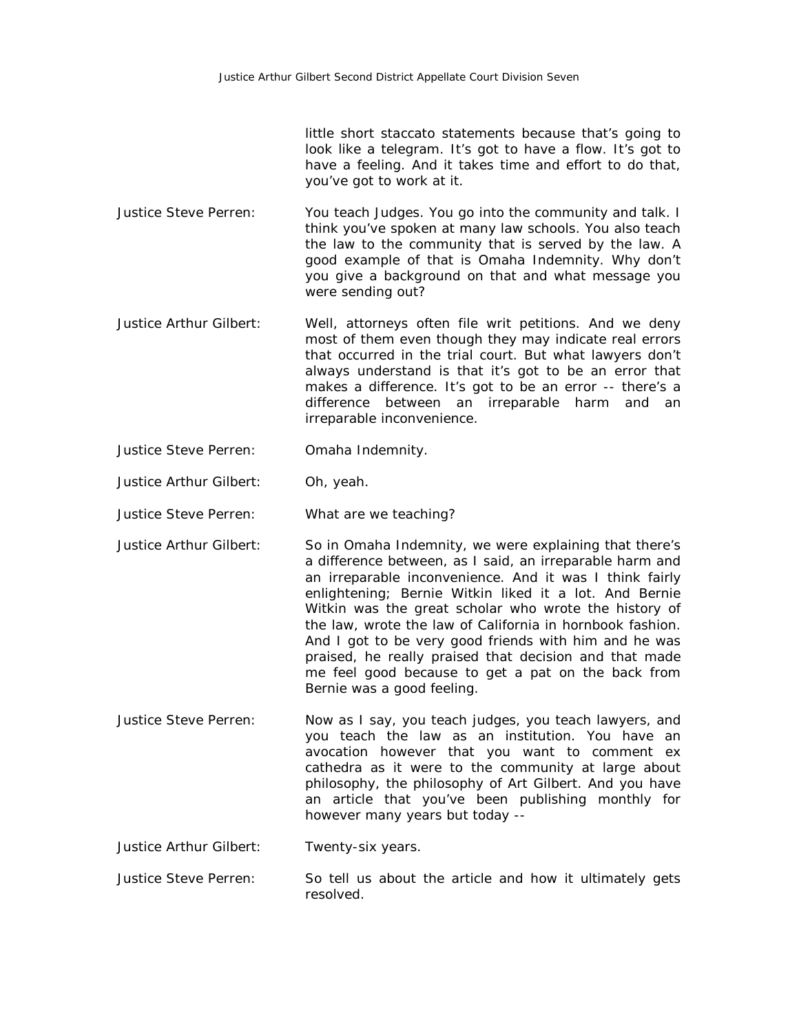little short staccato statements because that's going to look like a telegram. It's got to have a flow. It's got to have a feeling. And it takes time and effort to do that, you've got to work at it.

**Justice Steve Perren:** You teach Judges. You go into the community and talk. I think you've spoken at many law schools. You also teach the law to the community that is served by the law. A good example of that is Omaha Indemnity. Why don't you give a background on that and what message you were sending out?

**Justice Arthur Gilbert:** Well, attorneys often file writ petitions. And we deny most of them even though they may indicate real errors that occurred in the trial court. But what lawyers don't always understand is that it's got to be an error that makes a difference. It's got to be an error -- there's a difference between an irreparable harm and an irreparable inconvenience.

**Justice Steve Perren:** Omaha Indemnity.

**Justice Arthur Gilbert:** Oh, yeah.

**Justice Steve Perren:** What are we teaching?

**Justice Arthur Gilbert:** So in Omaha Indemnity, we were explaining that there's a difference between, as I said, an irreparable harm and an irreparable inconvenience. And it was I think fairly enlightening; Bernie Witkin liked it a lot. And Bernie Witkin was the great scholar who wrote the history of the law, wrote the law of California in hornbook fashion. And I got to be very good friends with him and he was praised, he really praised that decision and that made me feel good because to get a pat on the back from Bernie was a good feeling.

**Justice Steve Perren:** Now as I say, you teach judges, you teach lawyers, and you teach the law as an institution. You have an avocation however that you want to comment ex cathedra as it were to the community at large about philosophy, the philosophy of Art Gilbert. And you have an article that you've been publishing monthly for however many years but today --

**Justice Arthur Gilbert:** Twenty-six years.

**Justice Steve Perren:** So tell us about the article and how it ultimately gets resolved.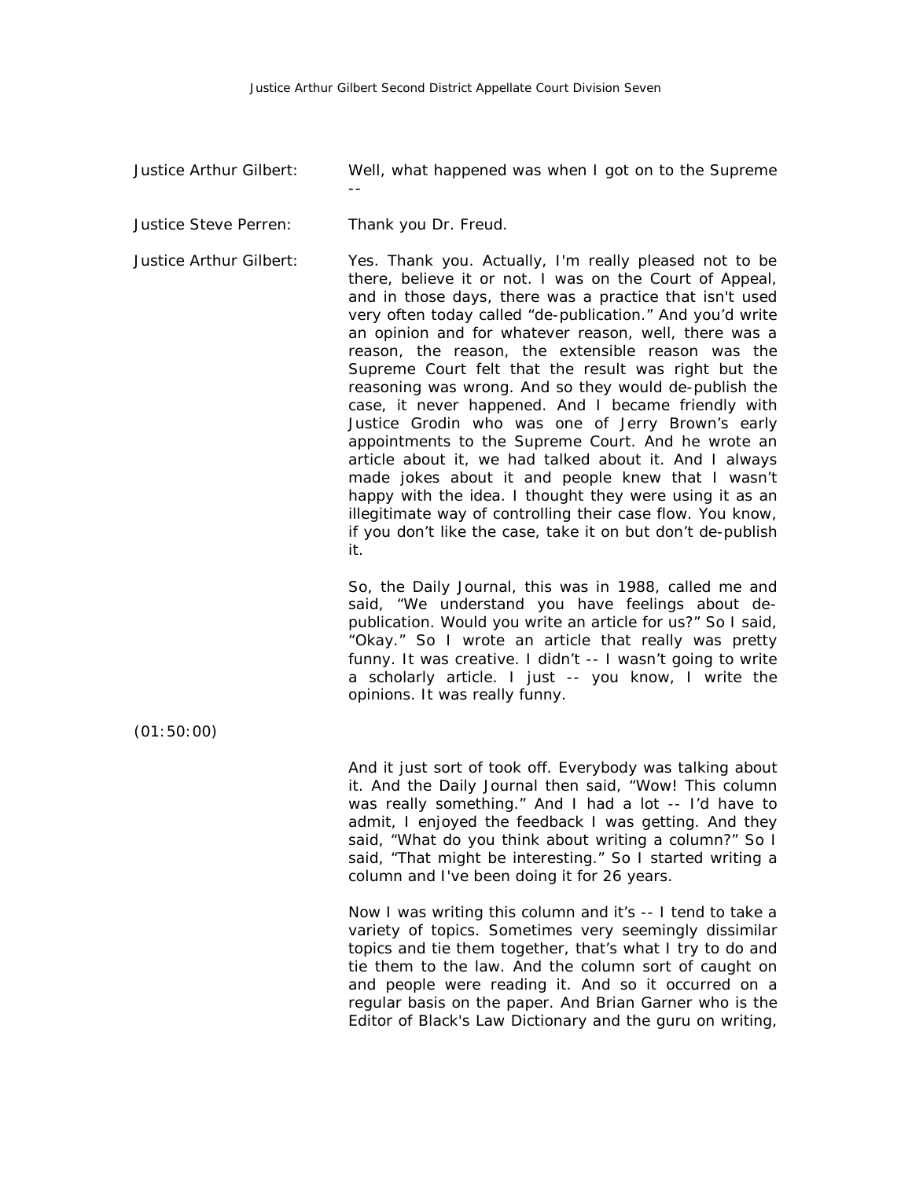Justice Arthur Gilbert: Well, what happened was when I got on to the Supreme --

Justice Steve Perren: Thank you Dr. Freud.

Justice Arthur Gilbert: Yes. Thank you. Actually, I'm really pleased not to be there, believe it or not. I was on the Court of Appeal, and in those days, there was a practice that isn't used very often today called "de-publication." And you'd write an opinion and for whatever reason, well, there was a reason, the reason, the extensible reason was the Supreme Court felt that the result was right but the reasoning was wrong. And so they would de-publish the case, it never happened. And I became friendly with Justice Grodin who was one of Jerry Brown's early appointments to the Supreme Court. And he wrote an article about it, we had talked about it. And I always made jokes about it and people knew that I wasn't happy with the idea. I thought they were using it as an illegitimate way of controlling their case flow. You know, if you don't like the case, take it on but don't de-publish it.

So, the Daily Journal, this was in 1988, called me and said, "We understand you have feelings about de-publication. Would you write an article for us?" So I said, "Okay." So I wrote an article that really was pretty funny. It was creative. I didn't -- I wasn't going to write a scholarly article. I just -- you know, I write the opinions. It was really funny.

(01:50:00)

And it just sort of took off. Everybody was talking about it. And the Daily Journal then said, "Wow! This column was really something." And I had a lot -- I'd have to admit, I enjoyed the feedback I was getting. And they said, "What do you think about writing a column?" So I said, "That might be interesting." So I started writing a column and I've been doing it for 26 years.

Now I was writing this column and it's -- I tend to take a variety of topics. Sometimes very seemingly dissimilar topics and tie them together, that's what I try to do and tie them to the law. And the column sort of caught on and people were reading it. And so it occurred on a regular basis on the paper. And Brian Garner who is the Editor of Black's Law Dictionary and the guru on writing,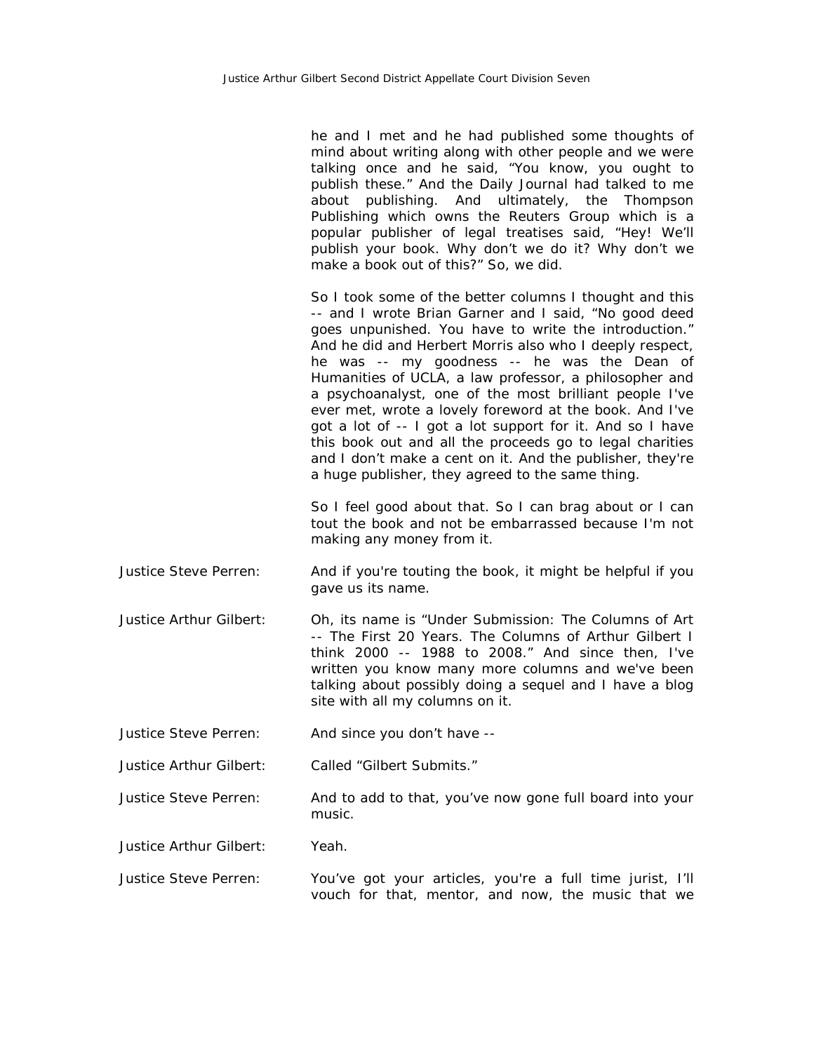he and I met and he had published some thoughts of mind about writing along with other people and we were talking once and he said, "You know, you ought to publish these." And the Daily Journal had talked to me about publishing. And ultimately, the Thompson Publishing which owns the Reuters Group which is a popular publisher of legal treatises said, "Hey! We'll publish your book. Why don't we do it? Why don't we make a book out of this?" So, we did.

So I took some of the better columns I thought and this -- and I wrote Brian Garner and I said, "No good deed goes unpunished. You have to write the introduction." And he did and Herbert Morris also who I deeply respect, he was -- my goodness -- he was the Dean of Humanities of UCLA, a law professor, a philosopher and a psychoanalyst, one of the most brilliant people I've ever met, wrote a lovely foreword at the book. And I've got a lot of -- I got a lot support for it. And so I have this book out and all the proceeds go to legal charities and I don't make a cent on it. And the publisher, they're a huge publisher, they agreed to the same thing.

So I feel good about that. So I can brag about or I can tout the book and not be embarrassed because I'm not making any money from it.

Justice Steve Perren: And if you're touting the book, it might be helpful if you gave us its name.

Justice Arthur Gilbert: Oh, its name is "Under Submission: The Columns of Art -- The First 20 Years. The Columns of Arthur Gilbert I think 2000 -- 1988 to 2008." And since then, I've written you know many more columns and we've been talking about possibly doing a sequel and I have a blog site with all my columns on it.

Justice Steve Perren: And since you don't have --

Justice Arthur Gilbert: Called "Gilbert Submits."

Justice Steve Perren: And to add to that, you've now gone full board into your music.

Justice Arthur Gilbert: Yeah.

Justice Steve Perren: You've got your articles, you're a full time jurist, I'll vouch for that, mentor, and now, the music that we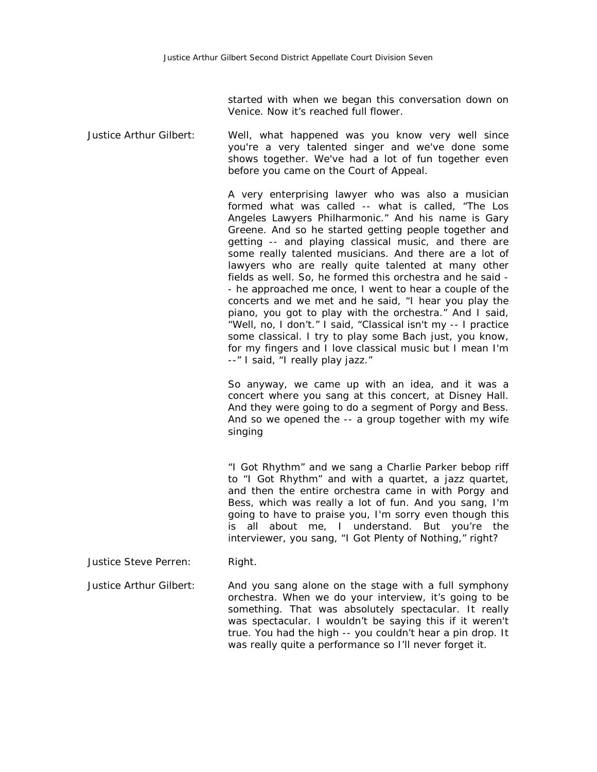started with when we began this conversation down on Venice. Now it's reached full flower.

**Justice Arthur Gilbert:** Well, what happened was you know very well since you're a very talented singer and we've done some shows together. We've had a lot of fun together even before you came on the Court of Appeal.

A very enterprising lawyer who was also a musician formed what was called -- what is called, "The Los Angeles Lawyers Philharmonic." And his name is Gary Greene. And so he started getting people together and getting -- and playing classical music, and there are some really talented musicians. And there are a lot of lawyers who are really quite talented at many other fields as well. So, he formed this orchestra and he said -- he approached me once, I went to hear a couple of the concerts and we met and he said, "I hear you play the piano, you got to play with the orchestra." And I said, "Well, no, I don't." I said, "Classical isn't my -- I practice some classical. I try to play some Bach just, you know, for my fingers and I love classical music but I mean I'm --" I said, "I really play jazz."

So anyway, we came up with an idea, and it was a concert where you sang at this concert, at Disney Hall. And they were going to do a segment of Porgy and Bess. And so we opened the -- a group together with my wife singing

"I Got Rhythm" and we sang a Charlie Parker bebop riff to "I Got Rhythm" and with a quartet, a jazz quartet, and then the entire orchestra came in with Porgy and Bess, which was really a lot of fun. And you sang, I'm going to have to praise you, I'm sorry even though this is all about me, I understand. But you're the interviewer, you sang, "I Got Plenty of Nothing," right?

**Justice Steve Perren:** Right.

**Justice Arthur Gilbert:** And you sang alone on the stage with a full symphony orchestra. When we do your interview, it's going to be something. That was absolutely spectacular. It really was spectacular. I wouldn't be saying this if it weren't true. You had the high -- you couldn't hear a pin drop. It was really quite a performance so I'll never forget it.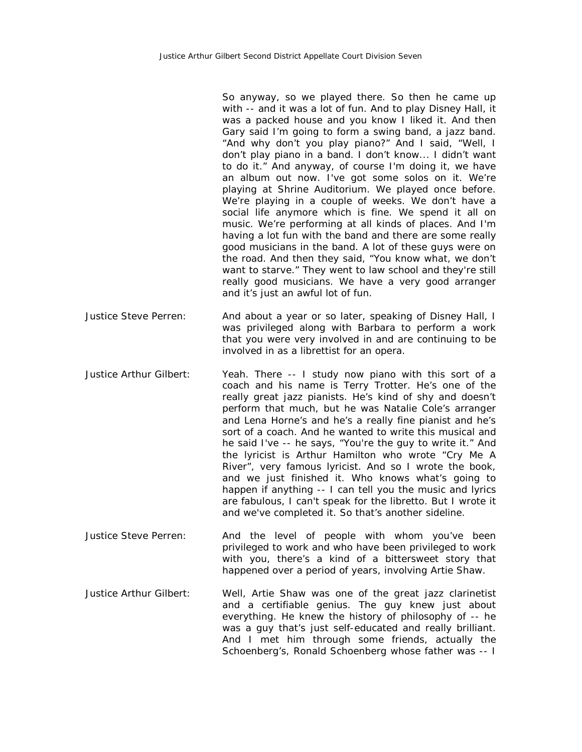So anyway, so we played there. So then he came up with -- and it was a lot of fun. And to play Disney Hall, it was a packed house and you know I liked it. And then Gary said I'm going to form a swing band, a jazz band. "And why don't you play piano?" And I said, "Well, I don't play piano in a band. I don't know... I didn't want to do it." And anyway, of course I'm doing it, we have an album out now. I've got some solos on it. We're playing at Shrine Auditorium. We played once before. We're playing in a couple of weeks. We don't have a social life anymore which is fine. We spend it all on music. We're performing at all kinds of places. And I'm having a lot fun with the band and there are some really good musicians in the band. A lot of these guys were on the road. And then they said, "You know what, we don't want to starve." They went to law school and they're still really good musicians. We have a very good arranger and it's just an awful lot of fun.

Justice Steve Perren: And about a year or so later, speaking of Disney Hall, I was privileged along with Barbara to perform a work that you were very involved in and are continuing to be involved in as a librettist for an opera.

Justice Arthur Gilbert: Yeah. There -- I study now piano with this sort of a coach and his name is Terry Trotter. He's one of the really great jazz pianists. He's kind of shy and doesn't perform that much, but he was Natalie Cole's arranger and Lena Horne's and he's a really fine pianist and he's sort of a coach. And he wanted to write this musical and he said I've -- he says, "You're the guy to write it." And the lyricist is Arthur Hamilton who wrote "Cry Me A River", very famous lyricist. And so I wrote the book, and we just finished it. Who knows what's going to happen if anything -- I can tell you the music and lyrics are fabulous, I can't speak for the libretto. But I wrote it and we've completed it. So that's another sideline.

Justice Steve Perren: And the level of people with whom you've been privileged to work and who have been privileged to work with you, there's a kind of a bittersweet story that happened over a period of years, involving Artie Shaw.

Justice Arthur Gilbert: Well, Artie Shaw was one of the great jazz clarinetist and a certifiable genius. The guy knew just about everything. He knew the history of philosophy of -- he was a guy that's just self-educated and really brilliant. And I met him through some friends, actually the Schoenberg's, Ronald Schoenberg whose father was -- I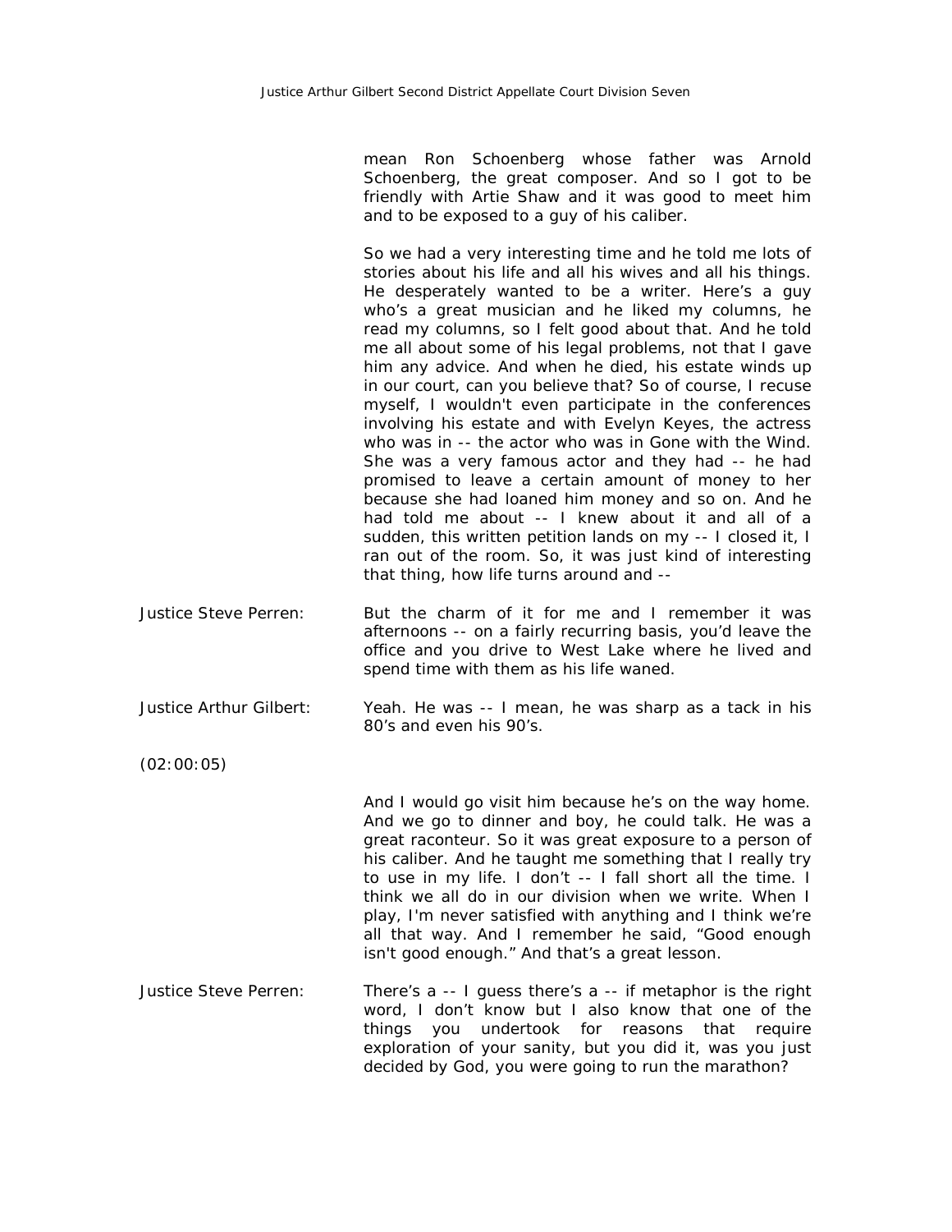mean Ron Schoenberg whose father was Arnold Schoenberg, the great composer. And so I got to be friendly with Artie Shaw and it was good to meet him and to be exposed to a guy of his caliber.

So we had a very interesting time and he told me lots of stories about his life and all his wives and all his things. He desperately wanted to be a writer. Here's a guy who's a great musician and he liked my columns, he read my columns, so I felt good about that. And he told me all about some of his legal problems, not that I gave him any advice. And when he died, his estate winds up in our court, can you believe that? So of course, I recuse myself, I wouldn't even participate in the conferences involving his estate and with Evelyn Keyes, the actress who was in -- the actor who was in Gone with the Wind. She was a very famous actor and they had -- he had promised to leave a certain amount of money to her because she had loaned him money and so on. And he had told me about -- I knew about it and all of a sudden, this written petition lands on my -- I closed it, I ran out of the room. So, it was just kind of interesting that thing, how life turns around and --

Justice Steve Perren: But the charm of it for me and I remember it was afternoons -- on a fairly recurring basis, you'd leave the office and you drive to West Lake where he lived and spend time with them as his life waned.

Justice Arthur Gilbert: Yeah. He was -- I mean, he was sharp as a tack in his 80's and even his 90's.

(02:00:05)

And I would go visit him because he's on the way home. And we go to dinner and boy, he could talk. He was a great raconteur. So it was great exposure to a person of his caliber. And he taught me something that I really try to use in my life. I don't -- I fall short all the time. I think we all do in our division when we write. When I play, I'm never satisfied with anything and I think we're all that way. And I remember he said, "Good enough isn't good enough." And that's a great lesson.

Justice Steve Perren: There's a -- I guess there's a -- if metaphor is the right word, I don't know but I also know that one of the things you undertook for reasons that require exploration of your sanity, but you did it, was you just decided by God, you were going to run the marathon?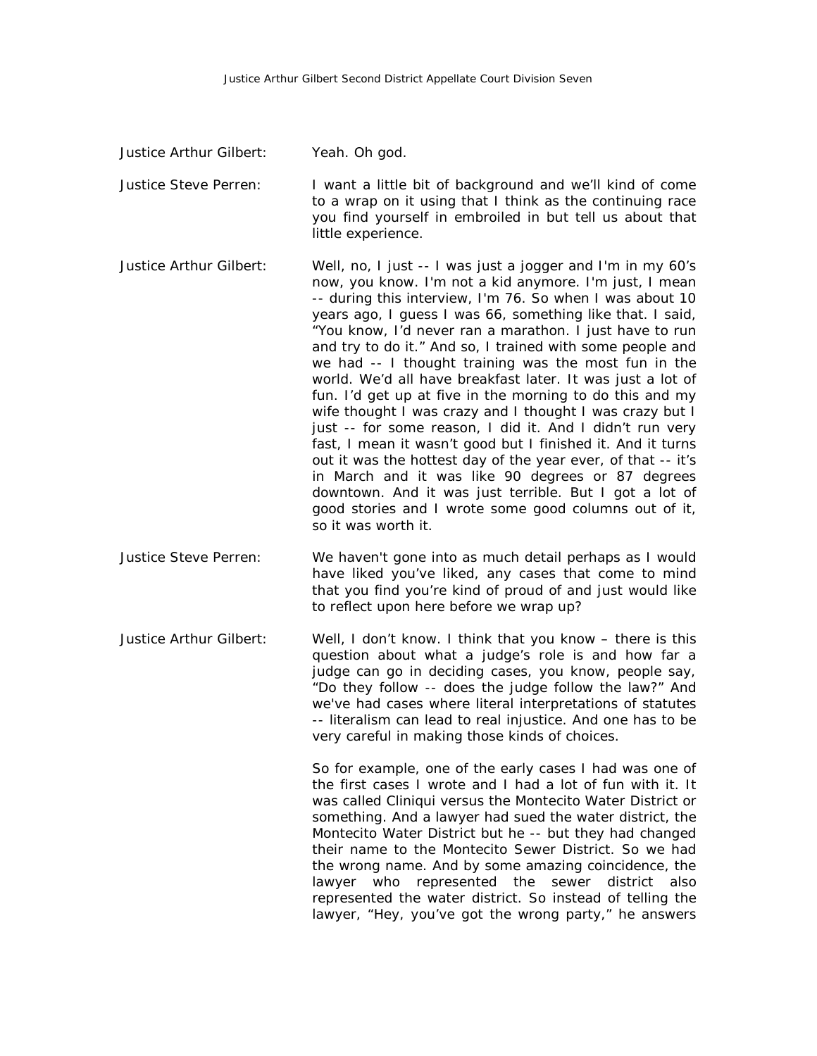Justice Arthur Gilbert: Yeah. Oh god.

Justice Steve Perren: I want a little bit of background and we'll kind of come to a wrap on it using that I think as the continuing race you find yourself in embroiled in but tell us about that little experience.

Justice Arthur Gilbert: Well, no, I just -- I was just a jogger and I'm in my 60's now, you know. I'm not a kid anymore. I'm just, I mean -- during this interview, I'm 76. So when I was about 10 years ago, I guess I was 66, something like that. I said, "You know, I'd never ran a marathon. I just have to run and try to do it." And so, I trained with some people and we had -- I thought training was the most fun in the world. We'd all have breakfast later. It was just a lot of fun. I'd get up at five in the morning to do this and my wife thought I was crazy and I thought I was crazy but I just -- for some reason, I did it. And I didn't run very fast, I mean it wasn't good but I finished it. And it turns out it was the hottest day of the year ever, of that -- it's in March and it was like 90 degrees or 87 degrees downtown. And it was just terrible. But I got a lot of good stories and I wrote some good columns out of it, so it was worth it.

Justice Steve Perren: We haven't gone into as much detail perhaps as I would have liked you've liked, any cases that come to mind that you find you're kind of proud of and just would like to reflect upon here before we wrap up?

Justice Arthur Gilbert: Well, I don't know. I think that you know – there is this question about what a judge's role is and how far a judge can go in deciding cases, you know, people say, "Do they follow -- does the judge follow the law?" And we've had cases where literal interpretations of statutes -- literalism can lead to real injustice. And one has to be very careful in making those kinds of choices.

So for example, one of the early cases I had was one of the first cases I wrote and I had a lot of fun with it. It was called Cliniqui versus the Montecito Water District or something. And a lawyer had sued the water district, the Montecito Water District but he -- but they had changed their name to the Montecito Sewer District. So we had the wrong name. And by some amazing coincidence, the lawyer who represented the sewer district also represented the water district. So instead of telling the lawyer, "Hey, you've got the wrong party," he answers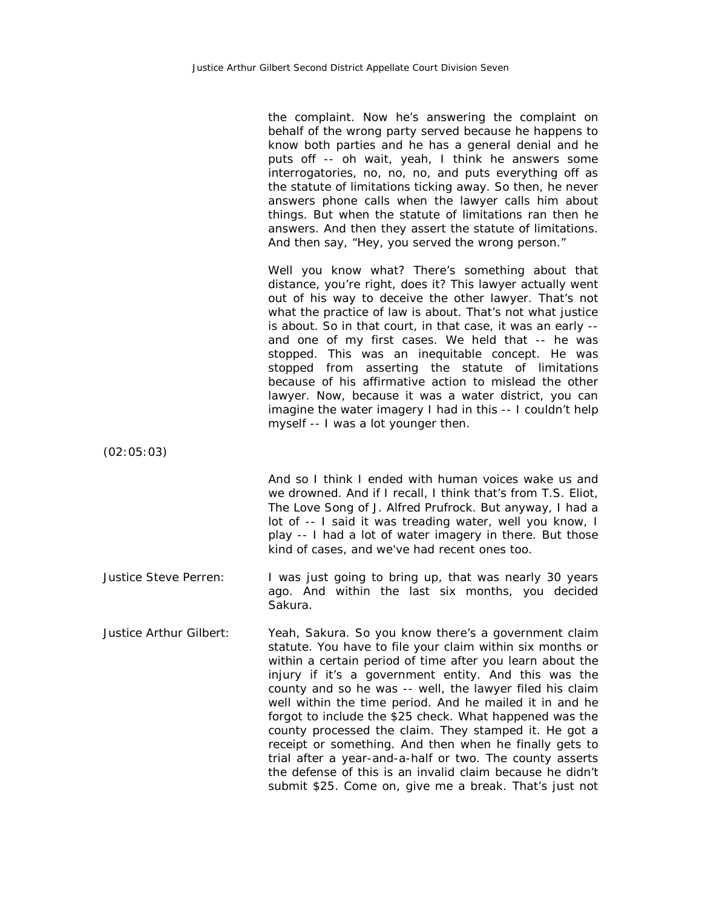the complaint. Now he's answering the complaint on behalf of the wrong party served because he happens to know both parties and he has a general denial and he puts off -- oh wait, yeah, I think he answers some interrogatories, no, no, no, and puts everything off as the statute of limitations ticking away. So then, he never answers phone calls when the lawyer calls him about things. But when the statute of limitations ran then he answers. And then they assert the statute of limitations. And then say, "Hey, you served the wrong person."

Well you know what? There's something about that distance, you're right, does it? This lawyer actually went out of his way to deceive the other lawyer. That's not what the practice of law is about. That's not what justice is about. So in that court, in that case, it was an early -- and one of my first cases. We held that -- he was stopped. This was an inequitable concept. He was stopped from asserting the statute of limitations because of his affirmative action to mislead the other lawyer. Now, because it was a water district, you can imagine the water imagery I had in this -- I couldn't help myself -- I was a lot younger then.

(02:05:03)

And so I think I ended with human voices wake us and we drowned. And if I recall, I think that's from T.S. Eliot, The Love Song of J. Alfred Prufrock. But anyway, I had a lot of -- I said it was treading water, well you know, I play -- I had a lot of water imagery in there. But those kind of cases, and we've had recent ones too.

Justice Steve Perren: I was just going to bring up, that was nearly 30 years ago. And within the last six months, you decided Sakura.

Justice Arthur Gilbert: Yeah, Sakura. So you know there's a government claim statute. You have to file your claim within six months or within a certain period of time after you learn about the injury if it's a government entity. And this was the county and so he was -- well, the lawyer filed his claim well within the time period. And he mailed it in and he forgot to include the $25 check. What happened was the county processed the claim. They stamped it. He got a receipt or something. And then when he finally gets to trial after a year-and-a-half or two. The county asserts the defense of this is an invalid claim because he didn't submit $25. Come on, give me a break. That's just not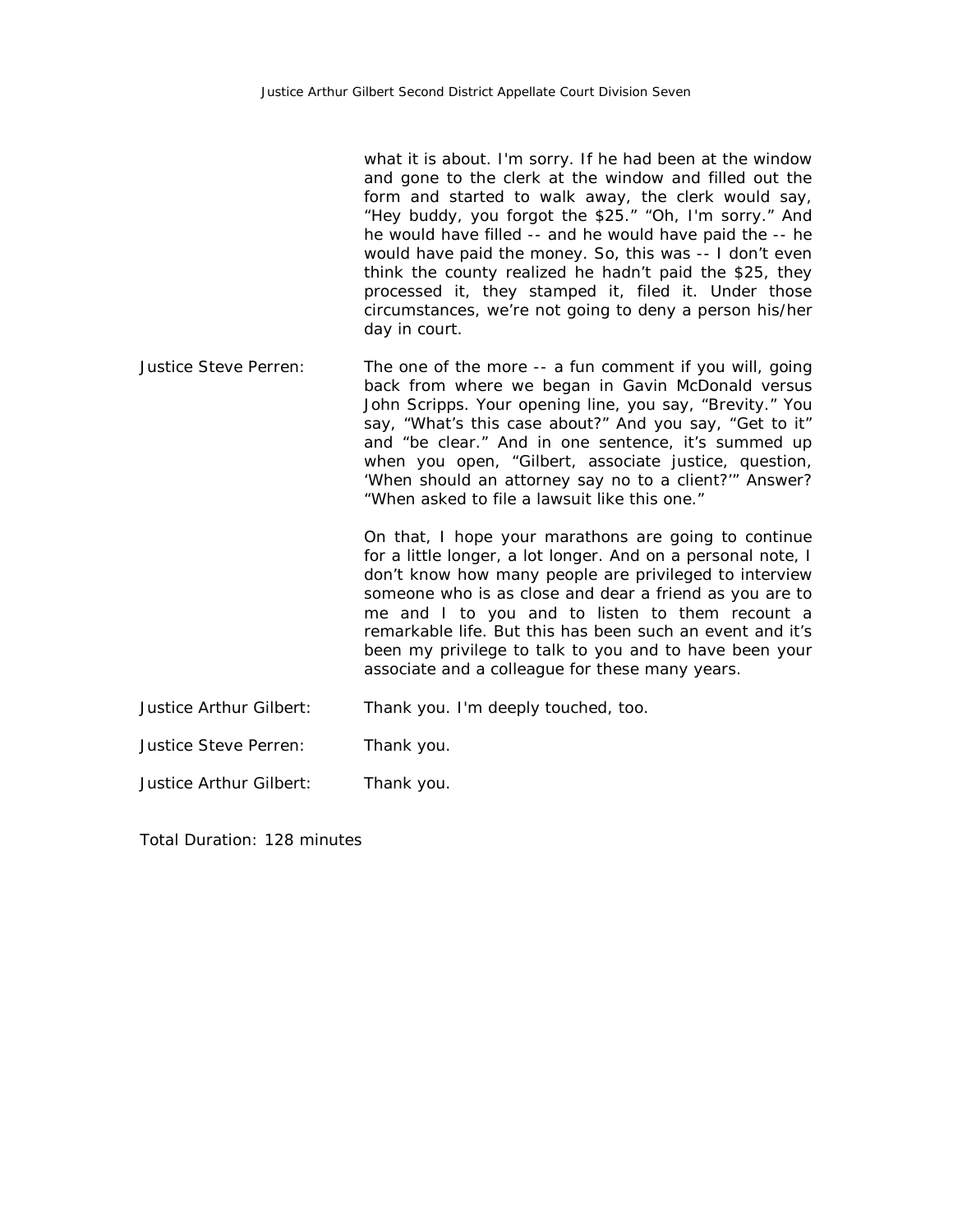what it is about. I'm sorry. If he had been at the window and gone to the clerk at the window and filled out the form and started to walk away, the clerk would say, "Hey buddy, you forgot the $25." "Oh, I'm sorry." And he would have filled -- and he would have paid the -- he would have paid the money. So, this was -- I don't even think the county realized he hadn't paid the $25, they processed it, they stamped it, filed it. Under those circumstances, we're not going to deny a person his/her day in court.

Justice Steve Perren: The one of the more -- a fun comment if you will, going back from where we began in Gavin McDonald versus John Scripps. Your opening line, you say, "Brevity." You say, "What's this case about?" And you say, "Get to it" and "be clear." And in one sentence, it's summed up when you open, "Gilbert, associate justice, question, 'When should an attorney say no to a client?'" Answer? "When asked to file a lawsuit like this one."

On that, I hope your marathons are going to continue for a little longer, a lot longer. And on a personal note, I don't know how many people are privileged to interview someone who is as close and dear a friend as you are to me and I to you and to listen to them recount a remarkable life. But this has been such an event and it's been my privilege to talk to you and to have been your associate and a colleague for these many years.

Justice Arthur Gilbert: Thank you. I'm deeply touched, too.

Justice Steve Perren: Thank you.

Justice Arthur Gilbert: Thank you.

Total Duration: 128 minutes